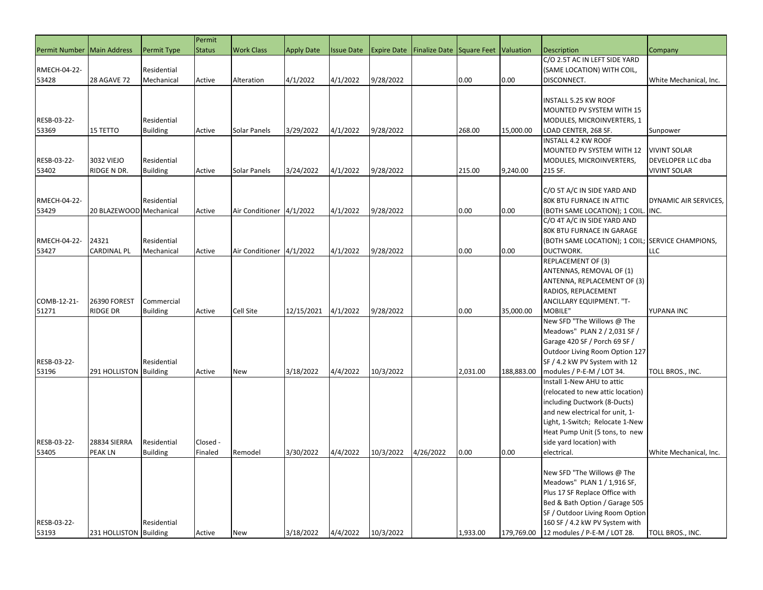| Permit Number | Main Address | Permit Type | Permit Status | Work Class | Apply Date | Issue Date | Expire Date | Finalize Date | Square Feet | Valuation | Description | Company |
|---|---|---|---|---|---|---|---|---|---|---|---|---|
| RMECH-04-22-53428 | 28 AGAVE 72 | Residential Mechanical | Active | Alteration | 4/1/2022 | 4/1/2022 | 9/28/2022 | | 0.00 | 0.00 | C/O 2.5T AC IN LEFT SIDE YARD (SAME LOCATION) WITH COIL, DISCONNECT. | White Mechanical, Inc. |
| RESB-03-22-53369 | 15 TETTO | Residential Building | Active | Solar Panels | 3/29/2022 | 4/1/2022 | 9/28/2022 | | 268.00 | 15,000.00 | INSTALL 5.25 KW ROOF MOUNTED PV SYSTEM WITH 15 MODULES, MICROINVERTERS, 1 LOAD CENTER, 268 SF. | Sunpower |
| RESB-03-22-53402 | 3032 VIEJO RIDGE N DR. | Residential Building | Active | Solar Panels | 3/24/2022 | 4/1/2022 | 9/28/2022 | | 215.00 | 9,240.00 | INSTALL 4.2 KW ROOF MOUNTED PV SYSTEM WITH 12 MODULES, MICROINVERTERS, 215 SF. | VIVINT SOLAR DEVELOPER LLC dba VIVINT SOLAR |
| RMECH-04-22-53429 | 20 BLAZEWOOD | Residential Mechanical | Active | Air Conditioner | 4/1/2022 | 4/1/2022 | 9/28/2022 | | 0.00 | 0.00 | C/O 5T A/C IN SIDE YARD AND 80K BTU FURNACE IN ATTIC (BOTH SAME LOCATION); 1 COIL. | DYNAMIC AIR SERVICES, INC. |
| RMECH-04-22-53427 | 24321 CARDINAL PL | Residential Mechanical | Active | Air Conditioner | 4/1/2022 | 4/1/2022 | 9/28/2022 | | 0.00 | 0.00 | C/O 4T A/C IN SIDE YARD AND 80K BTU FURNACE IN GARAGE (BOTH SAME LOCATION); 1 COIL; DUCTWORK. | SERVICE CHAMPIONS, LLC |
| COMB-12-21-51271 | 26390 FOREST RIDGE DR | Commercial Building | Active | Cell Site | 12/15/2021 | 4/1/2022 | 9/28/2022 | | 0.00 | 35,000.00 | REPLACEMENT OF (3) ANTENNAS, REMOVAL OF (1) ANTENNA, REPLACEMENT OF (3) RADIOS, REPLACEMENT ANCILLARY EQUIPMENT. "T-MOBILE" | YUPANA INC |
| RESB-03-22-53196 | 291 HOLLISTON | Residential Building | Active | New | 3/18/2022 | 4/4/2022 | 10/3/2022 | | 2,031.00 | 188,883.00 | New SFD "The Willows @ The Meadows" PLAN 2 / 2,031 SF / Garage 420 SF / Porch 69 SF / Outdoor Living Room Option 127 SF / 4.2 kW PV System with 12 modules / P-E-M / LOT 34. | TOLL BROS., INC. |
| RESB-03-22-53405 | 28834 SIERRA PEAK LN | Residential Building | Closed - Finaled | Remodel | 3/30/2022 | 4/4/2022 | 10/3/2022 | 4/26/2022 | 0.00 | 0.00 | Install 1-New AHU to attic (relocated to new attic location) including Ductwork (8-Ducts) and new electrical for unit, 1-Light, 1-Switch; Relocate 1-New Heat Pump Unit (5 tons, to new side yard location) with electrical. | White Mechanical, Inc. |
| RESB-03-22-53193 | 231 HOLLISTON | Residential Building | Active | New | 3/18/2022 | 4/4/2022 | 10/3/2022 | | 1,933.00 | 179,769.00 | New SFD "The Willows @ The Meadows" PLAN 1 / 1,916 SF, Plus 17 SF Replace Office with Bed & Bath Option / Garage 505 SF / Outdoor Living Room Option 160 SF / 4.2 kW PV System with 12 modules / P-E-M / LOT 28. | TOLL BROS., INC. |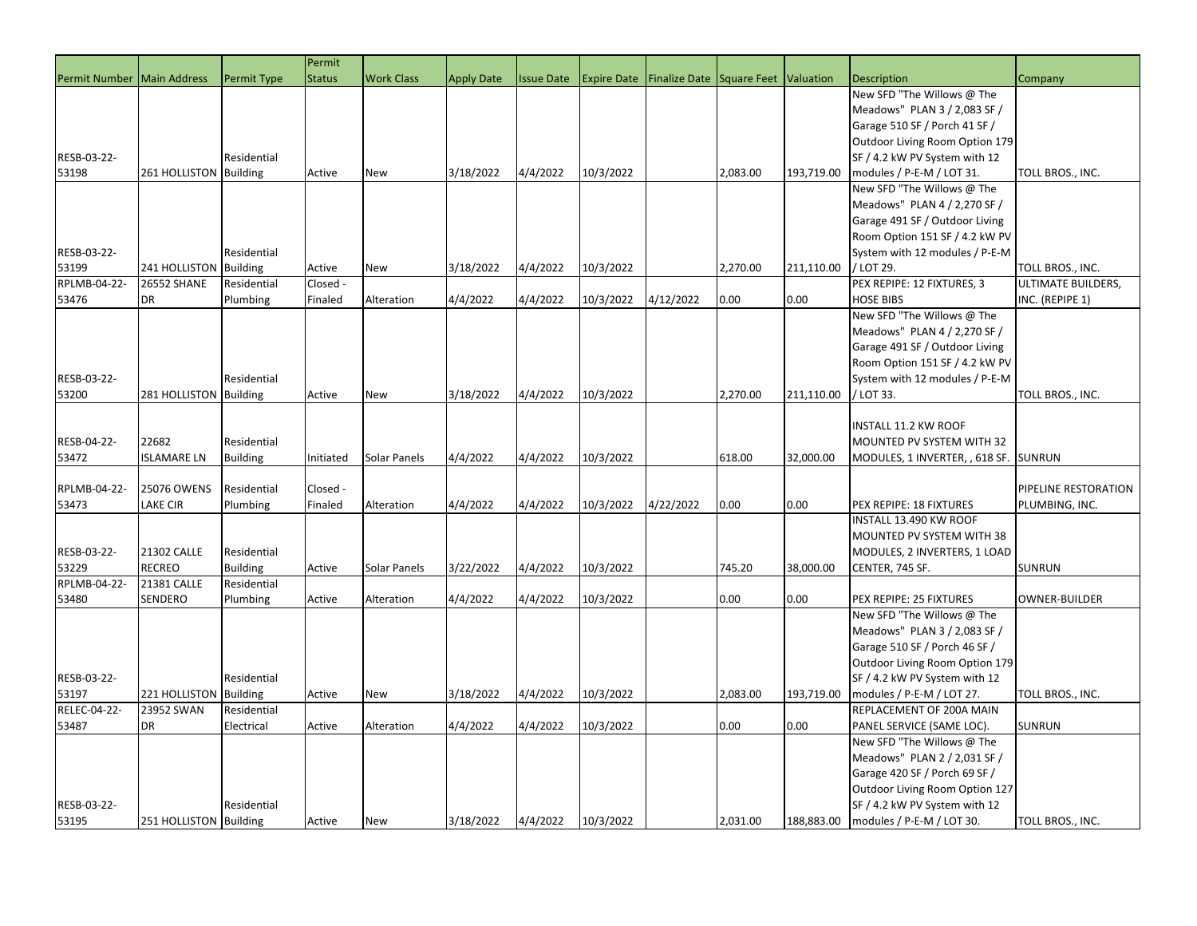| Permit Number | Main Address | Permit Type | Permit Status | Work Class | Apply Date | Issue Date | Expire Date | Finalize Date | Square Feet | Valuation | Description | Company |
|---|---|---|---|---|---|---|---|---|---|---|---|---|
| RESB-03-22-53198 | 261 HOLLISTON | Residential Building | Active | New | 3/18/2022 | 4/4/2022 | 10/3/2022 | | 2,083.00 | 193,719.00 | New SFD "The Willows @ The Meadows" PLAN 3 / 2,083 SF / Garage 510 SF / Porch 41 SF / Outdoor Living Room Option 179 SF / 4.2 kW PV System with 12 modules / P-E-M / LOT 31. | TOLL BROS., INC. |
| RESB-03-22-53199 | 241 HOLLISTON | Residential Building | Active | New | 3/18/2022 | 4/4/2022 | 10/3/2022 | | 2,270.00 | 211,110.00 | New SFD "The Willows @ The Meadows" PLAN 4 / 2,270 SF / Garage 491 SF / Outdoor Living Room Option 151 SF / 4.2 kW PV System with 12 modules / P-E-M / LOT 29. | TOLL BROS., INC. |
| RPLMB-04-22-53476 | 26552 SHANE DR | Residential Plumbing | Closed - Finaled | Alteration | 4/4/2022 | 4/4/2022 | 10/3/2022 | 4/12/2022 | 0.00 | 0.00 | PEX REPIPE: 12 FIXTURES, 3 HOSE BIBS | ULTIMATE BUILDERS, INC. (REPIPE 1) |
| RESB-03-22-53200 | 281 HOLLISTON | Residential Building | Active | New | 3/18/2022 | 4/4/2022 | 10/3/2022 | | 2,270.00 | 211,110.00 | New SFD "The Willows @ The Meadows" PLAN 4 / 2,270 SF / Garage 491 SF / Outdoor Living Room Option 151 SF / 4.2 kW PV System with 12 modules / P-E-M / LOT 33. | TOLL BROS., INC. |
| RESB-04-22-53472 | 22682 ISLAMARE LN | Residential Building | Initiated | Solar Panels | 4/4/2022 | 4/4/2022 | 10/3/2022 | | 618.00 | 32,000.00 | INSTALL 11.2 KW ROOF MOUNTED PV SYSTEM WITH 32 MODULES, 1 INVERTER, , 618 SF. | SUNRUN |
| RPLMB-04-22-53473 | 25076 OWENS LAKE CIR | Residential Plumbing | Closed - Finaled | Alteration | 4/4/2022 | 4/4/2022 | 10/3/2022 | 4/22/2022 | 0.00 | 0.00 | PEX REPIPE: 18 FIXTURES | PIPELINE RESTORATION PLUMBING, INC. |
| RESB-03-22-53229 | 21302 CALLE RECREO | Residential Building | Active | Solar Panels | 3/22/2022 | 4/4/2022 | 10/3/2022 | | 745.20 | 38,000.00 | INSTALL 13.490 KW ROOF MOUNTED PV SYSTEM WITH 38 MODULES, 2 INVERTERS, 1 LOAD CENTER, 745 SF. | SUNRUN |
| RPLMB-04-22-53480 | 21381 CALLE SENDERO | Residential Plumbing | Active | Alteration | 4/4/2022 | 4/4/2022 | 10/3/2022 | | 0.00 | 0.00 | PEX REPIPE: 25 FIXTURES | OWNER-BUILDER |
| RESB-03-22-53197 | 221 HOLLISTON | Residential Building | Active | New | 3/18/2022 | 4/4/2022 | 10/3/2022 | | 2,083.00 | 193,719.00 | New SFD "The Willows @ The Meadows" PLAN 3 / 2,083 SF / Garage 510 SF / Porch 46 SF / Outdoor Living Room Option 179 SF / 4.2 kW PV System with 12 modules / P-E-M / LOT 27. | TOLL BROS., INC. |
| RELEC-04-22-53487 | 23952 SWAN DR | Residential Electrical | Active | Alteration | 4/4/2022 | 4/4/2022 | 10/3/2022 | | 0.00 | 0.00 | REPLACEMENT OF 200A MAIN PANEL SERVICE (SAME LOC). | SUNRUN |
| RESB-03-22-53195 | 251 HOLLISTON | Residential Building | Active | New | 3/18/2022 | 4/4/2022 | 10/3/2022 | | 2,031.00 | 188,883.00 | New SFD "The Willows @ The Meadows" PLAN 2 / 2,031 SF / Garage 420 SF / Porch 69 SF / Outdoor Living Room Option 127 SF / 4.2 kW PV System with 12 modules / P-E-M / LOT 30. | TOLL BROS., INC. |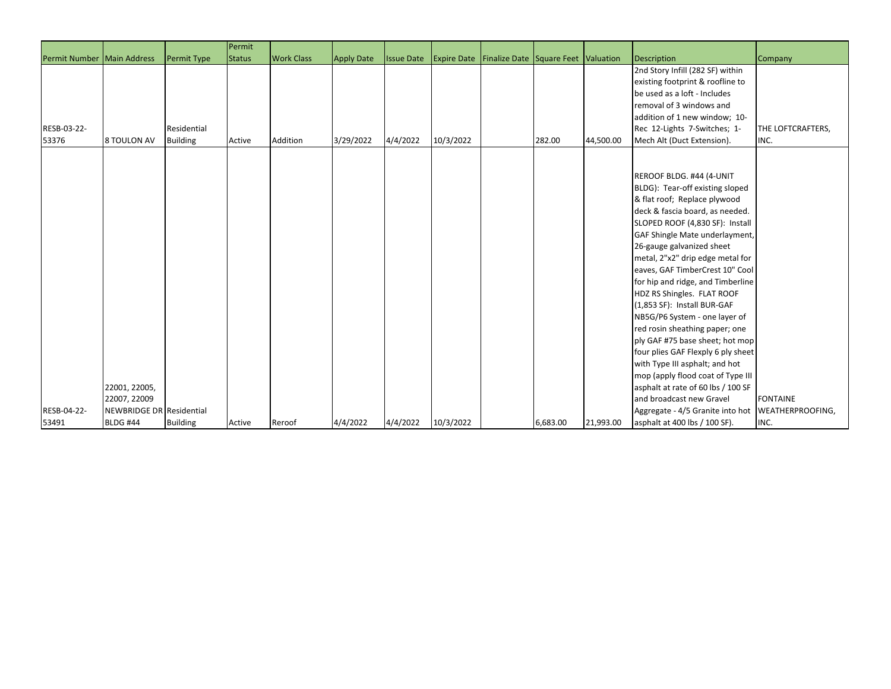| Permit Number | Main Address | Permit Type | Permit Status | Work Class | Apply Date | Issue Date | Expire Date | Finalize Date | Square Feet | Valuation | Description | Company |
|---|---|---|---|---|---|---|---|---|---|---|---|---|
| RESB-03-22-53376 | 8 TOULON AV | Residential Building | Active | Addition | 3/29/2022 | 4/4/2022 | 10/3/2022 | | 282.00 | 44,500.00 | 2nd Story Infill (282 SF) within existing footprint & roofline to be used as a loft - Includes removal of 3 windows and addition of 1 new window; 10-Rec 12-Lights 7-Switches; 1-Mech Alt (Duct Extension). | THE LOFTCRAFTERS, INC. |
| RESB-04-22-53491 | 22001, 22005, 22007, 22009 NEWBRIDGE DR BLDG #44 | Residential Building | Active | Reroof | 4/4/2022 | 4/4/2022 | 10/3/2022 | | 6,683.00 | 21,993.00 | REROOF BLDG. #44 (4-UNIT BLDG): Tear-off existing sloped & flat roof; Replace plywood deck & fascia board, as needed. SLOPED ROOF (4,830 SF): Install GAF Shingle Mate underlayment, 26-gauge galvanized sheet metal, 2"x2" drip edge metal for eaves, GAF TimberCrest 10" Cool for hip and ridge, and Timberline HDZ RS Shingles. FLAT ROOF (1,853 SF): Install BUR-GAF NB5G/P6 System - one layer of red rosin sheathing paper; one ply GAF #75 base sheet; hot mop four plies GAF Flexply 6 ply sheet with Type III asphalt; and hot mop (apply flood coat of Type III asphalt at rate of 60 lbs / 100 SF and broadcast new Gravel Aggregate - 4/5 Granite into hot asphalt at 400 lbs / 100 SF). | FONTAINE WEATHERPROOFING, INC. |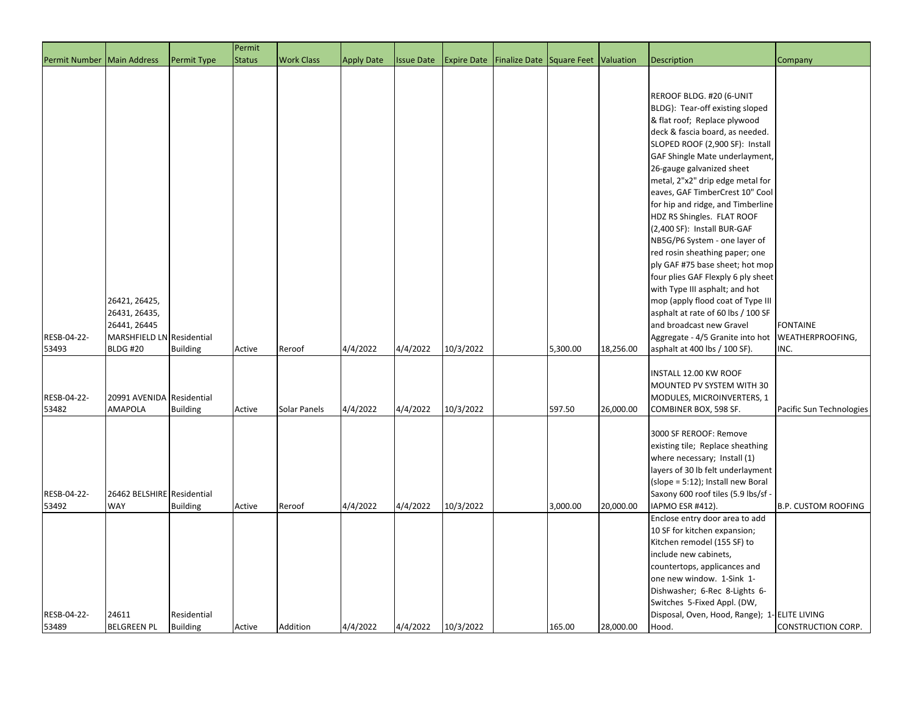| Permit Number | Main Address | Permit Type | Permit Status | Work Class | Apply Date | Issue Date | Expire Date | Finalize Date | Square Feet | Valuation | Description | Company |
|---|---|---|---|---|---|---|---|---|---|---|---|---|
| RESB-04-22-53493 | 26421, 26425, 26431, 26435, 26441, 26445 MARSHFIELD LN BLDG #20 | Residential Building | Active | Reroof | 4/4/2022 | 4/4/2022 | 10/3/2022 | | 5,300.00 | 18,256.00 | REROOF BLDG. #20 (6-UNIT BLDG): Tear-off existing sloped & flat roof; Replace plywood deck & fascia board, as needed. SLOPED ROOF (2,900 SF): Install GAF Shingle Mate underlayment, 26-gauge galvanized sheet metal, 2"x2" drip edge metal for eaves, GAF TimberCrest 10" Cool for hip and ridge, and Timberline HDZ RS Shingles. FLAT ROOF (2,400 SF): Install BUR-GAF NB5G/P6 System - one layer of red rosin sheathing paper; one ply GAF #75 base sheet; hot mop four plies GAF Flexply 6 ply sheet with Type III asphalt; and hot mop (apply flood coat of Type III asphalt at rate of 60 lbs / 100 SF and broadcast new Gravel Aggregate - 4/5 Granite into hot asphalt at 400 lbs / 100 SF). | FONTAINE WEATHERPROOFING, INC. |
| RESB-04-22-53482 | 20991 AVENIDA AMAPOLA | Residential Building | Active | Solar Panels | 4/4/2022 | 4/4/2022 | 10/3/2022 | | 597.50 | 26,000.00 | INSTALL 12.00 KW ROOF MOUNTED PV SYSTEM WITH 30 MODULES, MICROINVERTERS, 1 COMBINER BOX, 598 SF. | Pacific Sun Technologies |
| RESB-04-22-53492 | 26462 BELSHIRE WAY | Residential Building | Active | Reroof | 4/4/2022 | 4/4/2022 | 10/3/2022 | | 3,000.00 | 20,000.00 | 3000 SF REROOF: Remove existing tile; Replace sheathing where necessary; Install (1) layers of 30 lb felt underlayment (slope = 5:12); Install new Boral Saxony 600 roof tiles (5.9 lbs/sf - IAPMO ESR #412). | B.P. CUSTOM ROOFING |
| RESB-04-22-53489 | 24611 BELGREEN PL | Residential Building | Active | Addition | 4/4/2022 | 4/4/2022 | 10/3/2022 | | 165.00 | 28,000.00 | Enclose entry door area to add 10 SF for kitchen expansion; Kitchen remodel (155 SF) to include new cabinets, countertops, applicances and one new window. 1-Sink 1-Dishwasher; 6-Rec 8-Lights 6-Switches 5-Fixed Appl. (DW, Disposal, Oven, Hood, Range); 1-Hood. | ELITE LIVING CONSTRUCTION CORP. |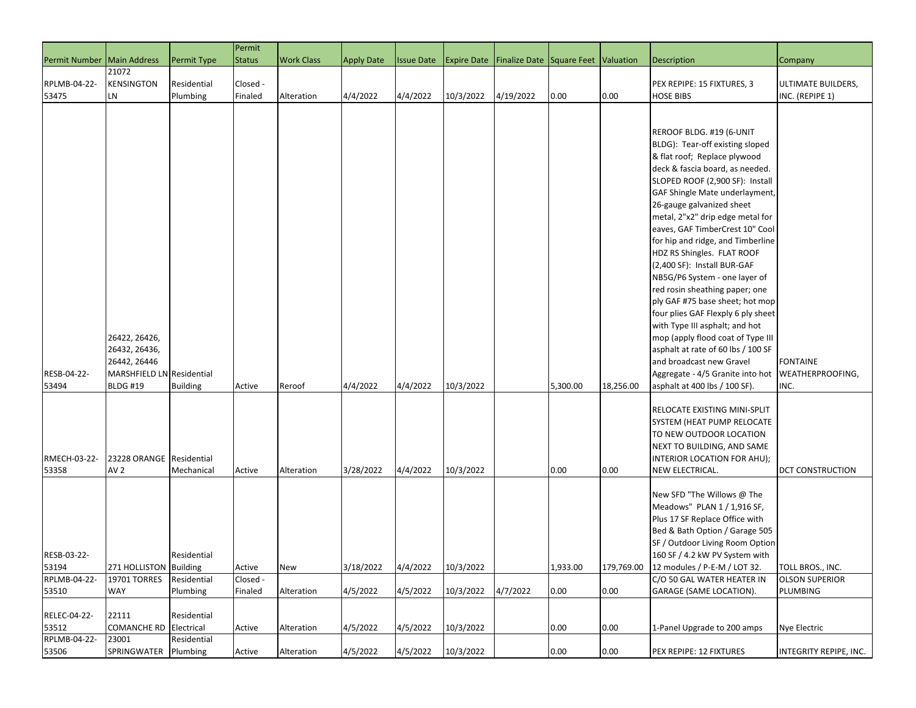| Permit Number | Main Address | Permit Type | Permit Status | Work Class | Apply Date | Issue Date | Expire Date | Finalize Date | Square Feet | Valuation | Description | Company |
|---|---|---|---|---|---|---|---|---|---|---|---|---|
| RPLMB-04-22-53475 | 21072 KENSINGTON LN | Residential Plumbing | Closed - Finaled | Alteration | 4/4/2022 | 4/4/2022 | 10/3/2022 | 4/19/2022 | 0.00 | 0.00 | PEX REPIPE: 15 FIXTURES, 3 HOSE BIBS | ULTIMATE BUILDERS, INC. (REPIPE 1) |
| RESB-04-22-53494 | 26422, 26426, 26432, 26436, 26442, 26446 MARSHFIELD LN BLDG #19 | Residential Building | Active | Reroof | 4/4/2022 | 4/4/2022 | 10/3/2022 | | 5,300.00 | 18,256.00 | REROOF BLDG. #19 (6-UNIT BLDG): Tear-off existing sloped & flat roof; Replace plywood deck & fascia board, as needed. SLOPED ROOF (2,900 SF): Install GAF Shingle Mate underlayment, 26-gauge galvanized sheet metal, 2"x2" drip edge metal for eaves, GAF TimberCrest 10" Cool for hip and ridge, and Timberline HDZ RS Shingles. FLAT ROOF (2,400 SF): Install BUR-GAF NB5G/P6 System - one layer of red rosin sheathing paper; one ply GAF #75 base sheet; hot mop four plies GAF Flexply 6 ply sheet with Type III asphalt; and hot mop (apply flood coat of Type III asphalt at rate of 60 lbs / 100 SF and broadcast new Gravel Aggregate - 4/5 Granite into hot asphalt at 400 lbs / 100 SF). | FONTAINE WEATHERPROOFING, INC. |
| RMECH-03-22-53358 | 23228 ORANGE AV 2 | Residential Mechanical | Active | Alteration | 3/28/2022 | 4/4/2022 | 10/3/2022 | | 0.00 | 0.00 | RELOCATE EXISTING MINI-SPLIT SYSTEM (HEAT PUMP RELOCATE TO NEW OUTDOOR LOCATION NEXT TO BUILDING, AND SAME INTERIOR LOCATION FOR AHU); NEW ELECTRICAL. | DCT CONSTRUCTION |
| RESB-03-22-53194 | 271 HOLLISTON | Residential Building | Active | New | 3/18/2022 | 4/4/2022 | 10/3/2022 | | 1,933.00 | 179,769.00 | New SFD "The Willows @ The Meadows" PLAN 1 / 1,916 SF, Plus 17 SF Replace Office with Bed & Bath Option / Garage 505 SF / Outdoor Living Room Option 160 SF / 4.2 kW PV System with 12 modules / P-E-M / LOT 32. | TOLL BROS., INC. |
| RPLMB-04-22-53510 | 19701 TORRES WAY | Residential Plumbing | Closed - Finaled | Alteration | 4/5/2022 | 4/5/2022 | 10/3/2022 | 4/7/2022 | 0.00 | 0.00 | C/O 50 GAL WATER HEATER IN GARAGE (SAME LOCATION). | OLSON SUPERIOR PLUMBING |
| RELEC-04-22-53512 | 22111 COMANCHE RD | Residential Electrical | Active | Alteration | 4/5/2022 | 4/5/2022 | 10/3/2022 | | 0.00 | 0.00 | 1-Panel Upgrade to 200 amps | Nye Electric |
| RPLMB-04-22-53506 | 23001 SPRINGWATER | Residential Plumbing | Active | Alteration | 4/5/2022 | 4/5/2022 | 10/3/2022 | | 0.00 | 0.00 | PEX REPIPE: 12 FIXTURES | INTEGRITY REPIPE, INC. |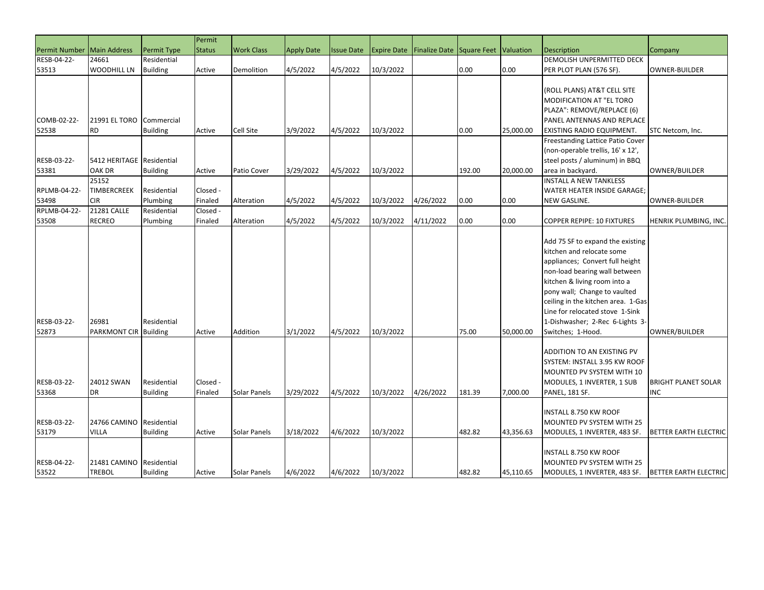| Permit Number | Main Address | Permit Type | Permit Status | Work Class | Apply Date | Issue Date | Expire Date | Finalize Date | Square Feet | Valuation | Description | Company |
|---|---|---|---|---|---|---|---|---|---|---|---|---|
| RESB-04-22-53513 | 24661 WOODHILL LN | Residential Building | Active | Demolition | 4/5/2022 | 4/5/2022 | 10/3/2022 | | 0.00 | 0.00 | DEMOLISH UNPERMITTED DECK PER PLOT PLAN (576 SF). | OWNER-BUILDER |
| COMB-02-22-52538 | 21991 EL TORO RD | Commercial Building | Active | Cell Site | 3/9/2022 | 4/5/2022 | 10/3/2022 | | 0.00 | 25,000.00 | (ROLL PLANS) AT&T CELL SITE MODIFICATION AT "EL TORO PLAZA": REMOVE/REPLACE (6) PANEL ANTENNAS AND REPLACE EXISTING RADIO EQUIPMENT. | STC Netcom, Inc. |
| RESB-03-22-53381 | 5412 HERITAGE OAK DR | Residential Building | Active | Patio Cover | 3/29/2022 | 4/5/2022 | 10/3/2022 | | 192.00 | 20,000.00 | Freestanding Lattice Patio Cover (non-operable trellis, 16' x 12', steel posts / aluminum) in BBQ area in backyard. | OWNER/BUILDER |
| RPLMB-04-22-53498 | 25152 TIMBERCREEK CIR | Residential Plumbing | Closed - Finaled | Alteration | 4/5/2022 | 4/5/2022 | 10/3/2022 | 4/26/2022 | 0.00 | 0.00 | INSTALL A NEW TANKLESS WATER HEATER INSIDE GARAGE; NEW GASLINE. | OWNER-BUILDER |
| RPLMB-04-22-53508 | 21281 CALLE RECREO | Residential Plumbing | Closed - Finaled | Alteration | 4/5/2022 | 4/5/2022 | 10/3/2022 | 4/11/2022 | 0.00 | 0.00 | COPPER REPIPE: 10 FIXTURES | HENRIK PLUMBING, INC. |
| RESB-03-22-52873 | 26981 PARKMONT CIR | Residential Building | Active | Addition | 3/1/2022 | 4/5/2022 | 10/3/2022 | | 75.00 | 50,000.00 | Add 75 SF to expand the existing kitchen and relocate some appliances; Convert full height non-load bearing wall between kitchen & living room into a pony wall; Change to vaulted ceiling in the kitchen area. 1-Gas Line for relocated stove 1-Sink 1-Dishwasher; 2-Rec 6-Lights 3-Switches; 1-Hood. | OWNER/BUILDER |
| RESB-03-22-53368 | 24012 SWAN DR | Residential Building | Closed - Finaled | Solar Panels | 3/29/2022 | 4/5/2022 | 10/3/2022 | 4/26/2022 | 181.39 | 7,000.00 | ADDITION TO AN EXISTING PV SYSTEM: INSTALL 3.95 KW ROOF MOUNTED PV SYSTEM WITH 10 MODULES, 1 INVERTER, 1 SUB PANEL, 181 SF. | BRIGHT PLANET SOLAR INC |
| RESB-03-22-53179 | 24766 CAMINO VILLA | Residential Building | Active | Solar Panels | 3/18/2022 | 4/6/2022 | 10/3/2022 | | 482.82 | 43,356.63 | INSTALL 8.750 KW ROOF MOUNTED PV SYSTEM WITH 25 MODULES, 1 INVERTER, 483 SF. | BETTER EARTH ELECTRIC |
| RESB-04-22-53522 | 21481 CAMINO TREBOL | Residential Building | Active | Solar Panels | 4/6/2022 | 4/6/2022 | 10/3/2022 | | 482.82 | 45,110.65 | INSTALL 8.750 KW ROOF MOUNTED PV SYSTEM WITH 25 MODULES, 1 INVERTER, 483 SF. | BETTER EARTH ELECTRIC |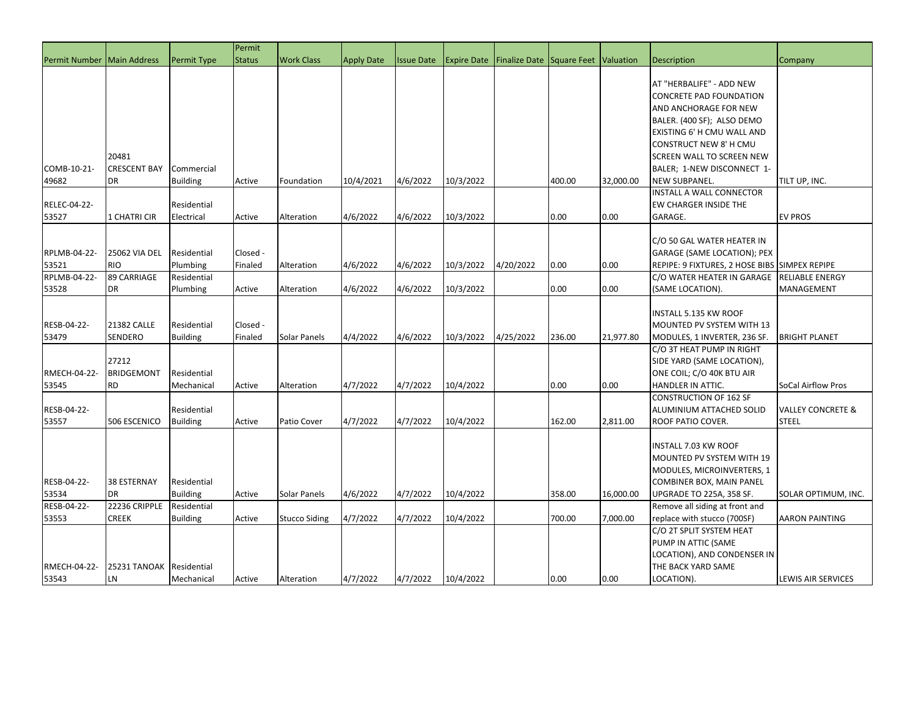| Permit Number | Main Address | Permit Type | Permit Status | Work Class | Apply Date | Issue Date | Expire Date | Finalize Date | Square Feet | Valuation | Description | Company |
|---|---|---|---|---|---|---|---|---|---|---|---|---|
| COMB-10-21-49682 | 20481 CRESCENT BAY DR | Commercial Building | Active | Foundation | 10/4/2021 | 4/6/2022 | 10/3/2022 | | 400.00 | 32,000.00 | AT "HERBALIFE" - ADD NEW CONCRETE PAD FOUNDATION AND ANCHORAGE FOR NEW BALER. (400 SF); ALSO DEMO EXISTING 6' H CMU WALL AND CONSTRUCT NEW 8' H CMU SCREEN WALL TO SCREEN NEW BALER; 1-NEW DISCONNECT 1-NEW SUBPANEL. | TILT UP, INC. |
| RELEC-04-22-53527 | 1 CHATRI CIR | Residential Electrical | Active | Alteration | 4/6/2022 | 4/6/2022 | 10/3/2022 | | 0.00 | 0.00 | INSTALL A WALL CONNECTOR EW CHARGER INSIDE THE GARAGE. | EV PROS |
| RPLMB-04-22-53521 | 25062 VIA DEL RIO | Residential Plumbing | Closed - Finaled | Alteration | 4/6/2022 | 4/6/2022 | 10/3/2022 | 4/20/2022 | 0.00 | 0.00 | C/O 50 GAL WATER HEATER IN GARAGE (SAME LOCATION); PEX REPIPE: 9 FIXTURES, 2 HOSE BIBS | SIMPEX REPIPE |
| RPLMB-04-22-53528 | 89 CARRIAGE DR | Residential Plumbing | Active | Alteration | 4/6/2022 | 4/6/2022 | 10/3/2022 | | 0.00 | 0.00 | C/O WATER HEATER IN GARAGE (SAME LOCATION). | RELIABLE ENERGY MANAGEMENT |
| RESB-04-22-53479 | 21382 CALLE SENDERO | Residential Building | Closed - Finaled | Solar Panels | 4/4/2022 | 4/6/2022 | 10/3/2022 | 4/25/2022 | 236.00 | 21,977.80 | INSTALL 5.135 KW ROOF MOUNTED PV SYSTEM WITH 13 MODULES, 1 INVERTER, 236 SF. | BRIGHT PLANET |
| RMECH-04-22-53545 | 27212 BRIDGEMONT RD | Residential Mechanical | Active | Alteration | 4/7/2022 | 4/7/2022 | 10/4/2022 | | 0.00 | 0.00 | C/O 3T HEAT PUMP IN RIGHT SIDE YARD (SAME LOCATION), ONE COIL; C/O 40K BTU AIR HANDLER IN ATTIC. | SoCal Airflow Pros |
| RESB-04-22-53557 | 506 ESCENICO | Residential Building | Active | Patio Cover | 4/7/2022 | 4/7/2022 | 10/4/2022 | | 162.00 | 2,811.00 | CONSTRUCTION OF 162 SF ALUMINIUM ATTACHED SOLID ROOF PATIO COVER. | VALLEY CONCRETE & STEEL |
| RESB-04-22-53534 | 38 ESTERNAY DR | Residential Building | Active | Solar Panels | 4/6/2022 | 4/7/2022 | 10/4/2022 | | 358.00 | 16,000.00 | INSTALL 7.03 KW ROOF MOUNTED PV SYSTEM WITH 19 MODULES, MICROINVERTERS, 1 COMBINER BOX, MAIN PANEL UPGRADE TO 225A, 358 SF. | SOLAR OPTIMUM, INC. |
| RESB-04-22-53553 | 22236 CRIPPLE CREEK | Residential Building | Active | Stucco Siding | 4/7/2022 | 4/7/2022 | 10/4/2022 | | 700.00 | 7,000.00 | Remove all siding at front and replace with stucco (700SF) | AARON PAINTING |
| RMECH-04-22-53543 | 25231 TANOAK LN | Residential Mechanical | Active | Alteration | 4/7/2022 | 4/7/2022 | 10/4/2022 | | 0.00 | 0.00 | C/O 2T SPLIT SYSTEM HEAT PUMP IN ATTIC (SAME LOCATION), AND CONDENSER IN THE BACK YARD SAME LOCATION). | LEWIS AIR SERVICES |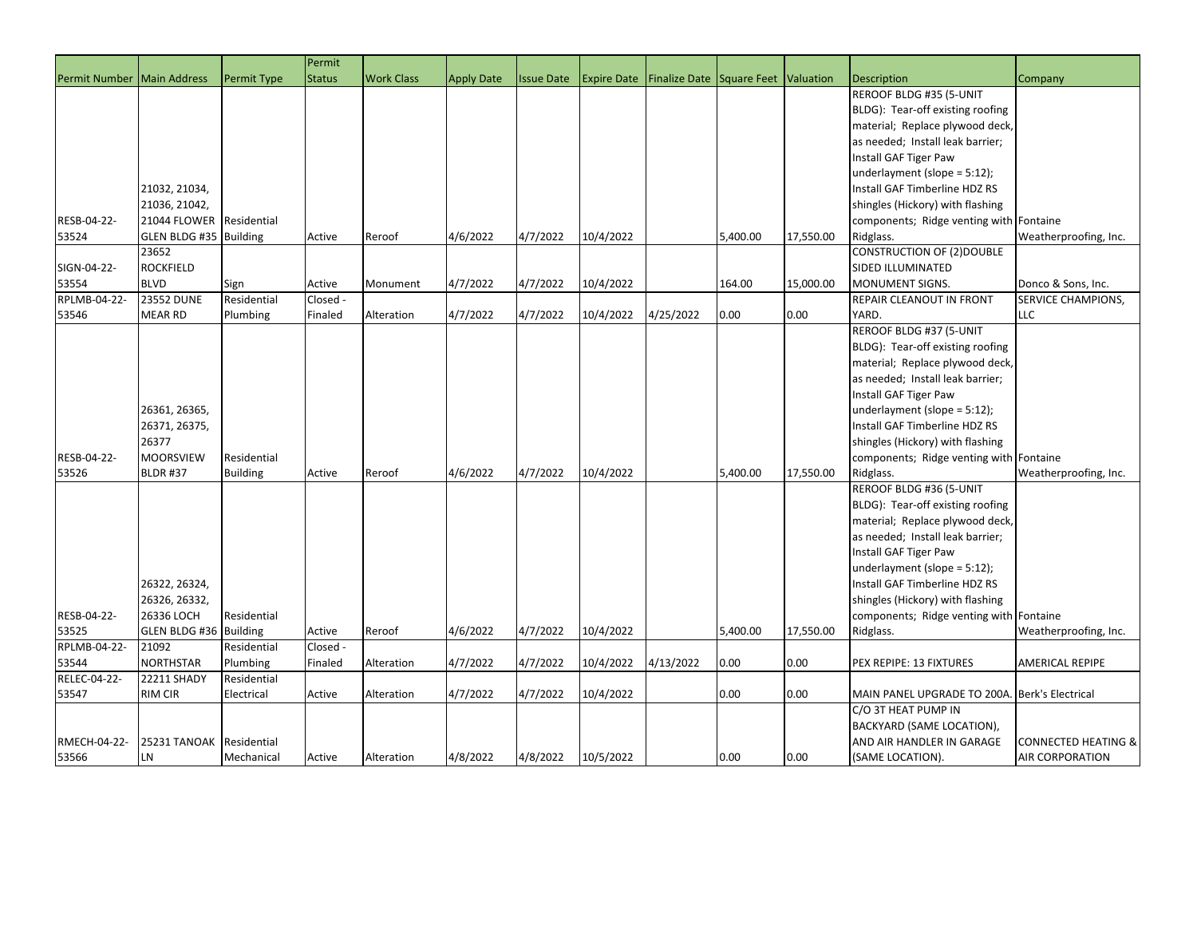| Permit Number | Main Address | Permit Type | Permit Status | Work Class | Apply Date | Issue Date | Expire Date | Finalize Date | Square Feet | Valuation | Description | Company |
|---|---|---|---|---|---|---|---|---|---|---|---|---|
| RESB-04-22-53524 | 21032, 21034, 21036, 21042, 21044 FLOWER GLEN BLDG #35 | Residential Building | Active | Reroof | 4/6/2022 | 4/7/2022 | 10/4/2022 | | 5,400.00 | 17,550.00 | REROOF BLDG #35 (5-UNIT BLDG): Tear-off existing roofing material; Replace plywood deck, as needed; Install leak barrier; Install GAF Tiger Paw underlayment (slope = 5:12); Install GAF Timberline HDZ RS shingles (Hickory) with flashing components; Ridge venting with Ridglass. | Fontaine Weatherproofing, Inc. |
| SIGN-04-22-53554 | 23652 ROCKFIELD BLVD | Sign | Active | Monument | 4/7/2022 | 4/7/2022 | 10/4/2022 | | 164.00 | 15,000.00 | CONSTRUCTION OF (2)DOUBLE SIDED ILLUMINATED MONUMENT SIGNS. | Donco & Sons, Inc. |
| RPLMB-04-22-53546 | 23552 DUNE MEAR RD | Residential Plumbing | Closed - Finaled | Alteration | 4/7/2022 | 4/7/2022 | 10/4/2022 | 4/25/2022 | 0.00 | 0.00 | REPAIR CLEANOUT IN FRONT YARD. | SERVICE CHAMPIONS, LLC |
| RESB-04-22-53526 | 26361, 26365, 26371, 26375, 26377 MOORSVIEW BLDR #37 | Residential Building | Active | Reroof | 4/6/2022 | 4/7/2022 | 10/4/2022 | | 5,400.00 | 17,550.00 | REROOF BLDG #37 (5-UNIT BLDG): Tear-off existing roofing material; Replace plywood deck, as needed; Install leak barrier; Install GAF Tiger Paw underlayment (slope = 5:12); Install GAF Timberline HDZ RS shingles (Hickory) with flashing components; Ridge venting with Ridglass. | Fontaine Weatherproofing, Inc. |
| RESB-04-22-53525 | 26322, 26324, 26326, 26332, 26336 LOCH GLEN BLDG #36 | Residential Building | Active | Reroof | 4/6/2022 | 4/7/2022 | 10/4/2022 | | 5,400.00 | 17,550.00 | REROOF BLDG #36 (5-UNIT BLDG): Tear-off existing roofing material; Replace plywood deck, as needed; Install leak barrier; Install GAF Tiger Paw underlayment (slope = 5:12); Install GAF Timberline HDZ RS shingles (Hickory) with flashing components; Ridge venting with Ridglass. | Fontaine Weatherproofing, Inc. |
| RPLMB-04-22-53544 | 21092 NORTHSTAR | Residential Plumbing | Closed - Finaled | Alteration | 4/7/2022 | 4/7/2022 | 10/4/2022 | 4/13/2022 | 0.00 | 0.00 | PEX REPIPE: 13 FIXTURES | AMERICAL REPIPE |
| RELEC-04-22-53547 | 22211 SHADY RIM CIR | Residential Electrical | Active | Alteration | 4/7/2022 | 4/7/2022 | 10/4/2022 | | 0.00 | 0.00 | MAIN PANEL UPGRADE TO 200A. | Berk's Electrical |
| RMECH-04-22-53566 | 25231 TANOAK LN | Residential Mechanical | Active | Alteration | 4/8/2022 | 4/8/2022 | 10/5/2022 | | 0.00 | 0.00 | C/O 3T HEAT PUMP IN BACKYARD (SAME LOCATION), AND AIR HANDLER IN GARAGE (SAME LOCATION). | CONNECTED HEATING & AIR CORPORATION |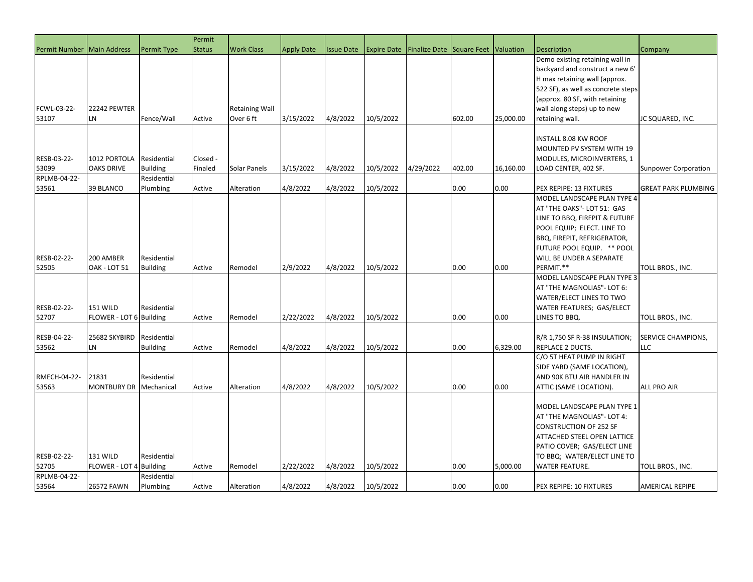| Permit Number | Main Address | Permit Type | Permit Status | Work Class | Apply Date | Issue Date | Expire Date | Finalize Date | Square Feet | Valuation | Description | Company |
|---|---|---|---|---|---|---|---|---|---|---|---|---|
| FCWL-03-22-53107 | 22242 PEWTER LN | Fence/Wall | Active | Retaining Wall Over 6 ft | 3/15/2022 | 4/8/2022 | 10/5/2022 | | 602.00 | 25,000.00 | Demo existing retaining wall in backyard and construct a new 6' H max retaining wall (approx. 522 SF), as well as concrete steps (approx. 80 SF, with retaining wall along steps) up to new retaining wall. | JC SQUARED, INC. |
| RESB-03-22-53099 | 1012 PORTOLA OAKS DRIVE | Residential Building | Closed - Finaled | Solar Panels | 3/15/2022 | 4/8/2022 | 10/5/2022 | 4/29/2022 | 402.00 | 16,160.00 | INSTALL 8.08 KW ROOF MOUNTED PV SYSTEM WITH 19 MODULES, MICROINVERTERS, 1 LOAD CENTER, 402 SF. | Sunpower Corporation |
| RPLMB-04-22-53561 | 39 BLANCO | Residential Plumbing | Active | Alteration | 4/8/2022 | 4/8/2022 | 10/5/2022 | | 0.00 | 0.00 | PEX REPIPE: 13 FIXTURES | GREAT PARK PLUMBING |
| RESB-02-22-52505 | 200 AMBER OAK - LOT 51 | Residential Building | Active | Remodel | 2/9/2022 | 4/8/2022 | 10/5/2022 | | 0.00 | 0.00 | MODEL LANDSCAPE PLAN TYPE 4 AT "THE OAKS"- LOT 51: GAS LINE TO BBQ, FIREPIT & FUTURE POOL EQUIP; ELECT. LINE TO BBQ, FIREPIT, REFRIGERATOR, FUTURE POOL EQUIP. ** POOL WILL BE UNDER A SEPARATE PERMIT.** | TOLL BROS., INC. |
| RESB-02-22-52707 | 151 WILD FLOWER - LOT 6 | Residential Building | Active | Remodel | 2/22/2022 | 4/8/2022 | 10/5/2022 | | 0.00 | 0.00 | MODEL LANDSCAPE PLAN TYPE 3 AT "THE MAGNOLIAS"- LOT 6: WATER/ELECT LINES TO TWO WATER FEATURES; GAS/ELECT LINES TO BBQ. | TOLL BROS., INC. |
| RESB-04-22-53562 | 25682 SKYBIRD LN | Residential Building | Active | Remodel | 4/8/2022 | 4/8/2022 | 10/5/2022 | | 0.00 | 6,329.00 | R/R 1,750 SF R-38 INSULATION; REPLACE 2 DUCTS. | SERVICE CHAMPIONS, LLC |
| RMECH-04-22-53563 | 21831 MONTBURY DR | Residential Mechanical | Active | Alteration | 4/8/2022 | 4/8/2022 | 10/5/2022 | | 0.00 | 0.00 | C/O 5T HEAT PUMP IN RIGHT SIDE YARD (SAME LOCATION), AND 90K BTU AIR HANDLER IN ATTIC (SAME LOCATION). | ALL PRO AIR |
| RESB-02-22-52705 | 131 WILD FLOWER - LOT 4 | Residential Building | Active | Remodel | 2/22/2022 | 4/8/2022 | 10/5/2022 | | 0.00 | 5,000.00 | MODEL LANDSCAPE PLAN TYPE 1 AT "THE MAGNOLIAS"- LOT 4: CONSTRUCTION OF 252 SF ATTACHED STEEL OPEN LATTICE PATIO COVER; GAS/ELECT LINE TO BBQ; WATER/ELECT LINE TO WATER FEATURE. | TOLL BROS., INC. |
| RPLMB-04-22-53564 | 26572 FAWN | Residential Plumbing | Active | Alteration | 4/8/2022 | 4/8/2022 | 10/5/2022 | | 0.00 | 0.00 | PEX REPIPE: 10 FIXTURES | AMERICAL REPIPE |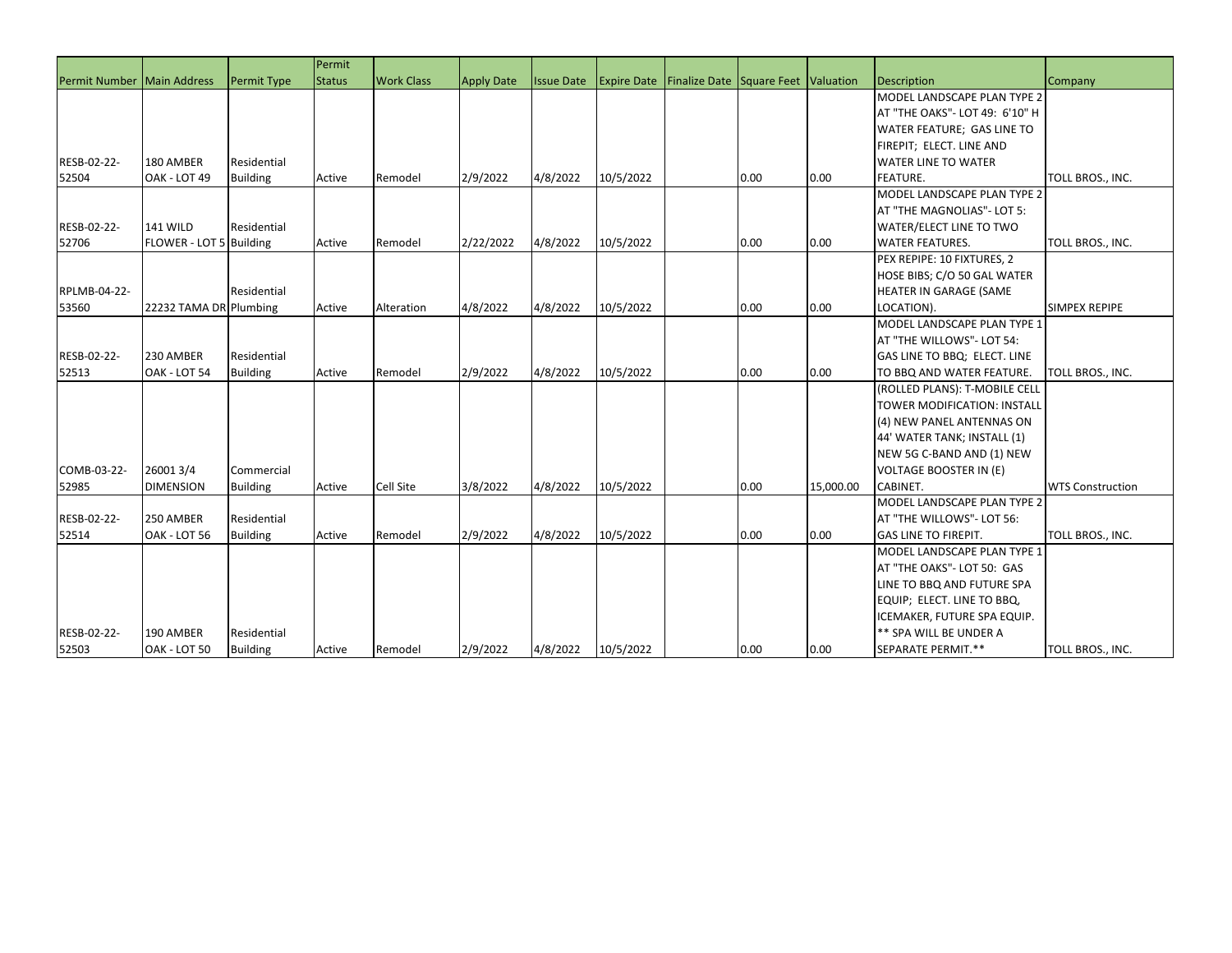| Permit Number | Main Address | Permit Type | Permit Status | Work Class | Apply Date | Issue Date | Expire Date | Finalize Date | Square Feet | Valuation | Description | Company |
|---|---|---|---|---|---|---|---|---|---|---|---|---|
| RESB-02-22-52504 | 180 AMBER OAK - LOT 49 | Residential Building | Active | Remodel | 2/9/2022 | 4/8/2022 | 10/5/2022 | | 0.00 | 0.00 | MODEL LANDSCAPE PLAN TYPE 2 AT "THE OAKS"- LOT 49: 6'10" H WATER FEATURE; GAS LINE TO FIREPIT; ELECT. LINE AND WATER LINE TO WATER FEATURE. | TOLL BROS., INC. |
| RESB-02-22-52706 | 141 WILD FLOWER - LOT 5 | Residential Building | Active | Remodel | 2/22/2022 | 4/8/2022 | 10/5/2022 | | 0.00 | 0.00 | MODEL LANDSCAPE PLAN TYPE 2 AT "THE MAGNOLIAS"- LOT 5: WATER/ELECT LINE TO TWO WATER FEATURES. | TOLL BROS., INC. |
| RPLMB-04-22-53560 | 22232 TAMA DR | Residential Plumbing | Active | Alteration | 4/8/2022 | 4/8/2022 | 10/5/2022 | | 0.00 | 0.00 | PEX REPIPE: 10 FIXTURES, 2 HOSE BIBS; C/O 50 GAL WATER HEATER IN GARAGE (SAME LOCATION). | SIMPEX REPIPE |
| RESB-02-22-52513 | 230 AMBER OAK - LOT 54 | Residential Building | Active | Remodel | 2/9/2022 | 4/8/2022 | 10/5/2022 | | 0.00 | 0.00 | MODEL LANDSCAPE PLAN TYPE 1 AT "THE WILLOWS"- LOT 54: GAS LINE TO BBQ; ELECT. LINE TO BBQ AND WATER FEATURE. | TOLL BROS., INC. |
| COMB-03-22-52985 | 26001 3/4 DIMENSION | Commercial Building | Active | Cell Site | 3/8/2022 | 4/8/2022 | 10/5/2022 | | 0.00 | 15,000.00 | (ROLLED PLANS): T-MOBILE CELL TOWER MODIFICATION: INSTALL (4) NEW PANEL ANTENNAS ON 44' WATER TANK; INSTALL (1) NEW 5G C-BAND AND (1) NEW VOLTAGE BOOSTER IN (E) CABINET. | WTS Construction |
| RESB-02-22-52514 | 250 AMBER OAK - LOT 56 | Residential Building | Active | Remodel | 2/9/2022 | 4/8/2022 | 10/5/2022 | | 0.00 | 0.00 | MODEL LANDSCAPE PLAN TYPE 2 AT "THE WILLOWS"- LOT 56: GAS LINE TO FIREPIT. | TOLL BROS., INC. |
| RESB-02-22-52503 | 190 AMBER OAK - LOT 50 | Residential Building | Active | Remodel | 2/9/2022 | 4/8/2022 | 10/5/2022 | | 0.00 | 0.00 | MODEL LANDSCAPE PLAN TYPE 1 AT "THE OAKS"- LOT 50: GAS LINE TO BBQ AND FUTURE SPA EQUIP; ELECT. LINE TO BBQ, ICEMAKER, FUTURE SPA EQUIP. ** SPA WILL BE UNDER A SEPARATE PERMIT.** | TOLL BROS., INC. |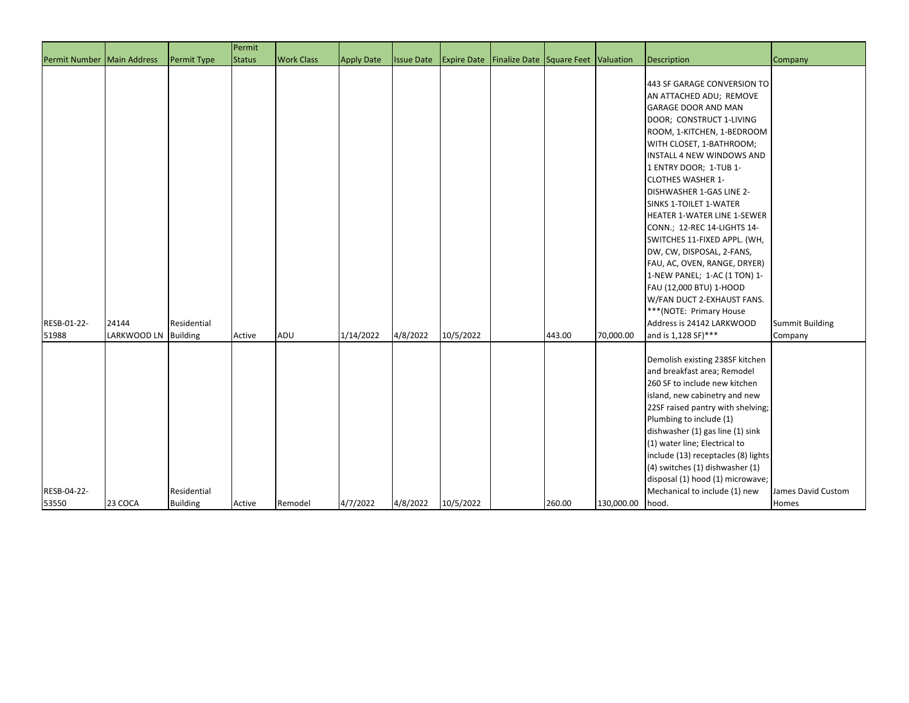| Permit Number | Main Address | Permit Type | Permit Status | Work Class | Apply Date | Issue Date | Expire Date | Finalize Date | Square Feet | Valuation | Description | Company |
|---|---|---|---|---|---|---|---|---|---|---|---|---|
| RESB-01-22-51988 | 24144 LARKWOOD LN | Residential Building | Active | ADU | 1/14/2022 | 4/8/2022 | 10/5/2022 | | 443.00 | 70,000.00 | 443 SF GARAGE CONVERSION TO AN ATTACHED ADU; REMOVE GARAGE DOOR AND MAN DOOR; CONSTRUCT 1-LIVING ROOM, 1-KITCHEN, 1-BEDROOM WITH CLOSET, 1-BATHROOM; INSTALL 4 NEW WINDOWS AND 1 ENTRY DOOR; 1-TUB 1-CLOTHES WASHER 1-DISHWASHER 1-GAS LINE 2-SINKS 1-TOILET 1-WATER HEATER 1-WATER LINE 1-SEWER CONN.; 12-REC 14-LIGHTS 14-SWITCHES 11-FIXED APPL. (WH, DW, CW, DISPOSAL, 2-FANS, FAU, AC, OVEN, RANGE, DRYER) 1-NEW PANEL; 1-AC (1 TON) 1-FAU (12,000 BTU) 1-HOOD W/FAN DUCT 2-EXHAUST FANS. ***(NOTE: Primary House Address is 24142 LARKWOOD and is 1,128 SF)*** | Summit Building Company |
| RESB-04-22-53550 | 23 COCA | Residential Building | Active | Remodel | 4/7/2022 | 4/8/2022 | 10/5/2022 | | 260.00 | 130,000.00 | Demolish existing 238SF kitchen and breakfast area; Remodel 260 SF to include new kitchen island, new cabinetry and new 22SF raised pantry with shelving; Plumbing to include (1) dishwasher (1) gas line (1) sink (1) water line; Electrical to include (13) receptacles (8) lights (4) switches (1) dishwasher (1) disposal (1) hood (1) microwave; Mechanical to include (1) new hood. | James David Custom Homes |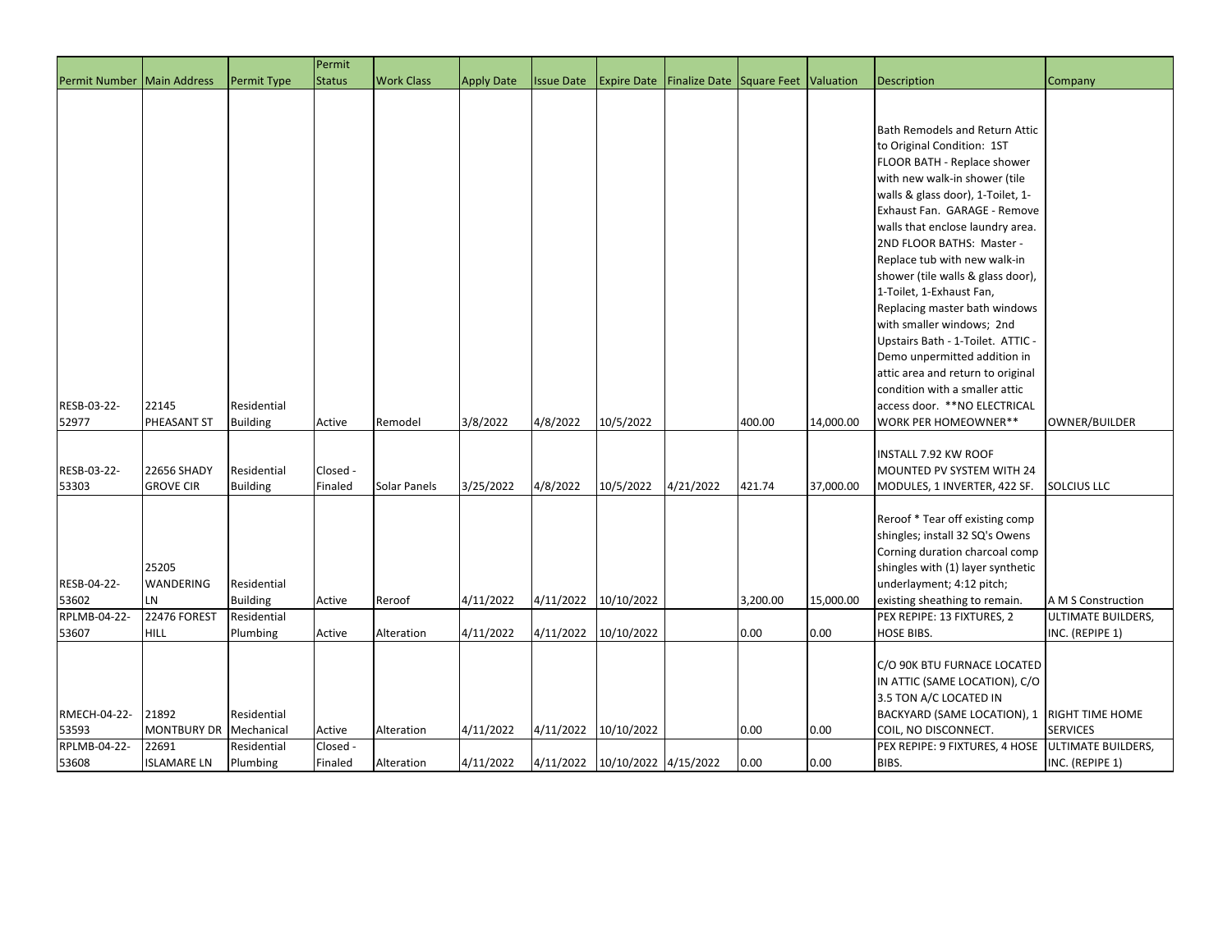| Permit Number | Main Address | Permit Type | Permit Status | Work Class | Apply Date | Issue Date | Expire Date | Finalize Date | Square Feet | Valuation | Description | Company |
|---|---|---|---|---|---|---|---|---|---|---|---|---|
| RESB-03-22-52977 | 22145 PHEASANT ST | Residential Building | Active | Remodel | 3/8/2022 | 4/8/2022 | 10/5/2022 | | 400.00 | 14,000.00 | Bath Remodels and Return Attic to Original Condition: 1ST FLOOR BATH - Replace shower with new walk-in shower (tile walls & glass door), 1-Toilet, 1-Exhaust Fan. GARAGE - Remove walls that enclose laundry area. 2ND FLOOR BATHS: Master - Replace tub with new walk-in shower (tile walls & glass door), 1-Toilet, 1-Exhaust Fan, Replacing master bath windows with smaller windows; 2nd Upstairs Bath - 1-Toilet. ATTIC - Demo unpermitted addition in attic area and return to original condition with a smaller attic access door. **NO ELECTRICAL WORK PER HOMEOWNER** | OWNER/BUILDER |
| RESB-03-22-53303 | 22656 SHADY GROVE CIR | Residential Building | Closed - Finaled | Solar Panels | 3/25/2022 | 4/8/2022 | 10/5/2022 | 4/21/2022 | 421.74 | 37,000.00 | INSTALL 7.92 KW ROOF MOUNTED PV SYSTEM WITH 24 MODULES, 1 INVERTER, 422 SF. | SOLCIUS LLC |
| RESB-04-22-53602 | 25205 WANDERING LN | Residential Building | Active | Reroof | 4/11/2022 | 4/11/2022 | 10/10/2022 | | 3,200.00 | 15,000.00 | Reroof * Tear off existing comp shingles; install 32 SQ's Owens Corning duration charcoal comp shingles with (1) layer synthetic underlayment; 4:12 pitch; existing sheathing to remain. | A M S Construction |
| RPLMB-04-22-53607 | 22476 FOREST HILL | Residential Plumbing | Active | Alteration | 4/11/2022 | 4/11/2022 | 10/10/2022 | | 0.00 | 0.00 | PEX REPIPE: 13 FIXTURES, 2 HOSE BIBS. | ULTIMATE BUILDERS, INC. (REPIPE 1) |
| RMECH-04-22-53593 | 21892 MONTBURY DR | Residential Mechanical | Active | Alteration | 4/11/2022 | 4/11/2022 | 10/10/2022 | | 0.00 | 0.00 | C/O 90K BTU FURNACE LOCATED IN ATTIC (SAME LOCATION), C/O 3.5 TON A/C LOCATED IN BACKYARD (SAME LOCATION), 1 COIL, NO DISCONNECT. | RIGHT TIME HOME SERVICES |
| RPLMB-04-22-53608 | 22691 ISLAMARE LN | Residential Plumbing | Closed - Finaled | Alteration | 4/11/2022 | 4/11/2022 | 10/10/2022 | 4/15/2022 | 0.00 | 0.00 | PEX REPIPE: 9 FIXTURES, 4 HOSE BIBS. | ULTIMATE BUILDERS, INC. (REPIPE 1) |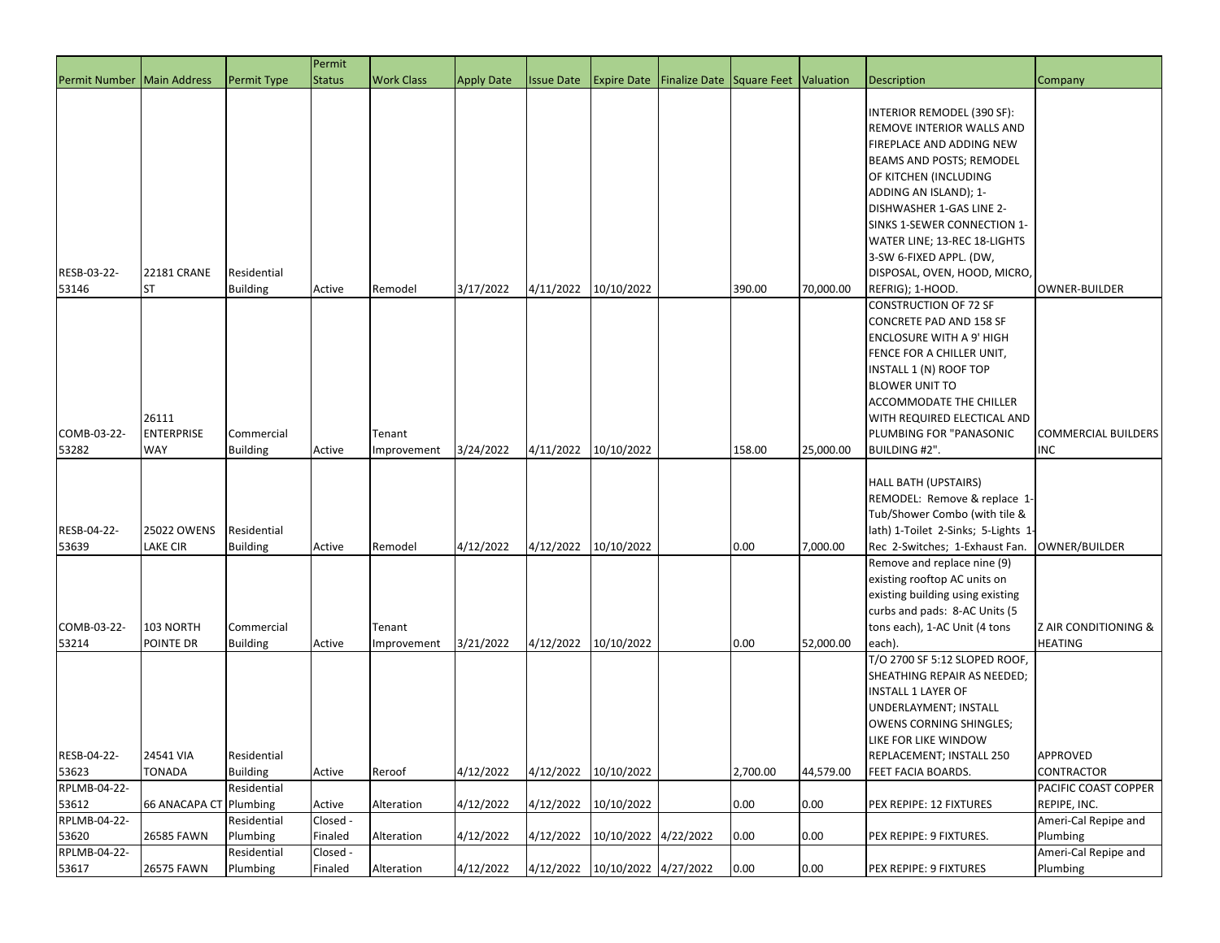| Permit Number | Main Address | Permit Type | Permit Status | Work Class | Apply Date | Issue Date | Expire Date | Finalize Date | Square Feet | Valuation | Description | Company |
|---|---|---|---|---|---|---|---|---|---|---|---|---|
| RESB-03-22-53146 | 22181 CRANE ST | Residential Building | Active | Remodel | 3/17/2022 | 4/11/2022 | 10/10/2022 | | 390.00 | 70,000.00 | INTERIOR REMODEL (390 SF): REMOVE INTERIOR WALLS AND FIREPLACE AND ADDING NEW BEAMS AND POSTS; REMODEL OF KITCHEN (INCLUDING ADDING AN ISLAND); 1-DISHWASHER 1-GAS LINE 2-SINKS 1-SEWER CONNECTION 1-WATER LINE; 13-REC 18-LIGHTS 3-SW 6-FIXED APPL. (DW, DISPOSAL, OVEN, HOOD, MICRO, REFRIG); 1-HOOD. | OWNER-BUILDER |
| COMB-03-22-53282 | 26111 ENTERPRISE WAY | Commercial Building | Active | Tenant Improvement | 3/24/2022 | 4/11/2022 | 10/10/2022 | | 158.00 | 25,000.00 | CONSTRUCTION OF 72 SF CONCRETE PAD AND 158 SF ENCLOSURE WITH A 9' HIGH FENCE FOR A CHILLER UNIT, INSTALL 1 (N) ROOF TOP BLOWER UNIT TO ACCOMMODATE THE CHILLER WITH REQUIRED ELECTICAL AND PLUMBING FOR "PANASONIC BUILDING #2". | COMMERCIAL BUILDERS INC |
| RESB-04-22-53639 | 25022 OWENS LAKE CIR | Residential Building | Active | Remodel | 4/12/2022 | 4/12/2022 | 10/10/2022 | | 0.00 | 7,000.00 | HALL BATH (UPSTAIRS) REMODEL: Remove & replace 1-Tub/Shower Combo (with tile & lath) 1-Toilet 2-Sinks; 5-Lights 1-Rec 2-Switches; 1-Exhaust Fan. | OWNER/BUILDER |
| COMB-03-22-53214 | 103 NORTH POINTE DR | Commercial Building | Active | Tenant Improvement | 3/21/2022 | 4/12/2022 | 10/10/2022 | | 0.00 | 52,000.00 | Remove and replace nine (9) existing rooftop AC units on existing building using existing curbs and pads: 8-AC Units (5 tons each), 1-AC Unit (4 tons each). | Z AIR CONDITIONING & HEATING |
| RESB-04-22-53623 | 24541 VIA TONADA | Residential Building | Active | Reroof | 4/12/2022 | 4/12/2022 | 10/10/2022 | | 2,700.00 | 44,579.00 | T/O 2700 SF 5:12 SLOPED ROOF, SHEATHING REPAIR AS NEEDED; INSTALL 1 LAYER OF UNDERLAYMENT; INSTALL OWENS CORNING SHINGLES; LIKE FOR LIKE WINDOW REPLACEMENT; INSTALL 250 FEET FACIA BOARDS. | APPROVED CONTRACTOR |
| RPLMB-04-22-53612 | 66 ANACAPA CT | Residential Plumbing | Active | Alteration | 4/12/2022 | 4/12/2022 | 10/10/2022 | | 0.00 | 0.00 | PEX REPIPE: 12 FIXTURES | PACIFIC COAST COPPER REPIPE, INC. |
| RPLMB-04-22-53620 | 26585 FAWN | Residential Plumbing | Closed - Finaled | Alteration | 4/12/2022 | 4/12/2022 | 10/10/2022 | 4/22/2022 | 0.00 | 0.00 | PEX REPIPE: 9 FIXTURES. | Ameri-Cal Repipe and Plumbing |
| RPLMB-04-22-53617 | 26575 FAWN | Residential Plumbing | Closed - Finaled | Alteration | 4/12/2022 | 4/12/2022 | 10/10/2022 | 4/27/2022 | 0.00 | 0.00 | PEX REPIPE: 9 FIXTURES | Ameri-Cal Repipe and Plumbing |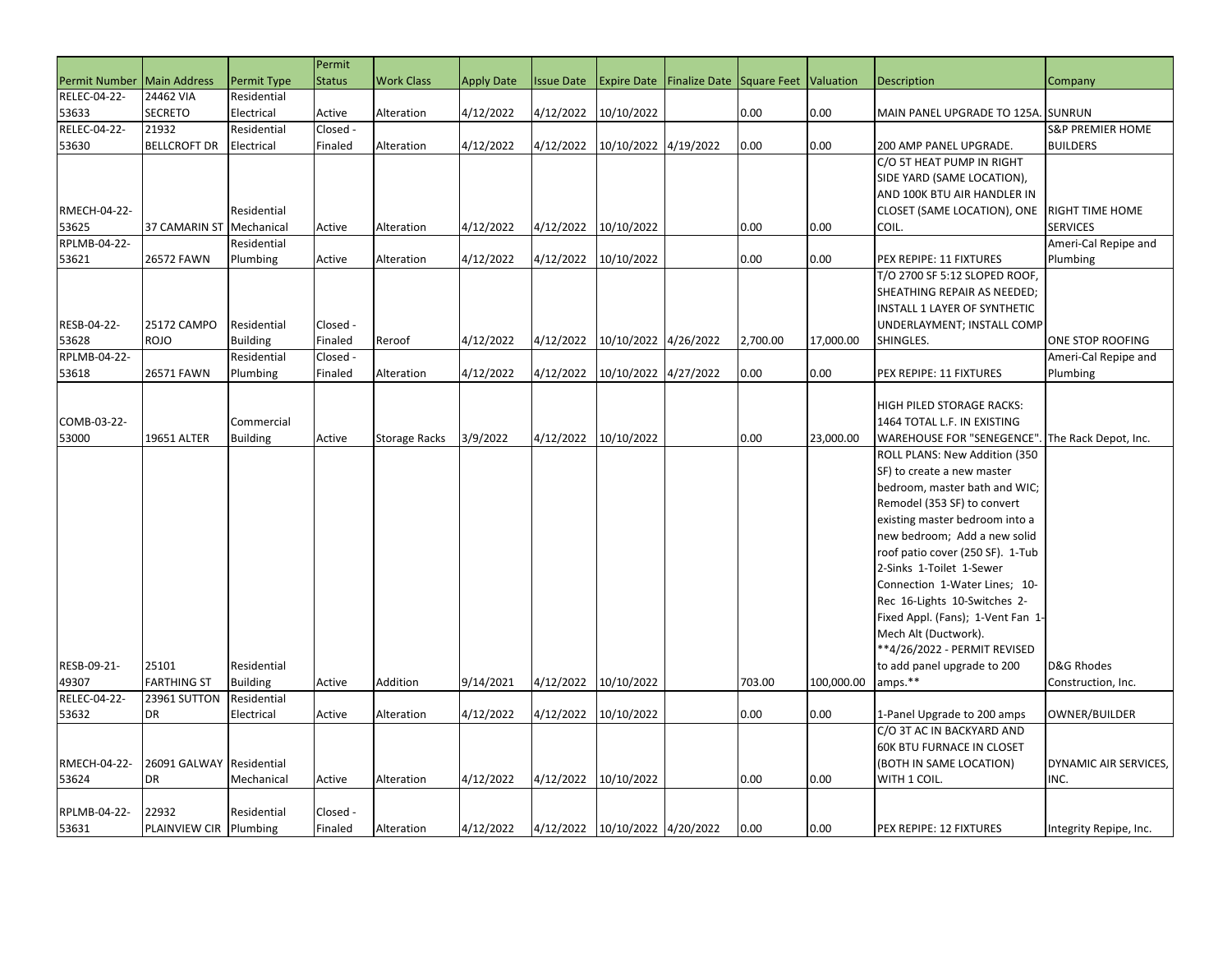| Permit Number | Main Address | Permit Type | Permit Status | Work Class | Apply Date | Issue Date | Expire Date | Finalize Date | Square Feet | Valuation | Description | Company |
|---|---|---|---|---|---|---|---|---|---|---|---|---|
| RELEC-04-22-53633 | 24462 VIA SECRETO | Residential Electrical | Active | Alteration | 4/12/2022 | 4/12/2022 | 10/10/2022 | | 0.00 | 0.00 | MAIN PANEL UPGRADE TO 125A. | SUNRUN |
| RELEC-04-22-53630 | 21932 BELLCROFT DR | Residential Electrical | Closed - Finaled | Alteration | 4/12/2022 | 4/12/2022 | 10/10/2022 | 4/19/2022 | 0.00 | 0.00 | 200 AMP PANEL UPGRADE. | S&P PREMIER HOME BUILDERS |
| RMECH-04-22-53625 | 37 CAMARIN ST | Residential Mechanical | Active | Alteration | 4/12/2022 | 4/12/2022 | 10/10/2022 | | 0.00 | 0.00 | C/O 5T HEAT PUMP IN RIGHT SIDE YARD (SAME LOCATION), AND 100K BTU AIR HANDLER IN CLOSET (SAME LOCATION), ONE COIL. | RIGHT TIME HOME SERVICES |
| RPLMB-04-22-53621 | 26572 FAWN | Residential Plumbing | Active | Alteration | 4/12/2022 | 4/12/2022 | 10/10/2022 | | 0.00 | 0.00 | PEX REPIPE: 11 FIXTURES | Ameri-Cal Repipe and Plumbing |
| RESB-04-22-53628 | 25172 CAMPO ROJO | Residential Building | Closed - Finaled | Reroof | 4/12/2022 | 4/12/2022 | 10/10/2022 | 4/26/2022 | 2,700.00 | 17,000.00 | T/O 2700 SF 5:12 SLOPED ROOF, SHEATHING REPAIR AS NEEDED; INSTALL 1 LAYER OF SYNTHETIC UNDERLAYMENT; INSTALL COMP SHINGLES. | ONE STOP ROOFING |
| RPLMB-04-22-53618 | 26571 FAWN | Residential Plumbing | Closed - Finaled | Alteration | 4/12/2022 | 4/12/2022 | 10/10/2022 | 4/27/2022 | 0.00 | 0.00 | PEX REPIPE: 11 FIXTURES | Ameri-Cal Repipe and Plumbing |
| COMB-03-22-53000 | 19651 ALTER | Commercial Building | Active | Storage Racks | 3/9/2022 | 4/12/2022 | 10/10/2022 | | 0.00 | 23,000.00 | HIGH PILED STORAGE RACKS: 1464 TOTAL L.F. IN EXISTING WAREHOUSE FOR "SENEGENCE". | The Rack Depot, Inc. |
| RESB-09-21-49307 | 25101 FARTHING ST | Residential Building | Active | Addition | 9/14/2021 | 4/12/2022 | 10/10/2022 | | 703.00 | 100,000.00 | ROLL PLANS: New Addition (350 SF) to create a new master bedroom, master bath and WIC; Remodel (353 SF) to convert existing master bedroom into a new bedroom; Add a new solid roof patio cover (250 SF). 1-Tub 2-Sinks 1-Toilet 1-Sewer Connection 1-Water Lines; 10-Rec 16-Lights 10-Switches 2-Fixed Appl. (Fans); 1-Vent Fan 1-Mech Alt (Ductwork). **4/26/2022 - PERMIT REVISED to add panel upgrade to 200 amps.** | D&G Rhodes Construction, Inc. |
| RELEC-04-22-53632 | 23961 SUTTON DR | Residential Electrical | Active | Alteration | 4/12/2022 | 4/12/2022 | 10/10/2022 | | 0.00 | 0.00 | 1-Panel Upgrade to 200 amps | OWNER/BUILDER |
| RMECH-04-22-53624 | 26091 GALWAY DR | Residential Mechanical | Active | Alteration | 4/12/2022 | 4/12/2022 | 10/10/2022 | | 0.00 | 0.00 | C/O 3T AC IN BACKYARD AND 60K BTU FURNACE IN CLOSET (BOTH IN SAME LOCATION) WITH 1 COIL. | DYNAMIC AIR SERVICES, INC. |
| RPLMB-04-22-53631 | 22932 PLAINVIEW CIR | Residential Plumbing | Closed - Finaled | Alteration | 4/12/2022 | 4/12/2022 | 10/10/2022 | 4/20/2022 | 0.00 | 0.00 | PEX REPIPE: 12 FIXTURES | Integrity Repipe, Inc. |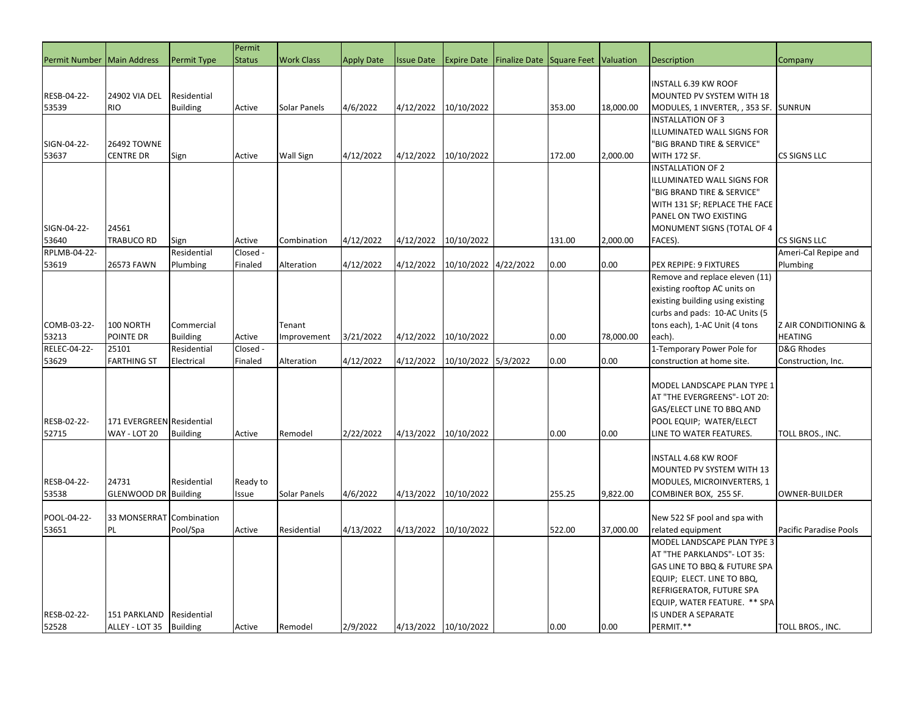| Permit Number | Main Address | Permit Type | Permit Status | Work Class | Apply Date | Issue Date | Expire Date | Finalize Date | Square Feet | Valuation | Description | Company |
|---|---|---|---|---|---|---|---|---|---|---|---|---|
| RESB-04-22-53539 | 24902 VIA DEL RIO | Residential Building | Active | Solar Panels | 4/6/2022 | 4/12/2022 | 10/10/2022 | | 353.00 | 18,000.00 | INSTALL 6.39 KW ROOF MOUNTED PV SYSTEM WITH 18 MODULES, 1 INVERTER, , 353 SF. | SUNRUN |
| SIGN-04-22-53637 | 26492 TOWNE CENTRE DR | Sign | Active | Wall Sign | 4/12/2022 | 4/12/2022 | 10/10/2022 | | 172.00 | 2,000.00 | INSTALLATION OF 3 ILLUMINATED WALL SIGNS FOR "BIG BRAND TIRE & SERVICE" WITH 172 SF. | CS SIGNS LLC |
| SIGN-04-22-53640 | 24561 TRABUCO RD | Sign | Active | Combination | 4/12/2022 | 4/12/2022 | 10/10/2022 | | 131.00 | 2,000.00 | INSTALLATION OF 2 ILLUMINATED WALL SIGNS FOR "BIG BRAND TIRE & SERVICE" WITH 131 SF; REPLACE THE FACE PANEL ON TWO EXISTING MONUMENT SIGNS (TOTAL OF 4 FACES). | CS SIGNS LLC |
| RPLMB-04-22-53619 | 26573 FAWN | Residential Plumbing | Closed - Finaled | Alteration | 4/12/2022 | 4/12/2022 | 10/10/2022 | 4/22/2022 | 0.00 | 0.00 | PEX REPIPE: 9 FIXTURES | Ameri-Cal Repipe and Plumbing |
| COMB-03-22-53213 | 100 NORTH POINTE DR | Commercial Building | Active | Tenant Improvement | 3/21/2022 | 4/12/2022 | 10/10/2022 | | 0.00 | 78,000.00 | Remove and replace eleven (11) existing rooftop AC units on existing building using existing curbs and pads: 10-AC Units (5 tons each), 1-AC Unit (4 tons each). | Z AIR CONDITIONING & HEATING |
| RELEC-04-22-53629 | 25101 FARTHING ST | Residential Electrical | Closed - Finaled | Alteration | 4/12/2022 | 4/12/2022 | 10/10/2022 | 5/3/2022 | 0.00 | 0.00 | 1-Temporary Power Pole for construction at home site. | D&G Rhodes Construction, Inc. |
| RESB-02-22-52715 | 171 EVERGREEN WAY - LOT 20 | Residential Building | Active | Remodel | 2/22/2022 | 4/13/2022 | 10/10/2022 | | 0.00 | 0.00 | MODEL LANDSCAPE PLAN TYPE 1 AT "THE EVERGREENS"- LOT 20: GAS/ELECT LINE TO BBQ AND POOL EQUIP; WATER/ELECT LINE TO WATER FEATURES. | TOLL BROS., INC. |
| RESB-04-22-53538 | 24731 GLENWOOD DR | Residential Building | Ready to Issue | Solar Panels | 4/6/2022 | 4/13/2022 | 10/10/2022 | | 255.25 | 9,822.00 | INSTALL 4.68 KW ROOF MOUNTED PV SYSTEM WITH 13 MODULES, MICROINVERTERS, 1 COMBINER BOX, 255 SF. | OWNER-BUILDER |
| POOL-04-22-53651 | 33 MONSERRAT PL | Combination Pool/Spa | Active | Residential | 4/13/2022 | 4/13/2022 | 10/10/2022 | | 522.00 | 37,000.00 | New 522 SF pool and spa with related equipment | Pacific Paradise Pools |
| RESB-02-22-52528 | 151 PARKLAND ALLEY - LOT 35 | Residential Building | Active | Remodel | 2/9/2022 | 4/13/2022 | 10/10/2022 | | 0.00 | 0.00 | MODEL LANDSCAPE PLAN TYPE 3 AT "THE PARKLANDS"- LOT 35: GAS LINE TO BBQ & FUTURE SPA EQUIP; ELECT. LINE TO BBQ, REFRIGERATOR, FUTURE SPA EQUIP, WATER FEATURE. ** SPA IS UNDER A SEPARATE PERMIT.** | TOLL BROS., INC. |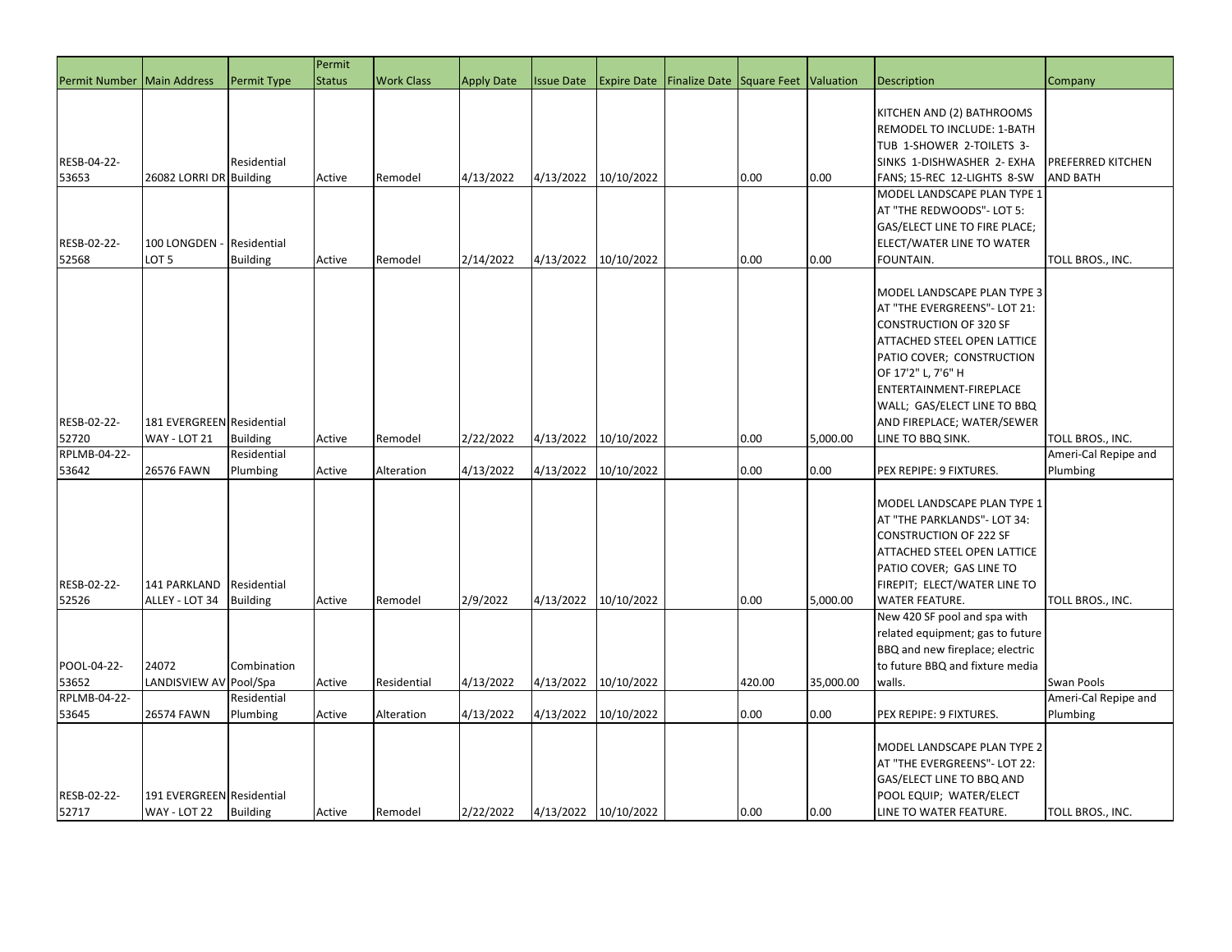| Permit Number | Main Address | Permit Type | Permit Status | Work Class | Apply Date | Issue Date | Expire Date | Finalize Date | Square Feet | Valuation | Description | Company |
|---|---|---|---|---|---|---|---|---|---|---|---|---|
| RESB-04-22-53653 | 26082 LORRI DR | Residential Building | Active | Remodel | 4/13/2022 | 4/13/2022 | 10/10/2022 | | 0.00 | 0.00 | KITCHEN AND (2) BATHROOMS REMODEL TO INCLUDE: 1-BATH TUB 1-SHOWER 2-TOILETS 3-SINKS 1-DISHWASHER 2- EXHA FANS; 15-REC 12-LIGHTS 8-SW | PREFERRED KITCHEN AND BATH |
| RESB-02-22-52568 | 100 LONGDEN - LOT 5 | Residential Building | Active | Remodel | 2/14/2022 | 4/13/2022 | 10/10/2022 | | 0.00 | 0.00 | MODEL LANDSCAPE PLAN TYPE 1 AT "THE REDWOODS"- LOT 5: GAS/ELECT LINE TO FIRE PLACE; ELECT/WATER LINE TO WATER FOUNTAIN. | TOLL BROS., INC. |
| RESB-02-22-52720 | 181 EVERGREEN WAY - LOT 21 | Residential Building | Active | Remodel | 2/22/2022 | 4/13/2022 | 10/10/2022 | | 0.00 | 5,000.00 | MODEL LANDSCAPE PLAN TYPE 3 AT "THE EVERGREENS"- LOT 21: CONSTRUCTION OF 320 SF ATTACHED STEEL OPEN LATTICE PATIO COVER; CONSTRUCTION OF 17'2" L, 7'6" H ENTERTAINMENT-FIREPLACE WALL; GAS/ELECT LINE TO BBQ AND FIREPLACE; WATER/SEWER LINE TO BBQ SINK. | TOLL BROS., INC. |
| RPLMB-04-22-53642 | 26576 FAWN | Residential Plumbing | Active | Alteration | 4/13/2022 | 4/13/2022 | 10/10/2022 | | 0.00 | 0.00 | PEX REPIPE: 9 FIXTURES. | Ameri-Cal Repipe and Plumbing |
| RESB-02-22-52526 | 141 PARKLAND ALLEY - LOT 34 | Residential Building | Active | Remodel | 2/9/2022 | 4/13/2022 | 10/10/2022 | | 0.00 | 5,000.00 | MODEL LANDSCAPE PLAN TYPE 1 AT "THE PARKLANDS"- LOT 34: CONSTRUCTION OF 222 SF ATTACHED STEEL OPEN LATTICE PATIO COVER; GAS LINE TO FIREPIT; ELECT/WATER LINE TO WATER FEATURE. | TOLL BROS., INC. |
| POOL-04-22-53652 | 24072 LANDISVIEW AV | Combination Pool/Spa | Active | Residential | 4/13/2022 | 4/13/2022 | 10/10/2022 | | 420.00 | 35,000.00 | New 420 SF pool and spa with related equipment; gas to future BBQ and new fireplace; electric to future BBQ and fixture media walls. | Swan Pools |
| RPLMB-04-22-53645 | 26574 FAWN | Residential Plumbing | Active | Alteration | 4/13/2022 | 4/13/2022 | 10/10/2022 | | 0.00 | 0.00 | PEX REPIPE: 9 FIXTURES. | Ameri-Cal Repipe and Plumbing |
| RESB-02-22-52717 | 191 EVERGREEN WAY - LOT 22 | Residential Building | Active | Remodel | 2/22/2022 | 4/13/2022 | 10/10/2022 | | 0.00 | 0.00 | MODEL LANDSCAPE PLAN TYPE 2 AT "THE EVERGREENS"- LOT 22: GAS/ELECT LINE TO BBQ AND POOL EQUIP; WATER/ELECT LINE TO WATER FEATURE. | TOLL BROS., INC. |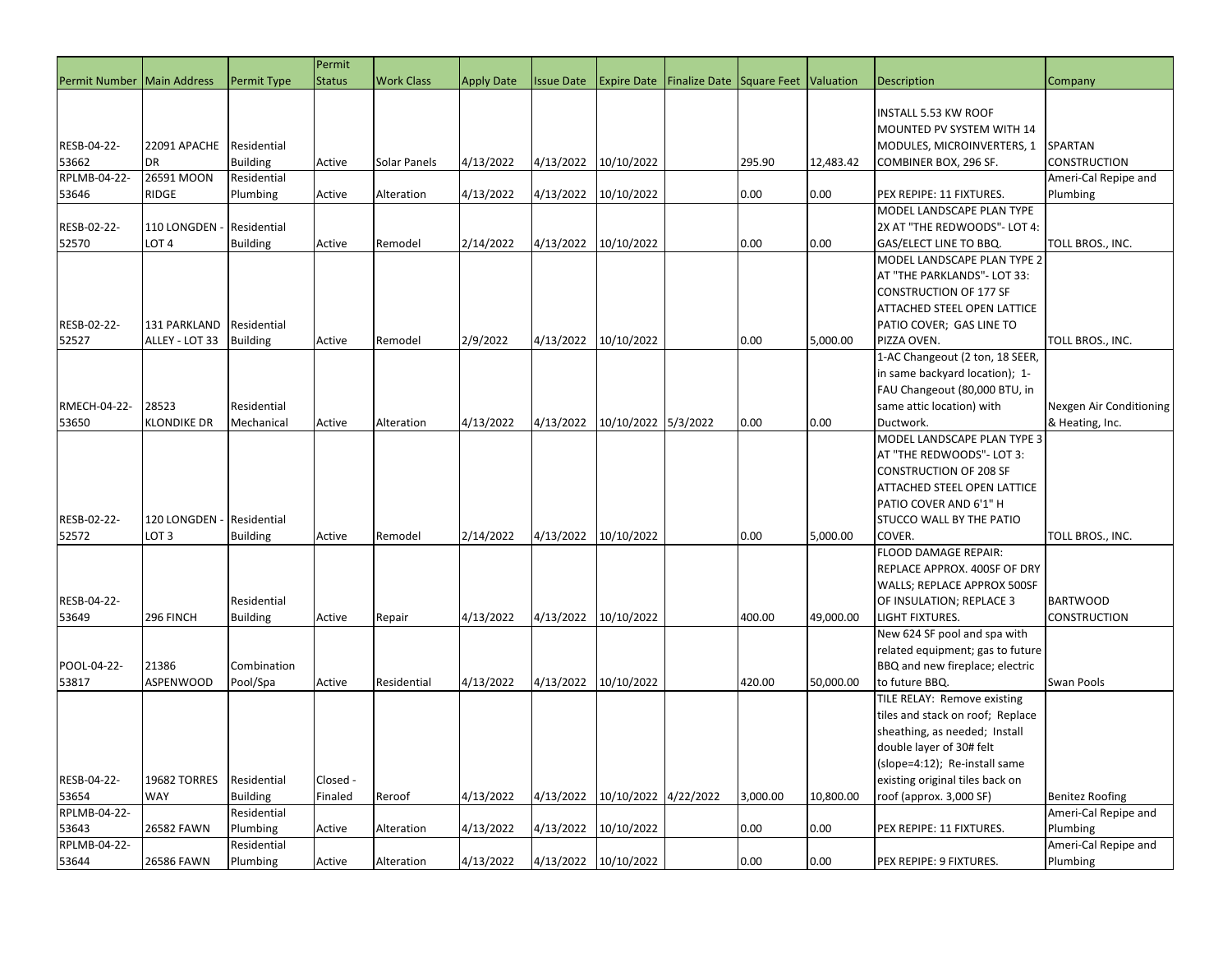| Permit Number | Main Address | Permit Type | Permit Status | Work Class | Apply Date | Issue Date | Expire Date | Finalize Date | Square Feet | Valuation | Description | Company |
|---|---|---|---|---|---|---|---|---|---|---|---|---|
| RESB-04-22-53662 | 22091 APACHE DR | Residential Building | Active | Solar Panels | 4/13/2022 | 4/13/2022 | 10/10/2022 | | 295.90 | 12,483.42 | INSTALL 5.53 KW ROOF MOUNTED PV SYSTEM WITH 14 MODULES, MICROINVERTERS, 1 COMBINER BOX, 296 SF. | SPARTAN CONSTRUCTION |
| RPLMB-04-22-53646 | 26591 MOON RIDGE | Residential Plumbing | Active | Alteration | 4/13/2022 | 4/13/2022 | 10/10/2022 | | 0.00 | 0.00 | PEX REPIPE: 11 FIXTURES. | Ameri-Cal Repipe and Plumbing |
| RESB-02-22-52570 | 110 LONGDEN - LOT 4 | Residential Building | Active | Remodel | 2/14/2022 | 4/13/2022 | 10/10/2022 | | 0.00 | 0.00 | MODEL LANDSCAPE PLAN TYPE 2X AT "THE REDWOODS"- LOT 4: GAS/ELECT LINE TO BBQ. | TOLL BROS., INC. |
| RESB-02-22-52527 | 131 PARKLAND ALLEY - LOT 33 | Residential Building | Active | Remodel | 2/9/2022 | 4/13/2022 | 10/10/2022 | | 0.00 | 5,000.00 | MODEL LANDSCAPE PLAN TYPE 2 AT "THE PARKLANDS"- LOT 33: CONSTRUCTION OF 177 SF ATTACHED STEEL OPEN LATTICE PATIO COVER; GAS LINE TO PIZZA OVEN. | TOLL BROS., INC. |
| RMECH-04-22-53650 | 28523 KLONDIKE DR | Residential Mechanical | Active | Alteration | 4/13/2022 | 4/13/2022 | 10/10/2022 | 5/3/2022 | 0.00 | 0.00 | 1-AC Changeout (2 ton, 18 SEER, in same backyard location); 1-FAU Changeout (80,000 BTU, in same attic location) with Ductwork. | Nexgen Air Conditioning & Heating, Inc. |
| RESB-02-22-52572 | 120 LONGDEN - LOT 3 | Residential Building | Active | Remodel | 2/14/2022 | 4/13/2022 | 10/10/2022 | | 0.00 | 5,000.00 | MODEL LANDSCAPE PLAN TYPE 3 AT "THE REDWOODS"- LOT 3: CONSTRUCTION OF 208 SF ATTACHED STEEL OPEN LATTICE PATIO COVER AND 6'1" H STUCCO WALL BY THE PATIO COVER. | TOLL BROS., INC. |
| RESB-04-22-53649 | 296 FINCH | Residential Building | Active | Repair | 4/13/2022 | 4/13/2022 | 10/10/2022 | | 400.00 | 49,000.00 | FLOOD DAMAGE REPAIR: REPLACE APPROX. 400SF OF DRY WALLS; REPLACE APPROX 500SF OF INSULATION; REPLACE 3 LIGHT FIXTURES. | BARTWOOD CONSTRUCTION |
| POOL-04-22-53817 | 21386 ASPENWOOD | Combination Pool/Spa | Active | Residential | 4/13/2022 | 4/13/2022 | 10/10/2022 | | 420.00 | 50,000.00 | New 624 SF pool and spa with related equipment; gas to future BBQ and new fireplace; electric to future BBQ. | Swan Pools |
| RESB-04-22-53654 | 19682 TORRES WAY | Residential Building | Closed - Finaled | Reroof | 4/13/2022 | 4/13/2022 | 10/10/2022 | 4/22/2022 | 3,000.00 | 10,800.00 | TILE RELAY: Remove existing tiles and stack on roof; Replace sheathing, as needed; Install double layer of 30# felt (slope=4:12); Re-install same existing original tiles back on roof (approx. 3,000 SF) | Benitez Roofing |
| RPLMB-04-22-53643 | 26582 FAWN | Residential Plumbing | Active | Alteration | 4/13/2022 | 4/13/2022 | 10/10/2022 | | 0.00 | 0.00 | PEX REPIPE: 11 FIXTURES. | Ameri-Cal Repipe and Plumbing |
| RPLMB-04-22-53644 | 26586 FAWN | Residential Plumbing | Active | Alteration | 4/13/2022 | 4/13/2022 | 10/10/2022 | | 0.00 | 0.00 | PEX REPIPE: 9 FIXTURES. | Ameri-Cal Repipe and Plumbing |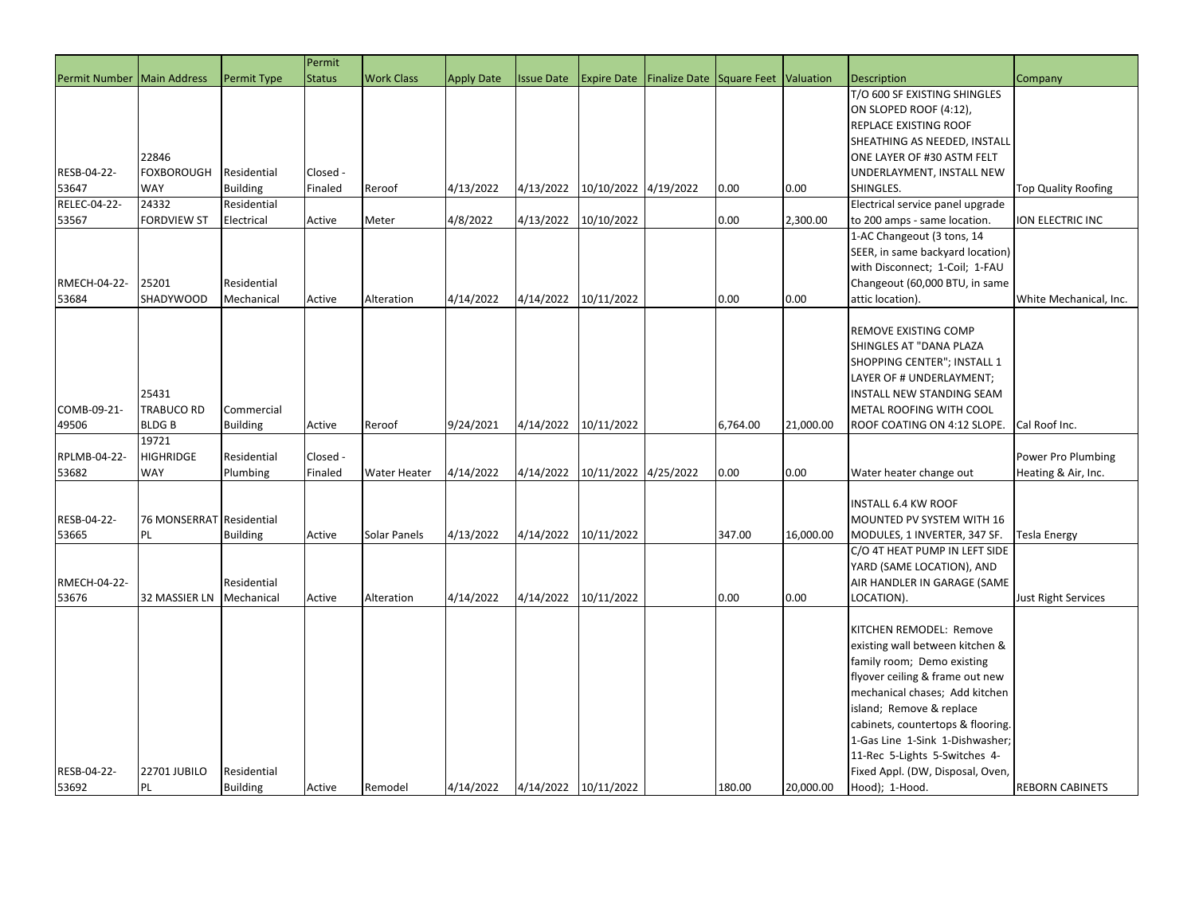| Permit Number | Main Address | Permit Type | Permit Status | Work Class | Apply Date | Issue Date | Expire Date | Finalize Date | Square Feet | Valuation | Description | Company |
|---|---|---|---|---|---|---|---|---|---|---|---|---|
| RESB-04-22-53647 | 22846 FOXBOROUGH WAY | Residential Building | Closed - Finaled | Reroof | 4/13/2022 | 4/13/2022 | 10/10/2022 | 4/19/2022 | 0.00 | 0.00 | T/O 600 SF EXISTING SHINGLES ON SLOPED ROOF (4:12), REPLACE EXISTING ROOF SHEATHING AS NEEDED, INSTALL ONE LAYER OF #30 ASTM FELT UNDERLAYMENT, INSTALL NEW SHINGLES. | Top Quality Roofing |
| RELEC-04-22-53567 | 24332 FORDVIEW ST | Residential Electrical | Active | Meter | 4/8/2022 | 4/13/2022 | 10/10/2022 | | 0.00 | 2,300.00 | Electrical service panel upgrade to 200 amps - same location. | ION ELECTRIC INC |
| RMECH-04-22-53684 | 25201 SHADYWOOD | Residential Mechanical | Active | Alteration | 4/14/2022 | 4/14/2022 | 10/11/2022 | | 0.00 | 0.00 | 1-AC Changeout (3 tons, 14 SEER, in same backyard location) with Disconnect; 1-Coil; 1-FAU Changeout (60,000 BTU, in same attic location). | White Mechanical, Inc. |
| COMB-09-21-49506 | 25431 TRABUCO RD BLDG B | Commercial Building | Active | Reroof | 9/24/2021 | 4/14/2022 | 10/11/2022 | | 6,764.00 | 21,000.00 | REMOVE EXISTING COMP SHINGLES AT "DANA PLAZA SHOPPING CENTER"; INSTALL 1 LAYER OF # UNDERLAYMENT; INSTALL NEW STANDING SEAM METAL ROOFING WITH COOL ROOF COATING ON 4:12 SLOPE. | Cal Roof Inc. |
| RPLMB-04-22-53682 | 19721 HIGHRIDGE WAY | Residential Plumbing | Closed - Finaled | Water Heater | 4/14/2022 | 4/14/2022 | 10/11/2022 | 4/25/2022 | 0.00 | 0.00 | Water heater change out | Power Pro Plumbing Heating & Air, Inc. |
| RESB-04-22-53665 | 76 MONSERRAT PL | Residential Building | Active | Solar Panels | 4/13/2022 | 4/14/2022 | 10/11/2022 | | 347.00 | 16,000.00 | INSTALL 6.4 KW ROOF MOUNTED PV SYSTEM WITH 16 MODULES, 1 INVERTER, 347 SF. | Tesla Energy |
| RMECH-04-22-53676 | 32 MASSIER LN | Residential Mechanical | Active | Alteration | 4/14/2022 | 4/14/2022 | 10/11/2022 | | 0.00 | 0.00 | C/O 4T HEAT PUMP IN LEFT SIDE YARD (SAME LOCATION), AND AIR HANDLER IN GARAGE (SAME LOCATION). | Just Right Services |
| RESB-04-22-53692 | 22701 JUBILO PL | Residential Building | Active | Remodel | 4/14/2022 | 4/14/2022 | 10/11/2022 | | 180.00 | 20,000.00 | KITCHEN REMODEL: Remove existing wall between kitchen & family room; Demo existing flyover ceiling & frame out new mechanical chases; Add kitchen island; Remove & replace cabinets, countertops & flooring. 1-Gas Line 1-Sink 1-Dishwasher; 11-Rec 5-Lights 5-Switches 4-Fixed Appl. (DW, Disposal, Oven, Hood); 1-Hood. | REBORN CABINETS |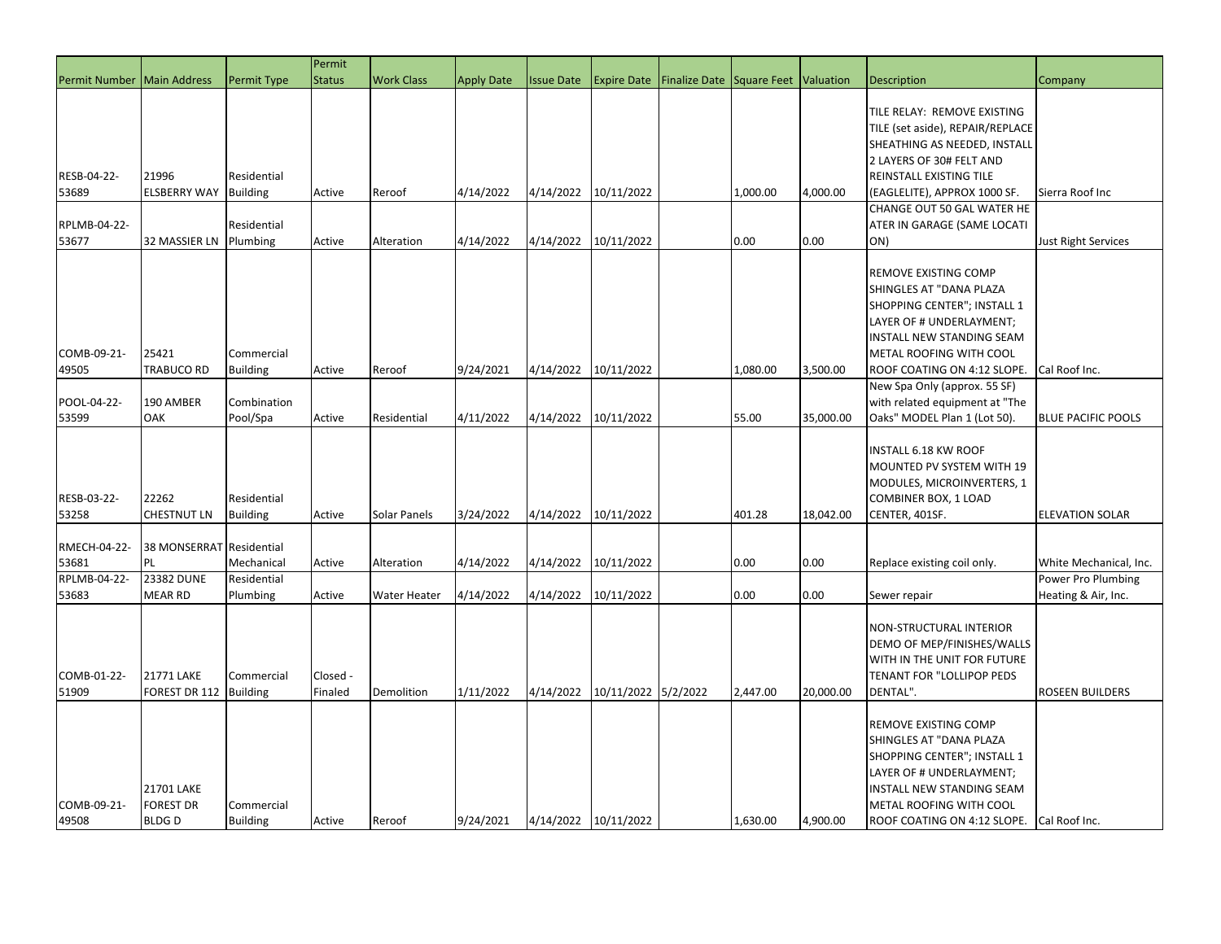| Permit Number | Main Address | Permit Type | Permit Status | Work Class | Apply Date | Issue Date | Expire Date | Finalize Date | Square Feet | Valuation | Description | Company |
|---|---|---|---|---|---|---|---|---|---|---|---|---|
| RESB-04-22-53689 | 21996 ELSBERRY WAY | Residential Building | Active | Reroof | 4/14/2022 | 4/14/2022 | 10/11/2022 | | 1,000.00 | 4,000.00 | TILE RELAY: REMOVE EXISTING TILE (set aside), REPAIR/REPLACE SHEATHING AS NEEDED, INSTALL 2 LAYERS OF 30# FELT AND REINSTALL EXISTING TILE (EAGLELITE), APPROX 1000 SF. | Sierra Roof Inc |
| RPLMB-04-22-53677 | 32 MASSIER LN | Residential Plumbing | Active | Alteration | 4/14/2022 | 4/14/2022 | 10/11/2022 | | 0.00 | 0.00 | CHANGE OUT 50 GAL WATER HE ATER IN GARAGE (SAME LOCATI ON) | Just Right Services |
| COMB-09-21-49505 | 25421 TRABUCO RD | Commercial Building | Active | Reroof | 9/24/2021 | 4/14/2022 | 10/11/2022 | | 1,080.00 | 3,500.00 | REMOVE EXISTING COMP SHINGLES AT "DANA PLAZA SHOPPING CENTER"; INSTALL 1 LAYER OF # UNDERLAYMENT; INSTALL NEW STANDING SEAM METAL ROOFING WITH COOL ROOF COATING ON 4:12 SLOPE. | Cal Roof Inc. |
| POOL-04-22-53599 | 190 AMBER OAK | Combination Pool/Spa | Active | Residential | 4/11/2022 | 4/14/2022 | 10/11/2022 | | 55.00 | 35,000.00 | New Spa Only (approx. 55 SF) with related equipment at "The Oaks" MODEL Plan 1 (Lot 50). | BLUE PACIFIC POOLS |
| RESB-03-22-53258 | 22262 CHESTNUT LN | Residential Building | Active | Solar Panels | 3/24/2022 | 4/14/2022 | 10/11/2022 | | 401.28 | 18,042.00 | INSTALL 6.18 KW ROOF MOUNTED PV SYSTEM WITH 19 MODULES, MICROINVERTERS, 1 COMBINER BOX, 1 LOAD CENTER, 401SF. | ELEVATION SOLAR |
| RMECH-04-22-53681 | 38 MONSERRAT PL | Residential Mechanical | Active | Alteration | 4/14/2022 | 4/14/2022 | 10/11/2022 | | 0.00 | 0.00 | Replace existing coil only. | White Mechanical, Inc. |
| RPLMB-04-22-53683 | 23382 DUNE MEAR RD | Residential Plumbing | Active | Water Heater | 4/14/2022 | 4/14/2022 | 10/11/2022 | | 0.00 | 0.00 | Sewer repair | Power Pro Plumbing Heating & Air, Inc. |
| COMB-01-22-51909 | 21771 LAKE FOREST DR 112 | Commercial Building | Closed - Finaled | Demolition | 1/11/2022 | 4/14/2022 | 10/11/2022 | 5/2/2022 | 2,447.00 | 20,000.00 | NON-STRUCTURAL INTERIOR DEMO OF MEP/FINISHES/WALLS WITH IN THE UNIT FOR FUTURE TENANT FOR "LOLLIPOP PEDS DENTAL". | ROSEEN BUILDERS |
| COMB-09-21-49508 | 21701 LAKE FOREST DR BLDG D | Commercial Building | Active | Reroof | 9/24/2021 | 4/14/2022 | 10/11/2022 | | 1,630.00 | 4,900.00 | REMOVE EXISTING COMP SHINGLES AT "DANA PLAZA SHOPPING CENTER"; INSTALL 1 LAYER OF # UNDERLAYMENT; INSTALL NEW STANDING SEAM METAL ROOFING WITH COOL ROOF COATING ON 4:12 SLOPE. | Cal Roof Inc. |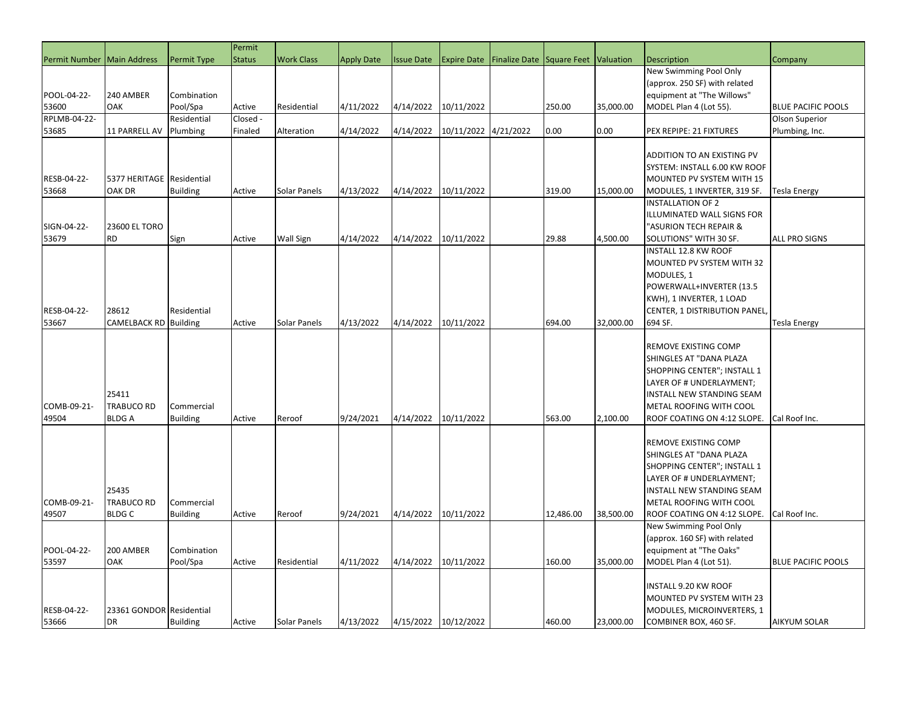| Permit Number | Main Address | Permit Type | Permit Status | Work Class | Apply Date | Issue Date | Expire Date | Finalize Date | Square Feet | Valuation | Description | Company |
|---|---|---|---|---|---|---|---|---|---|---|---|---|
| POOL-04-22-53600 | 240 AMBER OAK | Combination Pool/Spa | Active | Residential | 4/11/2022 | 4/14/2022 | 10/11/2022 | | 250.00 | 35,000.00 | New Swimming Pool Only (approx. 250 SF) with related equipment at "The Willows" MODEL Plan 4 (Lot 55). | BLUE PACIFIC POOLS |
| RPLMB-04-22-53685 | 11 PARRELL AV | Residential Plumbing | Closed - Finaled | Alteration | 4/14/2022 | 4/14/2022 | 10/11/2022 | 4/21/2022 | 0.00 | 0.00 | PEX REPIPE: 21 FIXTURES | Olson Superior Plumbing, Inc. |
| RESB-04-22-53668 | 5377 HERITAGE OAK DR | Residential Building | Active | Solar Panels | 4/13/2022 | 4/14/2022 | 10/11/2022 | | 319.00 | 15,000.00 | ADDITION TO AN EXISTING PV SYSTEM: INSTALL 6.00 KW ROOF MOUNTED PV SYSTEM WITH 15 MODULES, 1 INVERTER, 319 SF. | Tesla Energy |
| SIGN-04-22-53679 | 23600 EL TORO RD | Sign | Active | Wall Sign | 4/14/2022 | 4/14/2022 | 10/11/2022 | | 29.88 | 4,500.00 | INSTALLATION OF 2 ILLUMINATED WALL SIGNS FOR "ASURION TECH REPAIR & SOLUTIONS" WITH 30 SF. | ALL PRO SIGNS |
| RESB-04-22-53667 | 28612 CAMELBACK RD | Residential Building | Active | Solar Panels | 4/13/2022 | 4/14/2022 | 10/11/2022 | | 694.00 | 32,000.00 | INSTALL 12.8 KW ROOF MOUNTED PV SYSTEM WITH 32 MODULES, 1 POWERWALL+INVERTER (13.5 KWH), 1 INVERTER, 1 LOAD CENTER, 1 DISTRIBUTION PANEL, 694 SF. | Tesla Energy |
| COMB-09-21-49504 | 25411 TRABUCO RD BLDG A | Commercial Building | Active | Reroof | 9/24/2021 | 4/14/2022 | 10/11/2022 | | 563.00 | 2,100.00 | REMOVE EXISTING COMP SHINGLES AT "DANA PLAZA SHOPPING CENTER"; INSTALL 1 LAYER OF # UNDERLAYMENT; INSTALL NEW STANDING SEAM METAL ROOFING WITH COOL ROOF COATING ON 4:12 SLOPE. | Cal Roof Inc. |
| COMB-09-21-49507 | 25435 TRABUCO RD BLDG C | Commercial Building | Active | Reroof | 9/24/2021 | 4/14/2022 | 10/11/2022 | | 12,486.00 | 38,500.00 | REMOVE EXISTING COMP SHINGLES AT "DANA PLAZA SHOPPING CENTER"; INSTALL 1 LAYER OF # UNDERLAYMENT; INSTALL NEW STANDING SEAM METAL ROOFING WITH COOL ROOF COATING ON 4:12 SLOPE. | Cal Roof Inc. |
| POOL-04-22-53597 | 200 AMBER OAK | Combination Pool/Spa | Active | Residential | 4/11/2022 | 4/14/2022 | 10/11/2022 | | 160.00 | 35,000.00 | New Swimming Pool Only (approx. 160 SF) with related equipment at "The Oaks" MODEL Plan 4 (Lot 51). | BLUE PACIFIC POOLS |
| RESB-04-22-53666 | 23361 GONDOR DR | Residential Building | Active | Solar Panels | 4/13/2022 | 4/15/2022 | 10/12/2022 | | 460.00 | 23,000.00 | INSTALL 9.20 KW ROOF MOUNTED PV SYSTEM WITH 23 MODULES, MICROINVERTERS, 1 COMBINER BOX, 460 SF. | AIKYUM SOLAR |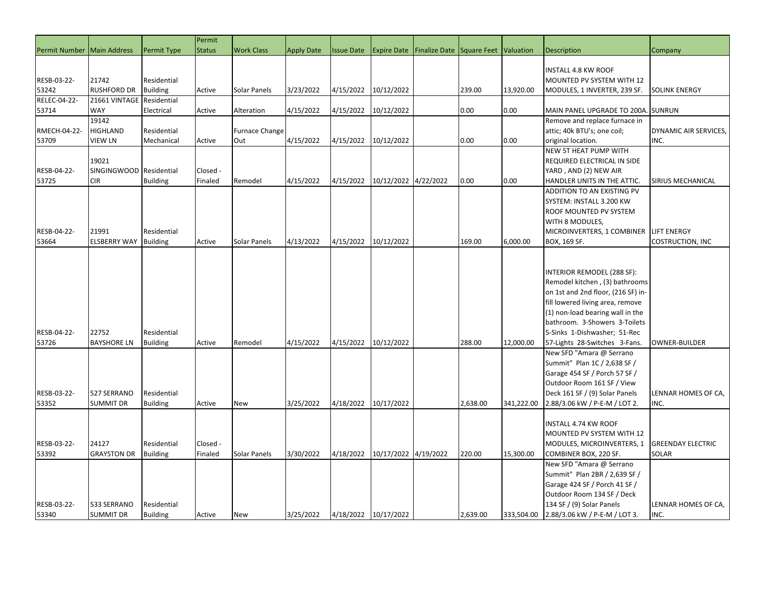| Permit Number | Main Address | Permit Type | Permit Status | Work Class | Apply Date | Issue Date | Expire Date | Finalize Date | Square Feet | Valuation | Description | Company |
|---|---|---|---|---|---|---|---|---|---|---|---|---|
| RESB-03-22-53242 | 21742 RUSHFORD DR | Residential Building | Active | Solar Panels | 3/23/2022 | 4/15/2022 | 10/12/2022 | | 239.00 | 13,920.00 | INSTALL 4.8 KW ROOF MOUNTED PV SYSTEM WITH 12 MODULES, 1 INVERTER, 239 SF. | SOLINK ENERGY |
| RELEC-04-22-53714 | 21661 VINTAGE WAY | Residential Electrical | Active | Alteration | 4/15/2022 | 4/15/2022 | 10/12/2022 | | 0.00 | 0.00 | MAIN PANEL UPGRADE TO 200A. | SUNRUN |
| RMECH-04-22-53709 | 19142 HIGHLAND VIEW LN | Residential Mechanical | Active | Furnace Change Out | 4/15/2022 | 4/15/2022 | 10/12/2022 | | 0.00 | 0.00 | Remove and replace furnace in attic; 40k BTU's; one coil; original location. | DYNAMIC AIR SERVICES, INC. |
| RESB-04-22-53725 | 19021 SINGINGWOOD CIR | Residential Building | Closed - Finaled | Remodel | 4/15/2022 | 4/15/2022 | 10/12/2022 | 4/22/2022 | 0.00 | 0.00 | NEW 5T HEAT PUMP WITH REQUIRED ELECTRICAL IN SIDE YARD , AND (2) NEW AIR HANDLER UNITS IN THE ATTIC. | SIRIUS MECHANICAL |
| RESB-04-22-53664 | 21991 ELSBERRY WAY | Residential Building | Active | Solar Panels | 4/13/2022 | 4/15/2022 | 10/12/2022 | | 169.00 | 6,000.00 | ADDITION TO AN EXISTING PV SYSTEM: INSTALL 3.200 KW ROOF MOUNTED PV SYSTEM WITH 8 MODULES, MICROINVERTERS, 1 COMBINER BOX, 169 SF. | LIFT ENERGY COSTRUCTION, INC |
| RESB-04-22-53726 | 22752 BAYSHORE LN | Residential Building | Active | Remodel | 4/15/2022 | 4/15/2022 | 10/12/2022 | | 288.00 | 12,000.00 | INTERIOR REMODEL (288 SF): Remodel kitchen , (3) bathrooms on 1st and 2nd floor, (216 SF) in-fill lowered living area, remove (1) non-load bearing wall in the bathroom. 3-Showers 3-Toilets 5-Sinks 1-Dishwasher; 51-Rec 57-Lights 28-Switches 3-Fans. | OWNER-BUILDER |
| RESB-03-22-53352 | 527 SERRANO SUMMIT DR | Residential Building | Active | New | 3/25/2022 | 4/18/2022 | 10/17/2022 | | 2,638.00 | 341,222.00 | New SFD "Amara @ Serrano Summit" Plan 1C / 2,638 SF / Garage 454 SF / Porch 57 SF / Outdoor Room 161 SF / View Deck 161 SF / (9) Solar Panels 2.88/3.06 kW / P-E-M / LOT 2. | LENNAR HOMES OF CA, INC. |
| RESB-03-22-53392 | 24127 GRAYSTON DR | Residential Building | Closed - Finaled | Solar Panels | 3/30/2022 | 4/18/2022 | 10/17/2022 | 4/19/2022 | 220.00 | 15,300.00 | INSTALL 4.74 KW ROOF MOUNTED PV SYSTEM WITH 12 MODULES, MICROINVERTERS, 1 COMBINER BOX, 220 SF. | GREENDAY ELECTRIC SOLAR |
| RESB-03-22-53340 | 533 SERRANO SUMMIT DR | Residential Building | Active | New | 3/25/2022 | 4/18/2022 | 10/17/2022 | | 2,639.00 | 333,504.00 | New SFD "Amara @ Serrano Summit" Plan 2BR / 2,639 SF / Garage 424 SF / Porch 41 SF / Outdoor Room 134 SF / Deck 134 SF / (9) Solar Panels 2.88/3.06 kW / P-E-M / LOT 3. | LENNAR HOMES OF CA, INC. |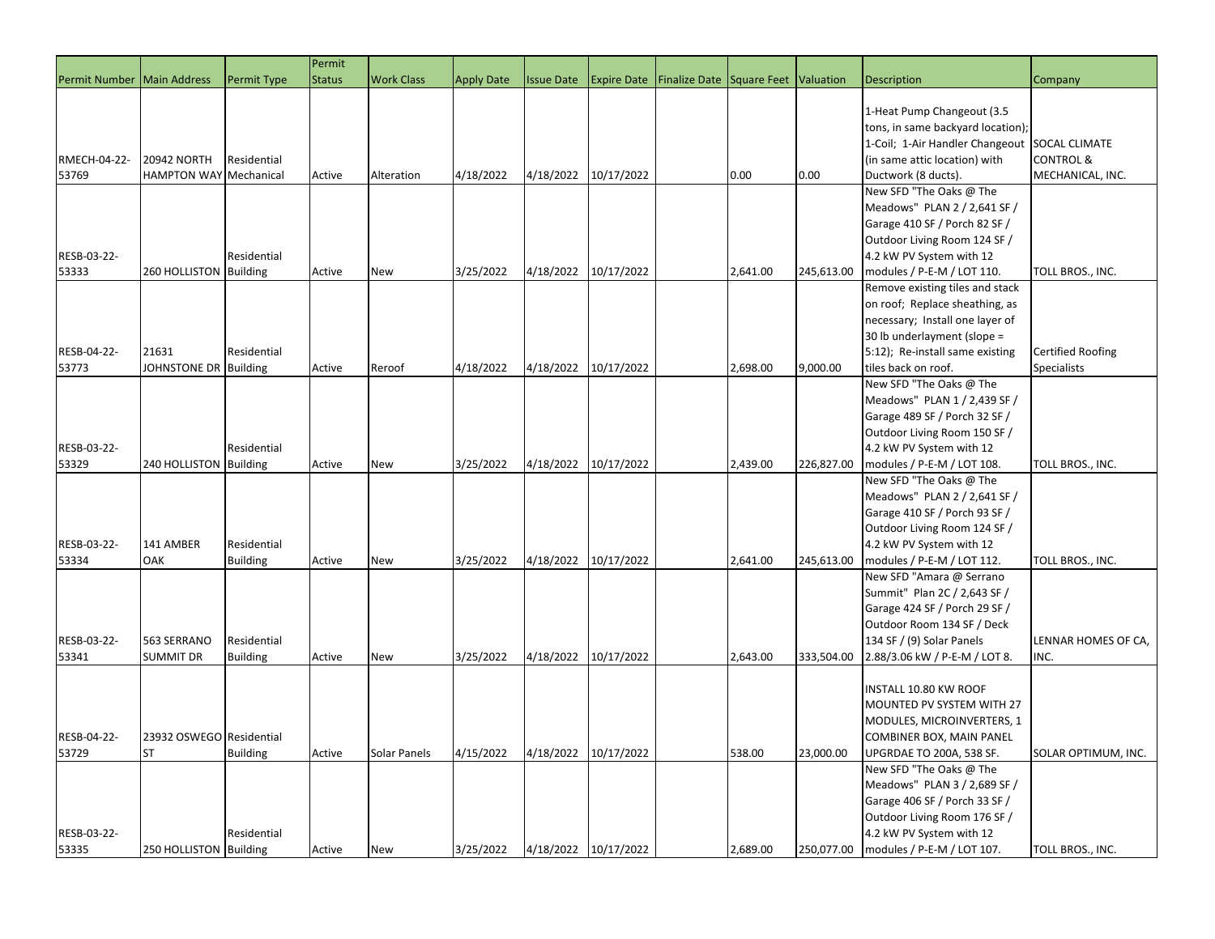| Permit Number | Main Address | Permit Type | Permit Status | Work Class | Apply Date | Issue Date | Expire Date | Finalize Date | Square Feet | Valuation | Description | Company |
|---|---|---|---|---|---|---|---|---|---|---|---|---|
| RMECH-04-22-53769 | 20942 NORTH HAMPTON WAY | Residential Mechanical | Active | Alteration | 4/18/2022 | 4/18/2022 | 10/17/2022 | | 0.00 | 0.00 | 1-Heat Pump Changeout (3.5 tons, in same backyard location); 1-Coil; 1-Air Handler Changeout (in same attic location) with Ductwork (8 ducts). | SOCAL CLIMATE CONTROL & MECHANICAL, INC. |
| RESB-03-22-53333 | 260 HOLLISTON | Residential Building | Active | New | 3/25/2022 | 4/18/2022 | 10/17/2022 | | 2,641.00 | 245,613.00 | New SFD "The Oaks @ The Meadows" PLAN 2 / 2,641 SF / Garage 410 SF / Porch 82 SF / Outdoor Living Room 124 SF / 4.2 kW PV System with 12 modules / P-E-M / LOT 110. | TOLL BROS., INC. |
| RESB-04-22-53773 | 21631 JOHNSTONE DR | Residential Building | Active | Reroof | 4/18/2022 | 4/18/2022 | 10/17/2022 | | 2,698.00 | 9,000.00 | Remove existing tiles and stack on roof; Replace sheathing, as necessary; Install one layer of 30 lb underlayment (slope = 5:12); Re-install same existing tiles back on roof. | Certified Roofing Specialists |
| RESB-03-22-53329 | 240 HOLLISTON | Residential Building | Active | New | 3/25/2022 | 4/18/2022 | 10/17/2022 | | 2,439.00 | 226,827.00 | New SFD "The Oaks @ The Meadows" PLAN 1 / 2,439 SF / Garage 489 SF / Porch 32 SF / Outdoor Living Room 150 SF / 4.2 kW PV System with 12 modules / P-E-M / LOT 108. | TOLL BROS., INC. |
| RESB-03-22-53334 | 141 AMBER OAK | Residential Building | Active | New | 3/25/2022 | 4/18/2022 | 10/17/2022 | | 2,641.00 | 245,613.00 | New SFD "The Oaks @ The Meadows" PLAN 2 / 2,641 SF / Garage 410 SF / Porch 93 SF / Outdoor Living Room 124 SF / 4.2 kW PV System with 12 modules / P-E-M / LOT 112. | TOLL BROS., INC. |
| RESB-03-22-53341 | 563 SERRANO SUMMIT DR | Residential Building | Active | New | 3/25/2022 | 4/18/2022 | 10/17/2022 | | 2,643.00 | 333,504.00 | New SFD "Amara @ Serrano Summit" Plan 2C / 2,643 SF / Garage 424 SF / Porch 29 SF / Outdoor Room 134 SF / Deck 134 SF / (9) Solar Panels 2.88/3.06 kW / P-E-M / LOT 8. | LENNAR HOMES OF CA, INC. |
| RESB-04-22-53729 | 23932 OSWEGO ST | Residential Building | Active | Solar Panels | 4/15/2022 | 4/18/2022 | 10/17/2022 | | 538.00 | 23,000.00 | INSTALL 10.80 KW ROOF MOUNTED PV SYSTEM WITH 27 MODULES, MICROINVERTERS, 1 COMBINER BOX, MAIN PANEL UPGRDAE TO 200A, 538 SF. | SOLAR OPTIMUM, INC. |
| RESB-03-22-53335 | 250 HOLLISTON | Residential Building | Active | New | 3/25/2022 | 4/18/2022 | 10/17/2022 | | 2,689.00 | 250,077.00 | New SFD "The Oaks @ The Meadows" PLAN 3 / 2,689 SF / Garage 406 SF / Porch 33 SF / Outdoor Living Room 176 SF / 4.2 kW PV System with 12 modules / P-E-M / LOT 107. | TOLL BROS., INC. |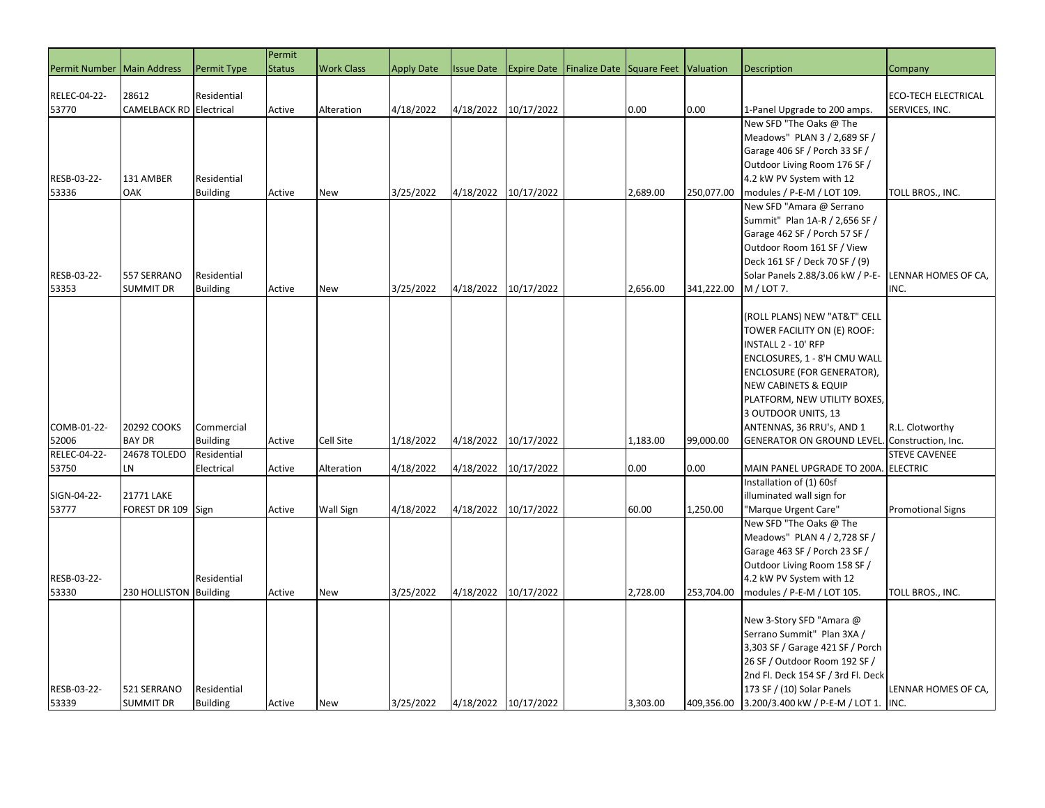| Permit Number | Main Address | Permit Type | Permit Status | Work Class | Apply Date | Issue Date | Expire Date | Finalize Date | Square Feet | Valuation | Description | Company |
|---|---|---|---|---|---|---|---|---|---|---|---|---|
| RELEC-04-22-53770 | 28612 CAMELBACK RD | Residential Electrical | Active | Alteration | 4/18/2022 | 4/18/2022 | 10/17/2022 | | 0.00 | 0.00 | 1-Panel Upgrade to 200 amps. | ECO-TECH ELECTRICAL SERVICES, INC. |
| RESB-03-22-53336 | 131 AMBER OAK | Residential Building | Active | New | 3/25/2022 | 4/18/2022 | 10/17/2022 | | 2,689.00 | 250,077.00 | New SFD "The Oaks @ The Meadows" PLAN 3 / 2,689 SF / Garage 406 SF / Porch 33 SF / Outdoor Living Room 176 SF / 4.2 kW PV System with 12 modules / P-E-M / LOT 109. | TOLL BROS., INC. |
| RESB-03-22-53353 | 557 SERRANO SUMMIT DR | Residential Building | Active | New | 3/25/2022 | 4/18/2022 | 10/17/2022 | | 2,656.00 | 341,222.00 | New SFD "Amara @ Serrano Summit" Plan 1A-R / 2,656 SF / Garage 462 SF / Porch 57 SF / Outdoor Room 161 SF / View Deck 161 SF / Deck 70 SF / (9) Solar Panels 2.88/3.06 kW / P-E-M / LOT 7. | LENNAR HOMES OF CA, INC. |
| COMB-01-22-52006 | 20292 COOKS BAY DR | Commercial Building | Active | Cell Site | 1/18/2022 | 4/18/2022 | 10/17/2022 | | 1,183.00 | 99,000.00 | (ROLL PLANS) NEW "AT&T" CELL TOWER FACILITY ON (E) ROOF: INSTALL 2 - 10' RFP ENCLOSURES, 1 - 8'H CMU WALL ENCLOSURE (FOR GENERATOR), NEW CABINETS & EQUIP PLATFORM, NEW UTILITY BOXES, 3 OUTDOOR UNITS, 13 ANTENNAS, 36 RRU's, AND 1 GENERATOR ON GROUND LEVEL. | R.L. Clotworthy Construction, Inc. |
| RELEC-04-22-53750 | 24678 TOLEDO LN | Residential Electrical | Active | Alteration | 4/18/2022 | 4/18/2022 | 10/17/2022 | | 0.00 | 0.00 | MAIN PANEL UPGRADE TO 200A. | STEVE CAVENEE ELECTRIC |
| SIGN-04-22-53777 | 21771 LAKE FOREST DR 109 | Sign | Active | Wall Sign | 4/18/2022 | 4/18/2022 | 10/17/2022 | | 60.00 | 1,250.00 | Installation of (1) 60sf illuminated wall sign for "Marque Urgent Care" | Promotional Signs |
| RESB-03-22-53330 | 230 HOLLISTON | Residential Building | Active | New | 3/25/2022 | 4/18/2022 | 10/17/2022 | | 2,728.00 | 253,704.00 | New SFD "The Oaks @ The Meadows" PLAN 4 / 2,728 SF / Garage 463 SF / Porch 23 SF / Outdoor Living Room 158 SF / 4.2 kW PV System with 12 modules / P-E-M / LOT 105. | TOLL BROS., INC. |
| RESB-03-22-53339 | 521 SERRANO SUMMIT DR | Residential Building | Active | New | 3/25/2022 | 4/18/2022 | 10/17/2022 | | 3,303.00 | 409,356.00 | New 3-Story SFD "Amara @ Serrano Summit" Plan 3XA / 3,303 SF / Garage 421 SF / Porch 26 SF / Outdoor Room 192 SF / 2nd Fl. Deck 154 SF / 3rd Fl. Deck 173 SF / (10) Solar Panels 3.200/3.400 kW / P-E-M / LOT 1. | LENNAR HOMES OF CA, INC. |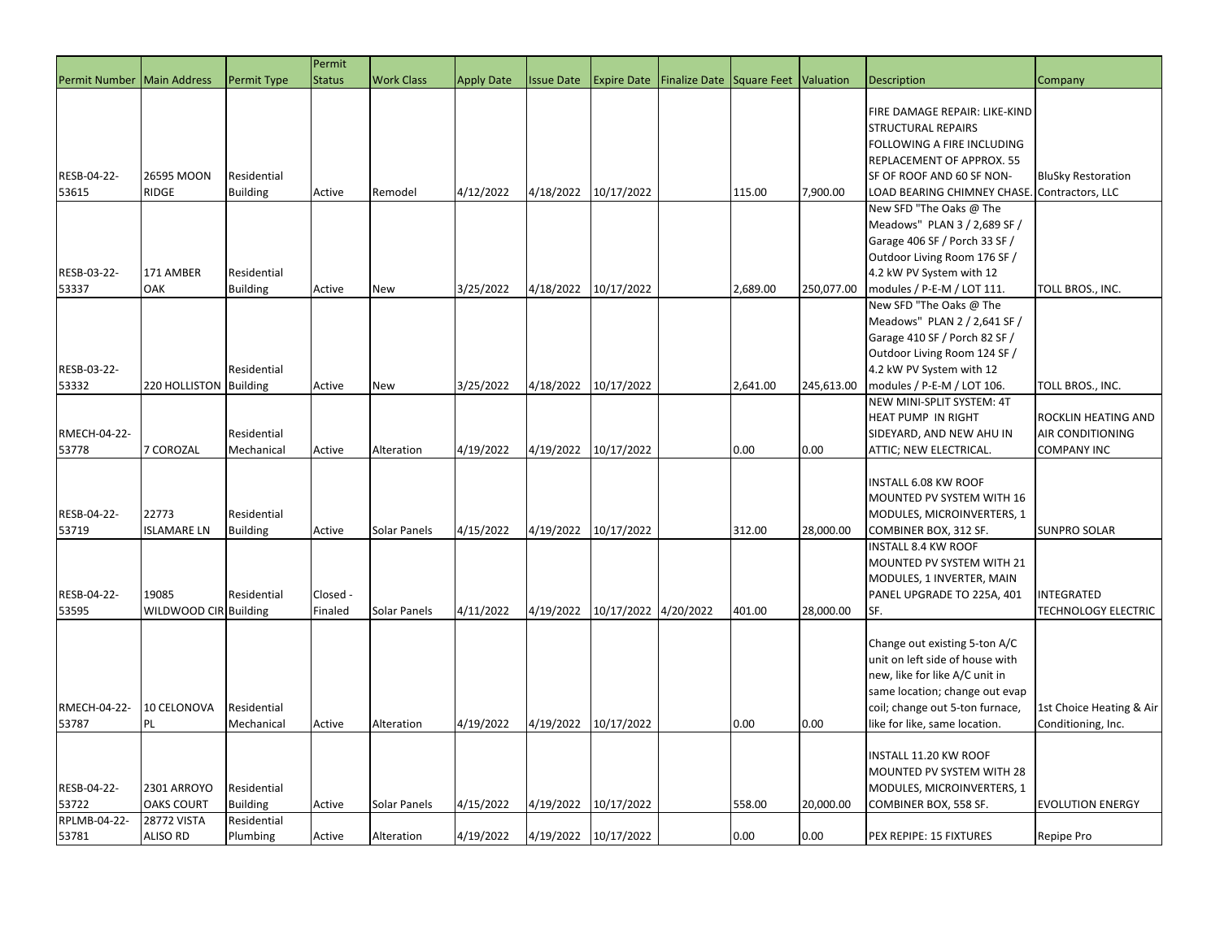| Permit Number | Main Address | Permit Type | Permit Status | Work Class | Apply Date | Issue Date | Expire Date | Finalize Date | Square Feet | Valuation | Description | Company |
|---|---|---|---|---|---|---|---|---|---|---|---|---|
| RESB-04-22-53615 | 26595 MOON RIDGE | Residential Building | Active | Remodel | 4/12/2022 | 4/18/2022 | 10/17/2022 | | 115.00 | 7,900.00 | FIRE DAMAGE REPAIR: LIKE-KIND STRUCTURAL REPAIRS FOLLOWING A FIRE INCLUDING REPLACEMENT OF APPROX. 55 SF OF ROOF AND 60 SF NON-LOAD BEARING CHIMNEY CHASE. | BluSky Restoration Contractors, LLC |
| RESB-03-22-53337 | 171 AMBER OAK | Residential Building | Active | New | 3/25/2022 | 4/18/2022 | 10/17/2022 | | 2,689.00 | 250,077.00 | New SFD "The Oaks @ The Meadows" PLAN 3 / 2,689 SF / Garage 406 SF / Porch 33 SF / Outdoor Living Room 176 SF / 4.2 kW PV System with 12 modules / P-E-M / LOT 111. | TOLL BROS., INC. |
| RESB-03-22-53332 | 220 HOLLISTON | Residential Building | Active | New | 3/25/2022 | 4/18/2022 | 10/17/2022 | | 2,641.00 | 245,613.00 | New SFD "The Oaks @ The Meadows" PLAN 2 / 2,641 SF / Garage 410 SF / Porch 82 SF / Outdoor Living Room 124 SF / 4.2 kW PV System with 12 modules / P-E-M / LOT 106. | TOLL BROS., INC. |
| RMECH-04-22-53778 | 7 COROZAL | Residential Mechanical | Active | Alteration | 4/19/2022 | 4/19/2022 | 10/17/2022 | | 0.00 | 0.00 | NEW MINI-SPLIT SYSTEM: 4T HEAT PUMP IN RIGHT SIDEYARD, AND NEW AHU IN ATTIC; NEW ELECTRICAL. | ROCKLIN HEATING AND AIR CONDITIONING COMPANY INC |
| RESB-04-22-53719 | 22773 ISLAMARE LN | Residential Building | Active | Solar Panels | 4/15/2022 | 4/19/2022 | 10/17/2022 | | 312.00 | 28,000.00 | INSTALL 6.08 KW ROOF MOUNTED PV SYSTEM WITH 16 MODULES, MICROINVERTERS, 1 COMBINER BOX, 312 SF. | SUNPRO SOLAR |
| RESB-04-22-53595 | 19085 WILDWOOD CIR | Residential Building | Closed - Finaled | Solar Panels | 4/11/2022 | 4/19/2022 | 10/17/2022 | 4/20/2022 | 401.00 | 28,000.00 | INSTALL 8.4 KW ROOF MOUNTED PV SYSTEM WITH 21 MODULES, 1 INVERTER, MAIN PANEL UPGRADE TO 225A, 401 SF. | INTEGRATED TECHNOLOGY ELECTRIC |
| RMECH-04-22-53787 | 10 CELONOVA PL | Residential Mechanical | Active | Alteration | 4/19/2022 | 4/19/2022 | 10/17/2022 | | 0.00 | 0.00 | Change out existing 5-ton A/C unit on left side of house with new, like for like A/C unit in same location; change out evap coil; change out 5-ton furnace, like for like, same location. | 1st Choice Heating & Air Conditioning, Inc. |
| RESB-04-22-53722 | 2301 ARROYO OAKS COURT | Residential Building | Active | Solar Panels | 4/15/2022 | 4/19/2022 | 10/17/2022 | | 558.00 | 20,000.00 | INSTALL 11.20 KW ROOF MOUNTED PV SYSTEM WITH 28 MODULES, MICROINVERTERS, 1 COMBINER BOX, 558 SF. | EVOLUTION ENERGY |
| RPLMB-04-22-53781 | 28772 VISTA ALISO RD | Residential Plumbing | Active | Alteration | 4/19/2022 | 4/19/2022 | 10/17/2022 | | 0.00 | 0.00 | PEX REPIPE: 15 FIXTURES | Repipe Pro |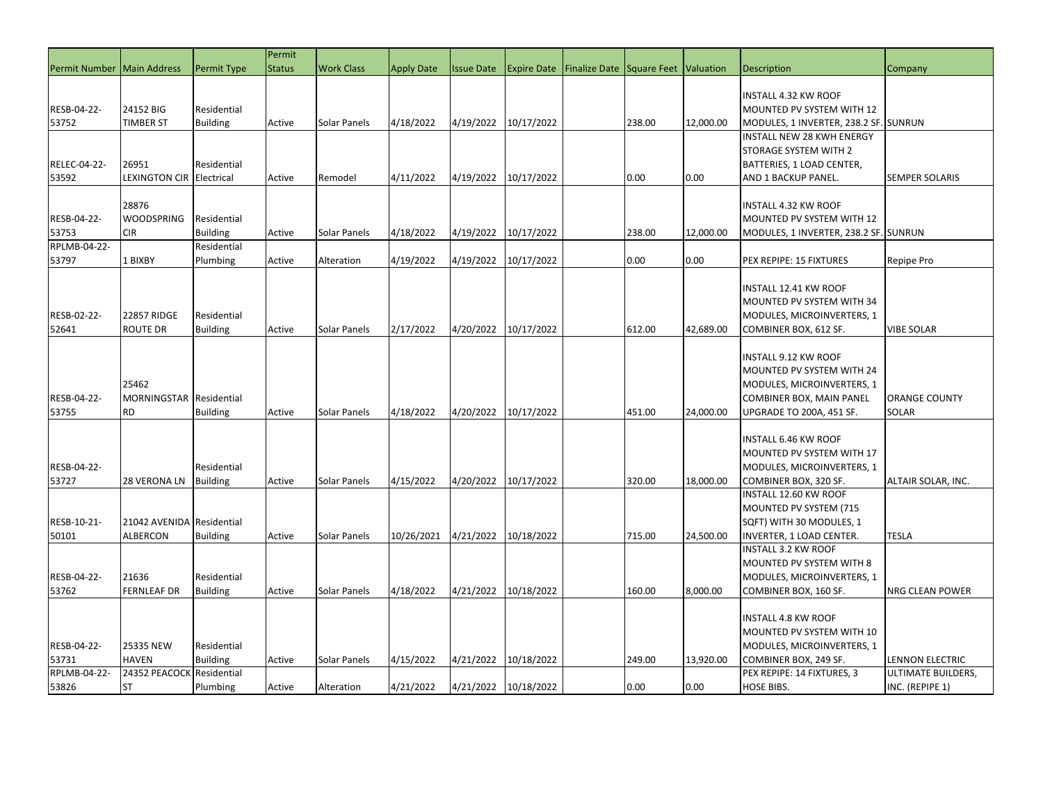| Permit Number | Main Address | Permit Type | Permit Status | Work Class | Apply Date | Issue Date | Expire Date | Finalize Date | Square Feet | Valuation | Description | Company |
|---|---|---|---|---|---|---|---|---|---|---|---|---|
| RESB-04-22-53752 | 24152 BIG TIMBER ST | Residential Building | Active | Solar Panels | 4/18/2022 | 4/19/2022 | 10/17/2022 | | 238.00 | 12,000.00 | INSTALL 4.32 KW ROOF MOUNTED PV SYSTEM WITH 12 MODULES, 1 INVERTER, 238.2 SF. | SUNRUN |
| RELEC-04-22-53592 | 26951 LEXINGTON CIR | Residential Electrical | Active | Remodel | 4/11/2022 | 4/19/2022 | 10/17/2022 | | 0.00 | 0.00 | INSTALL NEW 28 KWH ENERGY STORAGE SYSTEM WITH 2 BATTERIES, 1 LOAD CENTER, AND 1 BACKUP PANEL. | SEMPER SOLARIS |
| RESB-04-22-53753 | 28876 WOODSPRING CIR | Residential Building | Active | Solar Panels | 4/18/2022 | 4/19/2022 | 10/17/2022 | | 238.00 | 12,000.00 | INSTALL 4.32 KW ROOF MOUNTED PV SYSTEM WITH 12 MODULES, 1 INVERTER, 238.2 SF. | SUNRUN |
| RPLMB-04-22-53797 | 1 BIXBY | Residential Plumbing | Active | Alteration | 4/19/2022 | 4/19/2022 | 10/17/2022 | | 0.00 | 0.00 | PEX REPIPE: 15 FIXTURES | Repipe Pro |
| RESB-02-22-52641 | 22857 RIDGE ROUTE DR | Residential Building | Active | Solar Panels | 2/17/2022 | 4/20/2022 | 10/17/2022 | | 612.00 | 42,689.00 | INSTALL 12.41 KW ROOF MOUNTED PV SYSTEM WITH 34 MODULES, MICROINVERTERS, 1 COMBINER BOX, 612 SF. | VIBE SOLAR |
| RESB-04-22-53755 | 25462 MORNINGSTAR RD | Residential Building | Active | Solar Panels | 4/18/2022 | 4/20/2022 | 10/17/2022 | | 451.00 | 24,000.00 | INSTALL 9.12 KW ROOF MOUNTED PV SYSTEM WITH 24 MODULES, MICROINVERTERS, 1 COMBINER BOX, MAIN PANEL UPGRADE TO 200A, 451 SF. | ORANGE COUNTY SOLAR |
| RESB-04-22-53727 | 28 VERONA LN | Residential Building | Active | Solar Panels | 4/15/2022 | 4/20/2022 | 10/17/2022 | | 320.00 | 18,000.00 | INSTALL 6.46 KW ROOF MOUNTED PV SYSTEM WITH 17 MODULES, MICROINVERTERS, 1 COMBINER BOX, 320 SF. | ALTAIR SOLAR, INC. |
| RESB-10-21-50101 | 21042 AVENIDA ALBERCON | Residential Building | Active | Solar Panels | 10/26/2021 | 4/21/2022 | 10/18/2022 | | 715.00 | 24,500.00 | INSTALL 12.60 KW ROOF MOUNTED PV SYSTEM (715 SQFT) WITH 30 MODULES, 1 INVERTER, 1 LOAD CENTER. | TESLA |
| RESB-04-22-53762 | 21636 FERNLEAF DR | Residential Building | Active | Solar Panels | 4/18/2022 | 4/21/2022 | 10/18/2022 | | 160.00 | 8,000.00 | INSTALL 3.2 KW ROOF MOUNTED PV SYSTEM WITH 8 MODULES, MICROINVERTERS, 1 COMBINER BOX, 160 SF. | NRG CLEAN POWER |
| RESB-04-22-53731 | 25335 NEW HAVEN | Residential Building | Active | Solar Panels | 4/15/2022 | 4/21/2022 | 10/18/2022 | | 249.00 | 13,920.00 | INSTALL 4.8 KW ROOF MOUNTED PV SYSTEM WITH 10 MODULES, MICROINVERTERS, 1 COMBINER BOX, 249 SF. | LENNON ELECTRIC |
| RPLMB-04-22-53826 | 24352 PEACOCK ST | Residential Plumbing | Active | Alteration | 4/21/2022 | 4/21/2022 | 10/18/2022 | | 0.00 | 0.00 | PEX REPIPE: 14 FIXTURES, 3 HOSE BIBS. | ULTIMATE BUILDERS, INC. (REPIPE 1) |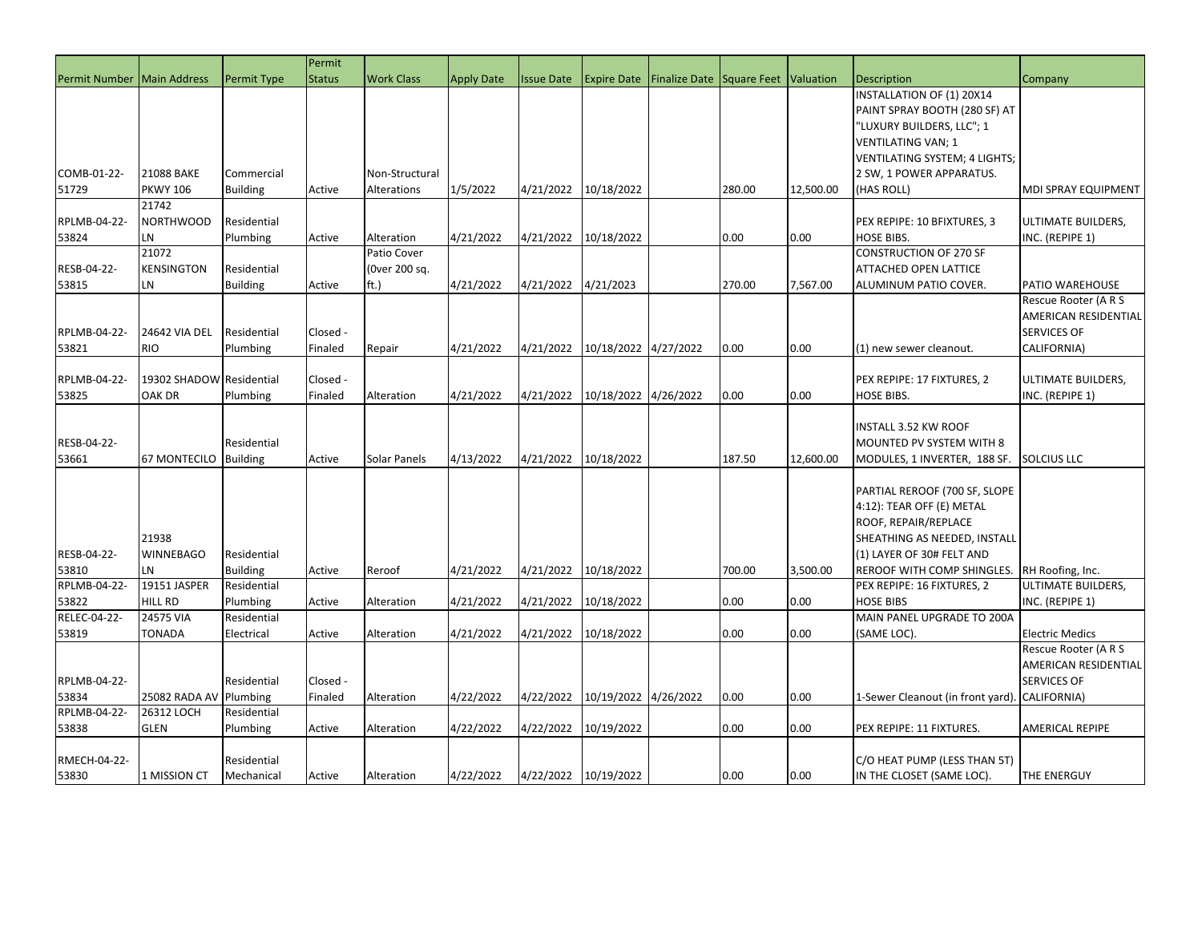| Permit Number | Main Address | Permit Type | Permit Status | Work Class | Apply Date | Issue Date | Expire Date | Finalize Date | Square Feet | Valuation | Description | Company |
|---|---|---|---|---|---|---|---|---|---|---|---|---|
| COMB-01-22-51729 | 21088 BAKE PKWY 106 | Commercial Building | Active | Non-Structural Alterations | 1/5/2022 | 4/21/2022 | 10/18/2022 | | 280.00 | 12,500.00 | INSTALLATION OF (1) 20X14 PAINT SPRAY BOOTH (280 SF) AT "LUXURY BUILDERS, LLC"; 1 VENTILATING VAN; 1 VENTILATING SYSTEM; 4 LIGHTS; 2 SW, 1 POWER APPARATUS. (HAS ROLL) | MDI SPRAY EQUIPMENT |
| RPLMB-04-22-53824 | 21742 NORTHWOOD LN | Residential Plumbing | Active | Alteration | 4/21/2022 | 4/21/2022 | 10/18/2022 | | 0.00 | 0.00 | PEX REPIPE: 10 BFIXTURES, 3 HOSE BIBS. | ULTIMATE BUILDERS, INC. (REPIPE 1) |
| RESB-04-22-53815 | 21072 KENSINGTON LN | Residential Building | Active | Patio Cover (0ver 200 sq. ft.) | 4/21/2022 | 4/21/2022 | 4/21/2023 | | 270.00 | 7,567.00 | CONSTRUCTION OF 270 SF ATTACHED OPEN LATTICE ALUMINUM PATIO COVER. | PATIO WAREHOUSE |
| RPLMB-04-22-53821 | 24642 VIA DEL RIO | Residential Plumbing | Closed - Finaled | Repair | 4/21/2022 | 4/21/2022 | 10/18/2022 | 4/27/2022 | 0.00 | 0.00 | (1) new sewer cleanout. | Rescue Rooter (A R S AMERICAN RESIDENTIAL SERVICES OF CALIFORNIA) |
| RPLMB-04-22-53825 | 19302 SHADOW OAK DR | Residential Plumbing | Closed - Finaled | Alteration | 4/21/2022 | 4/21/2022 | 10/18/2022 | 4/26/2022 | 0.00 | 0.00 | PEX REPIPE: 17 FIXTURES, 2 HOSE BIBS. | ULTIMATE BUILDERS, INC. (REPIPE 1) |
| RESB-04-22-53661 | 67 MONTECILO | Residential Building | Active | Solar Panels | 4/13/2022 | 4/21/2022 | 10/18/2022 | | 187.50 | 12,600.00 | INSTALL 3.52 KW ROOF MOUNTED PV SYSTEM WITH 8 MODULES, 1 INVERTER, 188 SF. | SOLCIUS LLC |
| RESB-04-22-53810 | 21938 WINNEBAGO LN | Residential Building | Active | Reroof | 4/21/2022 | 4/21/2022 | 10/18/2022 | | 700.00 | 3,500.00 | PARTIAL REROOF (700 SF, SLOPE 4:12): TEAR OFF (E) METAL ROOF, REPAIR/REPLACE SHEATHING AS NEEDED, INSTALL (1) LAYER OF 30# FELT AND REROOF WITH COMP SHINGLES. | RH Roofing, Inc. |
| RPLMB-04-22-53822 | 19151 JASPER HILL RD | Residential Plumbing | Active | Alteration | 4/21/2022 | 4/21/2022 | 10/18/2022 | | 0.00 | 0.00 | PEX REPIPE: 16 FIXTURES, 2 HOSE BIBS | ULTIMATE BUILDERS, INC. (REPIPE 1) |
| RELEC-04-22-53819 | 24575 VIA TONADA | Residential Electrical | Active | Alteration | 4/21/2022 | 4/21/2022 | 10/18/2022 | | 0.00 | 0.00 | MAIN PANEL UPGRADE TO 200A (SAME LOC). | Electric Medics |
| RPLMB-04-22-53834 | 25082 RADA AV | Residential Plumbing | Closed - Finaled | Alteration | 4/22/2022 | 4/22/2022 | 10/19/2022 | 4/26/2022 | 0.00 | 0.00 | 1-Sewer Cleanout (in front yard). | Rescue Rooter (A R S AMERICAN RESIDENTIAL SERVICES OF CALIFORNIA) |
| RPLMB-04-22-53838 | 26312 LOCH GLEN | Residential Plumbing | Active | Alteration | 4/22/2022 | 4/22/2022 | 10/19/2022 | | 0.00 | 0.00 | PEX REPIPE: 11 FIXTURES. | AMERICAL REPIPE |
| RMECH-04-22-53830 | 1 MISSION CT | Residential Mechanical | Active | Alteration | 4/22/2022 | 4/22/2022 | 10/19/2022 | | 0.00 | 0.00 | C/O HEAT PUMP (LESS THAN 5T) IN THE CLOSET (SAME LOC). | THE ENERGUY |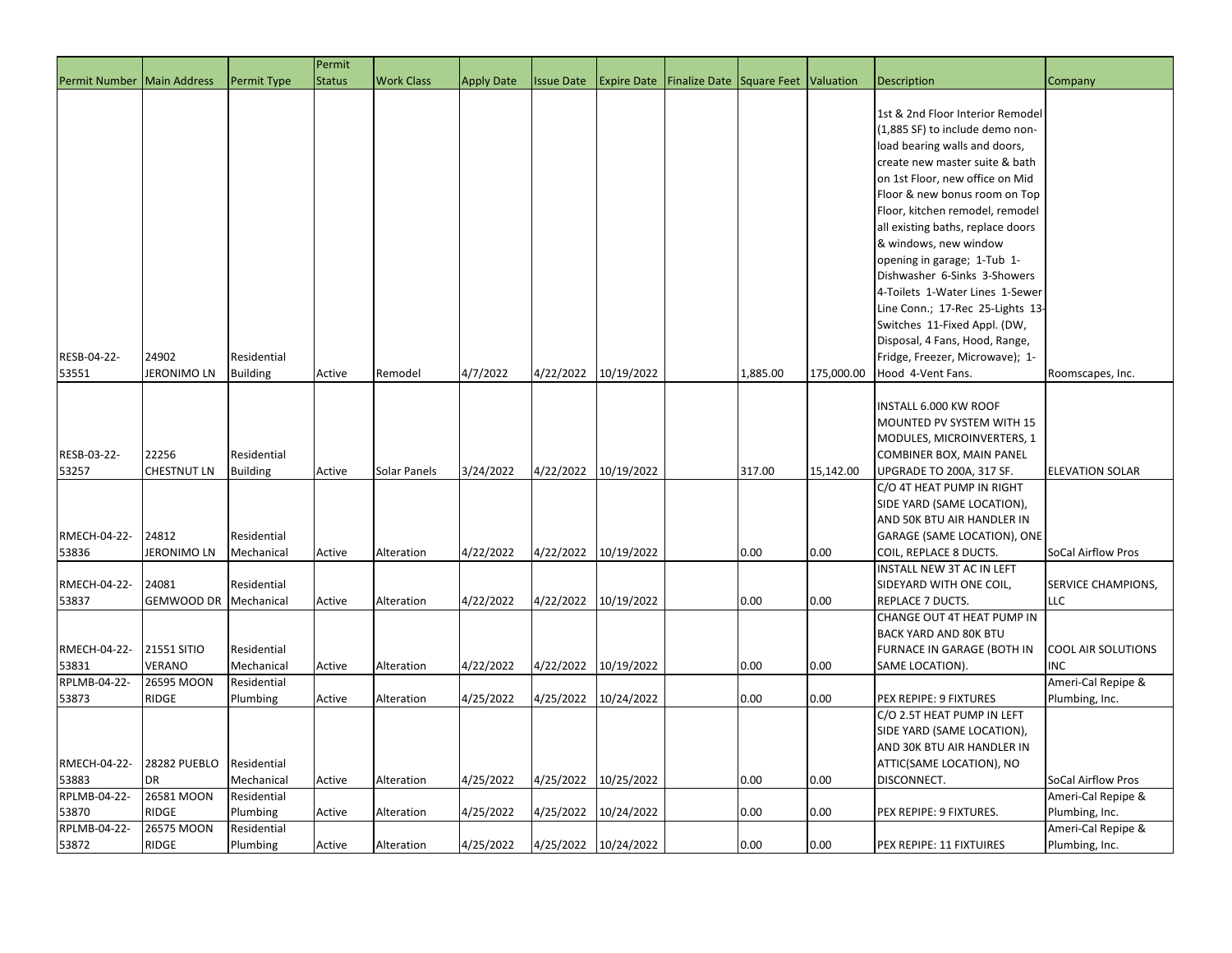| Permit Number | Main Address | Permit Type | Permit Status | Work Class | Apply Date | Issue Date | Expire Date | Finalize Date | Square Feet | Valuation | Description | Company |
|---|---|---|---|---|---|---|---|---|---|---|---|---|
| RESB-04-22-53551 | 24902 JERONIMO LN | Residential Building | Active | Remodel | 4/7/2022 | 4/22/2022 | 10/19/2022 | | 1,885.00 | 175,000.00 | 1st & 2nd Floor Interior Remodel (1,885 SF) to include demo non-load bearing walls and doors, create new master suite & bath on 1st Floor, new office on Mid Floor & new bonus room on Top Floor, kitchen remodel, remodel all existing baths, replace doors & windows, new window opening in garage; 1-Tub 1-Dishwasher 6-Sinks 3-Showers 4-Toilets 1-Water Lines 1-Sewer Line Conn.; 17-Rec 25-Lights 13-Switches 11-Fixed Appl. (DW, Disposal, 4 Fans, Hood, Range, Fridge, Freezer, Microwave); 1-Hood 4-Vent Fans. | Roomscapes, Inc. |
| RESB-03-22-53257 | 22256 CHESTNUT LN | Residential Building | Active | Solar Panels | 3/24/2022 | 4/22/2022 | 10/19/2022 | | 317.00 | 15,142.00 | INSTALL 6.000 KW ROOF MOUNTED PV SYSTEM WITH 15 MODULES, MICROINVERTERS, 1 COMBINER BOX, MAIN PANEL UPGRADE TO 200A, 317 SF. | ELEVATION SOLAR |
| RMECH-04-22-53836 | 24812 JERONIMO LN | Residential Mechanical | Active | Alteration | 4/22/2022 | 4/22/2022 | 10/19/2022 | | 0.00 | 0.00 | C/O 4T HEAT PUMP IN RIGHT SIDE YARD (SAME LOCATION), AND 50K BTU AIR HANDLER IN GARAGE (SAME LOCATION), ONE COIL, REPLACE 8 DUCTS. | SoCal Airflow Pros |
| RMECH-04-22-53837 | 24081 GEMWOOD DR | Residential Mechanical | Active | Alteration | 4/22/2022 | 4/22/2022 | 10/19/2022 | | 0.00 | 0.00 | INSTALL NEW 3T AC IN LEFT SIDEYARD WITH ONE COIL, REPLACE 7 DUCTS. | SERVICE CHAMPIONS, LLC |
| RMECH-04-22-53831 | 21551 SITIO VERANO | Residential Mechanical | Active | Alteration | 4/22/2022 | 4/22/2022 | 10/19/2022 | | 0.00 | 0.00 | CHANGE OUT 4T HEAT PUMP IN BACK YARD AND 80K BTU FURNACE IN GARAGE (BOTH IN SAME LOCATION). | COOL AIR SOLUTIONS INC |
| RPLMB-04-22-53873 | 26595 MOON RIDGE | Residential Plumbing | Active | Alteration | 4/25/2022 | 4/25/2022 | 10/24/2022 | | 0.00 | 0.00 | PEX REPIPE: 9 FIXTURES | Ameri-Cal Repipe & Plumbing, Inc. |
| RMECH-04-22-53883 | 28282 PUEBLO DR | Residential Mechanical | Active | Alteration | 4/25/2022 | 4/25/2022 | 10/25/2022 | | 0.00 | 0.00 | C/O 2.5T HEAT PUMP IN LEFT SIDE YARD (SAME LOCATION), AND 30K BTU AIR HANDLER IN ATTIC(SAME LOCATION), NO DISCONNECT. | SoCal Airflow Pros |
| RPLMB-04-22-53870 | 26581 MOON RIDGE | Residential Plumbing | Active | Alteration | 4/25/2022 | 4/25/2022 | 10/24/2022 | | 0.00 | 0.00 | PEX REPIPE: 9 FIXTURES. | Ameri-Cal Repipe & Plumbing, Inc. |
| RPLMB-04-22-53872 | 26575 MOON RIDGE | Residential Plumbing | Active | Alteration | 4/25/2022 | 4/25/2022 | 10/24/2022 | | 0.00 | 0.00 | PEX REPIPE: 11 FIXTUIRES | Ameri-Cal Repipe & Plumbing, Inc. |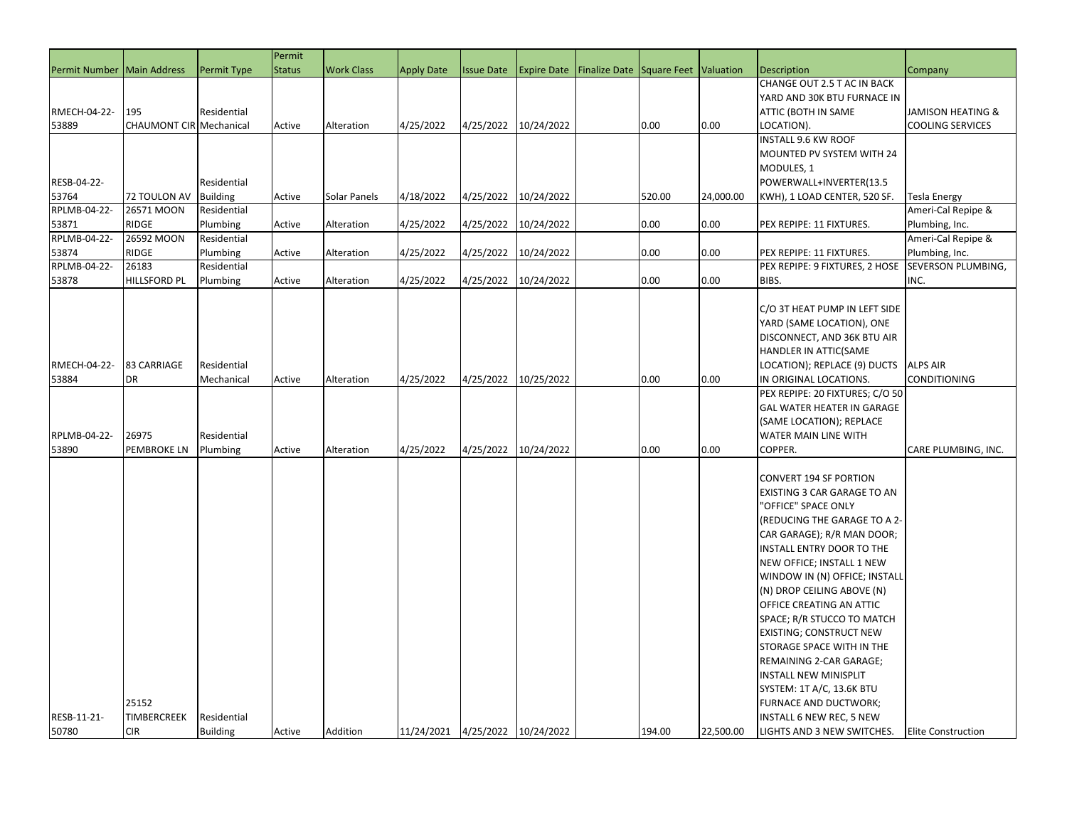| Permit Number | Main Address | Permit Type | Permit Status | Work Class | Apply Date | Issue Date | Expire Date | Finalize Date | Square Feet | Valuation | Description | Company |
|---|---|---|---|---|---|---|---|---|---|---|---|---|
| RMECH-04-22-53889 | 195 CHAUMONT CIR | Residential Mechanical | Active | Alteration | 4/25/2022 | 4/25/2022 | 10/24/2022 | | 0.00 | 0.00 | CHANGE OUT 2.5 T AC IN BACK YARD AND 30K BTU FURNACE IN ATTIC (BOTH IN SAME LOCATION). | JAMISON HEATING & COOLING SERVICES |
| RESB-04-22-53764 | 72 TOULON AV | Residential Building | Active | Solar Panels | 4/18/2022 | 4/25/2022 | 10/24/2022 | | 520.00 | 24,000.00 | INSTALL 9.6 KW ROOF MOUNTED PV SYSTEM WITH 24 MODULES, 1 POWERWALL+INVERTER(13.5 KWH), 1 LOAD CENTER, 520 SF. | Tesla Energy |
| RPLMB-04-22-53871 | 26571 MOON RIDGE | Residential Plumbing | Active | Alteration | 4/25/2022 | 4/25/2022 | 10/24/2022 | | 0.00 | 0.00 | PEX REPIPE: 11 FIXTURES. | Ameri-Cal Repipe & Plumbing, Inc. |
| RPLMB-04-22-53874 | 26592 MOON RIDGE | Residential Plumbing | Active | Alteration | 4/25/2022 | 4/25/2022 | 10/24/2022 | | 0.00 | 0.00 | PEX REPIPE: 11 FIXTURES. | Ameri-Cal Repipe & Plumbing, Inc. |
| RPLMB-04-22-53878 | 26183 HILLSFORD PL | Residential Plumbing | Active | Alteration | 4/25/2022 | 4/25/2022 | 10/24/2022 | | 0.00 | 0.00 | PEX REPIPE: 9 FIXTURES, 2 HOSE BIBS. | SEVERSON PLUMBING, INC. |
| RMECH-04-22-53884 | 83 CARRIAGE DR | Residential Mechanical | Active | Alteration | 4/25/2022 | 4/25/2022 | 10/25/2022 | | 0.00 | 0.00 | C/O 3T HEAT PUMP IN LEFT SIDE YARD (SAME LOCATION), ONE DISCONNECT, AND 36K BTU AIR HANDLER IN ATTIC(SAME LOCATION); REPLACE (9) DUCTS IN ORIGINAL LOCATIONS. | ALPS AIR CONDITIONING |
| RPLMB-04-22-53890 | 26975 PEMBROKE LN | Residential Plumbing | Active | Alteration | 4/25/2022 | 4/25/2022 | 10/24/2022 | | 0.00 | 0.00 | PEX REPIPE: 20 FIXTURES; C/O 50 GAL WATER HEATER IN GARAGE (SAME LOCATION); REPLACE WATER MAIN LINE WITH COPPER. | CARE PLUMBING, INC. |
| RESB-11-21-50780 | 25152 TIMBERCREEK CIR | Residential Building | Active | Addition | 11/24/2021 | 4/25/2022 | 10/24/2022 | | 194.00 | 22,500.00 | CONVERT 194 SF PORTION EXISTING 3 CAR GARAGE TO AN "OFFICE" SPACE ONLY (REDUCING THE GARAGE TO A 2-CAR GARAGE); R/R MAN DOOR; INSTALL ENTRY DOOR TO THE NEW OFFICE; INSTALL 1 NEW WINDOW IN (N) OFFICE; INSTALL (N) DROP CEILING ABOVE (N) OFFICE CREATING AN ATTIC SPACE; R/R STUCCO TO MATCH EXISTING; CONSTRUCT NEW STORAGE SPACE WITH IN THE REMAINING 2-CAR GARAGE; INSTALL NEW MINISPLIT SYSTEM: 1T A/C, 13.6K BTU FURNACE AND DUCTWORK; INSTALL 6 NEW REC, 5 NEW LIGHTS AND 3 NEW SWITCHES. | Elite Construction |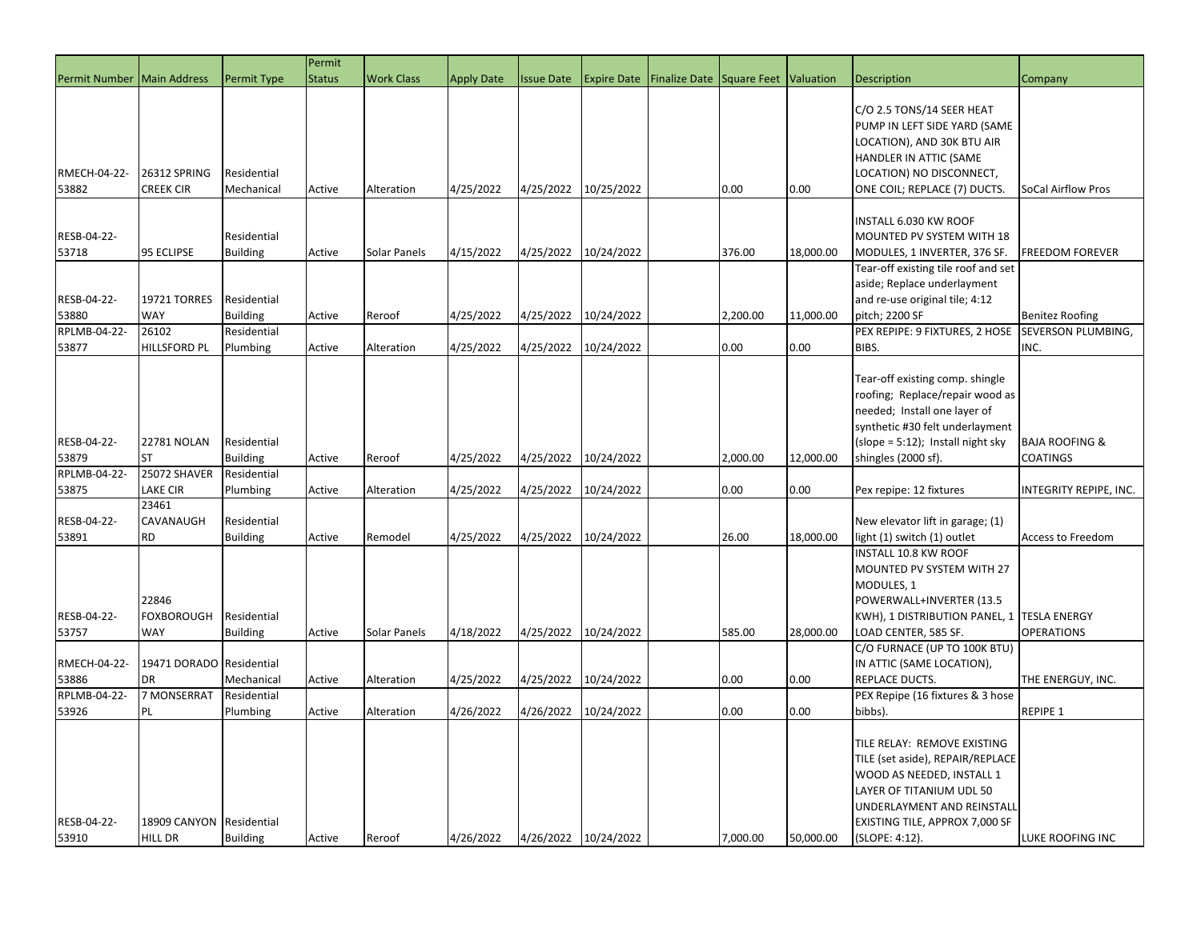| Permit Number | Main Address | Permit Type | Permit Status | Work Class | Apply Date | Issue Date | Expire Date | Finalize Date | Square Feet | Valuation | Description | Company |
|---|---|---|---|---|---|---|---|---|---|---|---|---|
| RMECH-04-22-53882 | 26312 SPRING CREEK CIR | Residential Mechanical | Active | Alteration | 4/25/2022 | 4/25/2022 | 10/25/2022 | | 0.00 | 0.00 | C/O 2.5 TONS/14 SEER HEAT PUMP IN LEFT SIDE YARD (SAME LOCATION), AND 30K BTU AIR HANDLER IN ATTIC (SAME LOCATION) NO DISCONNECT, ONE COIL; REPLACE (7) DUCTS. | SoCal Airflow Pros |
| RESB-04-22-53718 | 95 ECLIPSE | Residential Building | Active | Solar Panels | 4/15/2022 | 4/25/2022 | 10/24/2022 | | 376.00 | 18,000.00 | INSTALL 6.030 KW ROOF MOUNTED PV SYSTEM WITH 18 MODULES, 1 INVERTER, 376 SF. | FREEDOM FOREVER |
| RESB-04-22-53880 | 19721 TORRES WAY | Residential Building | Active | Reroof | 4/25/2022 | 4/25/2022 | 10/24/2022 | | 2,200.00 | 11,000.00 | Tear-off existing tile roof and set aside; Replace underlayment and re-use original tile; 4:12 pitch; 2200 SF | Benitez Roofing |
| RPLMB-04-22-53877 | 26102 HILLSFORD PL | Residential Plumbing | Active | Alteration | 4/25/2022 | 4/25/2022 | 10/24/2022 | | 0.00 | 0.00 | PEX REPIPE: 9 FIXTURES, 2 HOSE BIBS. | SEVERSON PLUMBING, INC. |
| RESB-04-22-53879 | 22781 NOLAN ST | Residential Building | Active | Reroof | 4/25/2022 | 4/25/2022 | 10/24/2022 | | 2,000.00 | 12,000.00 | Tear-off existing comp. shingle roofing; Replace/repair wood as needed; Install one layer of synthetic #30 felt underlayment (slope = 5:12); Install night sky shingles (2000 sf). | BAJA ROOFING & COATINGS |
| RPLMB-04-22-53875 | 25072 SHAVER LAKE CIR | Residential Plumbing | Active | Alteration | 4/25/2022 | 4/25/2022 | 10/24/2022 | | 0.00 | 0.00 | Pex repipe: 12 fixtures | INTEGRITY REPIPE, INC. |
| RESB-04-22-53891 | 23461 CAVANAUGH RD | Residential Building | Active | Remodel | 4/25/2022 | 4/25/2022 | 10/24/2022 | | 26.00 | 18,000.00 | New elevator lift in garage; (1) light (1) switch (1) outlet | Access to Freedom |
| RESB-04-22-53757 | 22846 FOXBOROUGH WAY | Residential Building | Active | Solar Panels | 4/18/2022 | 4/25/2022 | 10/24/2022 | | 585.00 | 28,000.00 | INSTALL 10.8 KW ROOF MOUNTED PV SYSTEM WITH 27 MODULES, 1 POWERWALL+INVERTER (13.5 KWH), 1 DISTRIBUTION PANEL, 1 LOAD CENTER, 585 SF. | TESLA ENERGY OPERATIONS |
| RMECH-04-22-53886 | 19471 DORADO DR | Residential Mechanical | Active | Alteration | 4/25/2022 | 4/25/2022 | 10/24/2022 | | 0.00 | 0.00 | C/O FURNACE (UP TO 100K BTU) IN ATTIC (SAME LOCATION), REPLACE DUCTS. | THE ENERGUY, INC. |
| RPLMB-04-22-53926 | 7 MONSERRAT PL | Residential Plumbing | Active | Alteration | 4/26/2022 | 4/26/2022 | 10/24/2022 | | 0.00 | 0.00 | PEX Repipe (16 fixtures & 3 hose bibbs). | REPIPE 1 |
| RESB-04-22-53910 | 18909 CANYON HILL DR | Residential Building | Active | Reroof | 4/26/2022 | 4/26/2022 | 10/24/2022 | | 7,000.00 | 50,000.00 | TILE RELAY: REMOVE EXISTING TILE (set aside), REPAIR/REPLACE WOOD AS NEEDED, INSTALL 1 LAYER OF TITANIUM UDL 50 UNDERLAYMENT AND REINSTALL EXISTING TILE, APPROX 7,000 SF (SLOPE: 4:12). | LUKE ROOFING INC |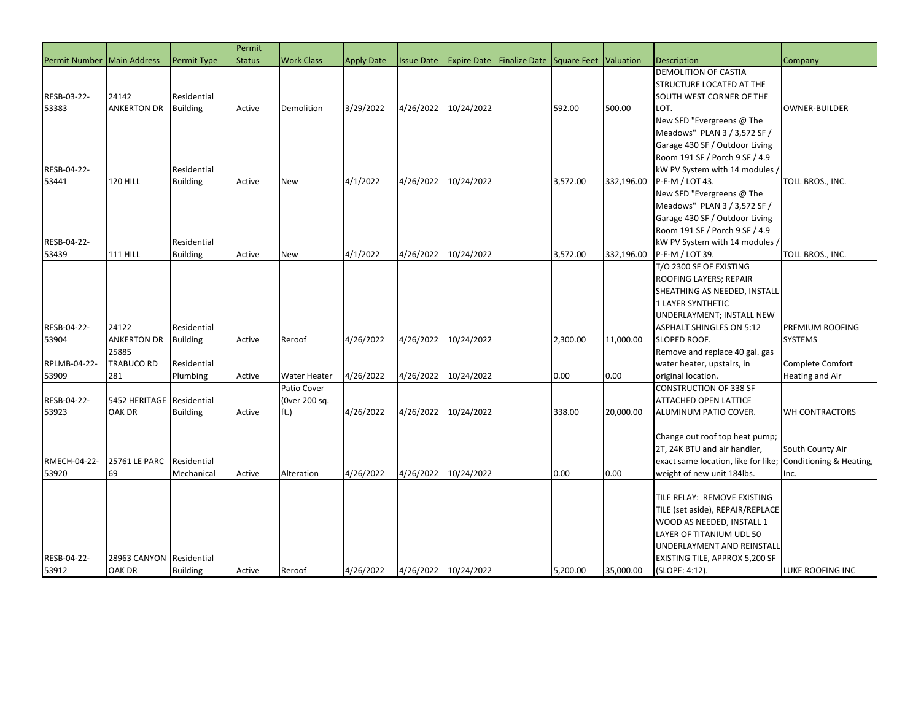| Permit Number | Main Address | Permit Type | Permit Status | Work Class | Apply Date | Issue Date | Expire Date | Finalize Date | Square Feet | Valuation | Description | Company |
|---|---|---|---|---|---|---|---|---|---|---|---|---|
| RESB-03-22-53383 | 24142 ANKERTON DR | Residential Building | Active | Demolition | 3/29/2022 | 4/26/2022 | 10/24/2022 | | 592.00 | 500.00 | DEMOLITION OF CASTIA STRUCTURE LOCATED AT THE SOUTH WEST CORNER OF THE LOT. | OWNER-BUILDER |
| RESB-04-22-53441 | 120 HILL | Residential Building | Active | New | 4/1/2022 | 4/26/2022 | 10/24/2022 | | 3,572.00 | 332,196.00 | New SFD "Evergreens @ The Meadows" PLAN 3 / 3,572 SF / Garage 430 SF / Outdoor Living Room 191 SF / Porch 9 SF / 4.9 kW PV System with 14 modules / P-E-M / LOT 43. | TOLL BROS., INC. |
| RESB-04-22-53439 | 111 HILL | Residential Building | Active | New | 4/1/2022 | 4/26/2022 | 10/24/2022 | | 3,572.00 | 332,196.00 | New SFD "Evergreens @ The Meadows" PLAN 3 / 3,572 SF / Garage 430 SF / Outdoor Living Room 191 SF / Porch 9 SF / 4.9 kW PV System with 14 modules / P-E-M / LOT 39. | TOLL BROS., INC. |
| RESB-04-22-53904 | 24122 ANKERTON DR | Residential Building | Active | Reroof | 4/26/2022 | 4/26/2022 | 10/24/2022 | | 2,300.00 | 11,000.00 | T/O 2300 SF OF EXISTING ROOFING LAYERS; REPAIR SHEATHING AS NEEDED, INSTALL 1 LAYER SYNTHETIC UNDERLAYMENT; INSTALL NEW ASPHALT SHINGLES ON 5:12 SLOPED ROOF. | PREMIUM ROOFING SYSTEMS |
| RPLMB-04-22-53909 | 25885 TRABUCO RD 281 | Residential Plumbing | Active | Water Heater | 4/26/2022 | 4/26/2022 | 10/24/2022 | | 0.00 | 0.00 | Remove and replace 40 gal. gas water heater, upstairs, in original location. | Complete Comfort Heating and Air |
| RESB-04-22-53923 | 5452 HERITAGE OAK DR | Residential Building | Active | Patio Cover (0ver 200 sq. ft.) | 4/26/2022 | 4/26/2022 | 10/24/2022 | | 338.00 | 20,000.00 | CONSTRUCTION OF 338 SF ATTACHED OPEN LATTICE ALUMINUM PATIO COVER. | WH CONTRACTORS |
| RMECH-04-22-53920 | 25761 LE PARC 69 | Residential Mechanical | Active | Alteration | 4/26/2022 | 4/26/2022 | 10/24/2022 | | 0.00 | 0.00 | Change out roof top heat pump; 2T, 24K BTU and air handler, exact same location, like for like; weight of new unit 184lbs. | South County Air Conditioning & Heating, Inc. |
| RESB-04-22-53912 | 28963 CANYON OAK DR | Residential Building | Active | Reroof | 4/26/2022 | 4/26/2022 | 10/24/2022 | | 5,200.00 | 35,000.00 | TILE RELAY: REMOVE EXISTING TILE (set aside), REPAIR/REPLACE WOOD AS NEEDED, INSTALL 1 LAYER OF TITANIUM UDL 50 UNDERLAYMENT AND REINSTALL EXISTING TILE, APPROX 5,200 SF (SLOPE: 4:12). | LUKE ROOFING INC |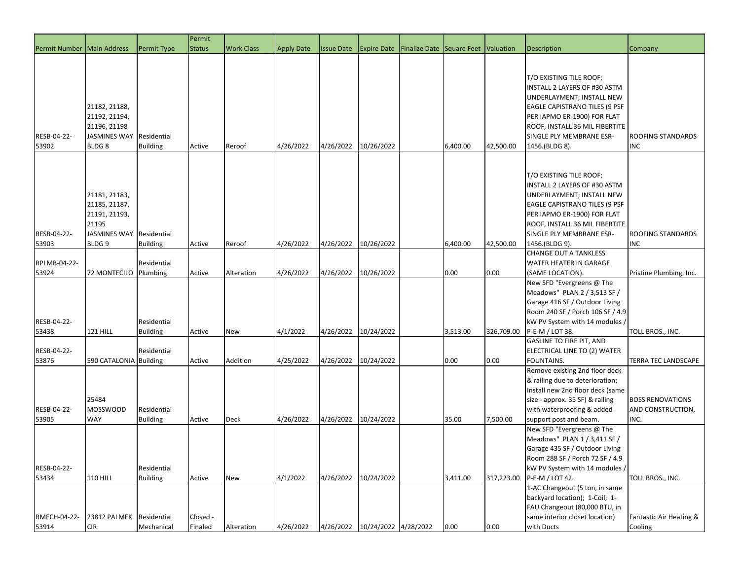| Permit Number | Main Address | Permit Type | Permit Status | Work Class | Apply Date | Issue Date | Expire Date | Finalize Date | Square Feet | Valuation | Description | Company |
|---|---|---|---|---|---|---|---|---|---|---|---|---|
| RESB-04-22-53902 | 21182, 21188, 21192, 21194, 21196, 21198 JASMINES WAY BLDG 8 | Residential Building | Active | Reroof | 4/26/2022 | 4/26/2022 | 10/26/2022 | | 6,400.00 | 42,500.00 | T/O EXISTING TILE ROOF; INSTALL 2 LAYERS OF #30 ASTM UNDERLAYMENT; INSTALL NEW EAGLE CAPISTRANO TILES (9 PSF PER IAPMO ER-1900) FOR FLAT ROOF, INSTALL 36 MIL FIBERTITE SINGLE PLY MEMBRANE ESR-1456.(BLDG 8). | ROOFING STANDARDS INC |
| RESB-04-22-53903 | 21181, 21183, 21185, 21187, 21191, 21193, 21195 JASMINES WAY BLDG 9 | Residential Building | Active | Reroof | 4/26/2022 | 4/26/2022 | 10/26/2022 | | 6,400.00 | 42,500.00 | T/O EXISTING TILE ROOF; INSTALL 2 LAYERS OF #30 ASTM UNDERLAYMENT; INSTALL NEW EAGLE CAPISTRANO TILES (9 PSF PER IAPMO ER-1900) FOR FLAT ROOF, INSTALL 36 MIL FIBERTITE SINGLE PLY MEMBRANE ESR-1456.(BLDG 9). | ROOFING STANDARDS INC |
| RPLMB-04-22-53924 | 72 MONTECILO | Residential Plumbing | Active | Alteration | 4/26/2022 | 4/26/2022 | 10/26/2022 | | 0.00 | 0.00 | CHANGE OUT A TANKLESS WATER HEATER IN GARAGE (SAME LOCATION). | Pristine Plumbing, Inc. |
| RESB-04-22-53438 | 121 HILL | Residential Building | Active | New | 4/1/2022 | 4/26/2022 | 10/24/2022 | | 3,513.00 | 326,709.00 | New SFD "Evergreens @ The Meadows" PLAN 2 / 3,513 SF / Garage 416 SF / Outdoor Living Room 240 SF / Porch 106 SF / 4.9 kW PV System with 14 modules / P-E-M / LOT 38. | TOLL BROS., INC. |
| RESB-04-22-53876 | 590 CATALONIA | Residential Building | Active | Addition | 4/25/2022 | 4/26/2022 | 10/24/2022 | | 0.00 | 0.00 | GASLINE TO FIRE PIT, AND ELECTRICAL LINE TO (2) WATER FOUNTAINS. | TERRA TEC LANDSCAPE |
| RESB-04-22-53905 | 25484 MOSSWOOD WAY | Residential Building | Active | Deck | 4/26/2022 | 4/26/2022 | 10/24/2022 | | 35.00 | 7,500.00 | Remove existing 2nd floor deck & railing due to deterioration; Install new 2nd floor deck (same size - approx. 35 SF) & railing with waterproofing & added support post and beam. | BOSS RENOVATIONS AND CONSTRUCTION, INC. |
| RESB-04-22-53434 | 110 HILL | Residential Building | Active | New | 4/1/2022 | 4/26/2022 | 10/24/2022 | | 3,411.00 | 317,223.00 | New SFD "Evergreens @ The Meadows" PLAN 1 / 3,411 SF / Garage 435 SF / Outdoor Living Room 288 SF / Porch 72 SF / 4.9 kW PV System with 14 modules / P-E-M / LOT 42. | TOLL BROS., INC. |
| RMECH-04-22-53914 | 23812 PALMEK CIR | Residential Mechanical | Closed - Finaled | Alteration | 4/26/2022 | 4/26/2022 | 10/24/2022 | 4/28/2022 | 0.00 | 0.00 | 1-AC Changeout (5 ton, in same backyard location); 1-Coil; 1-FAU Changeout (80,000 BTU, in same interior closet location) with Ducts | Fantastic Air Heating & Cooling |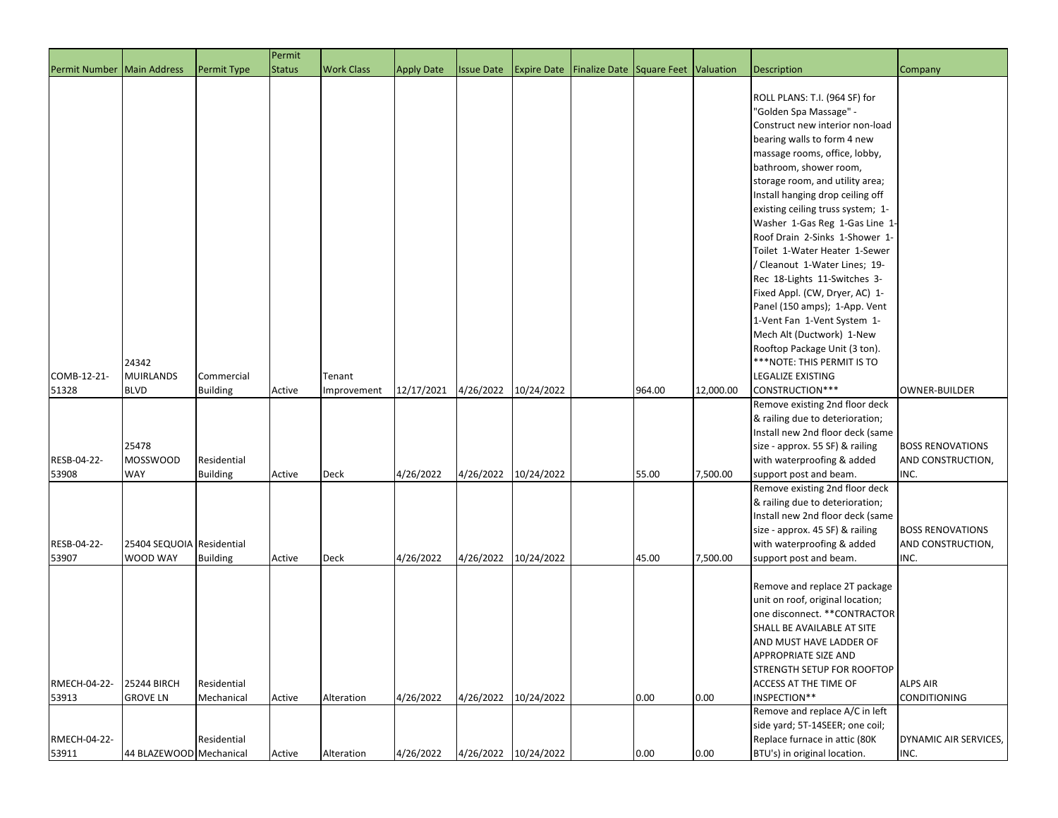| Permit Number | Main Address | Permit Type | Permit Status | Work Class | Apply Date | Issue Date | Expire Date | Finalize Date | Square Feet | Valuation | Description | Company |
|---|---|---|---|---|---|---|---|---|---|---|---|---|
| COMB-12-21-51328 | 24342 MUIRLANDS BLVD | Commercial Building | Active | Tenant Improvement | 12/17/2021 | 4/26/2022 | 10/24/2022 | | 964.00 | 12,000.00 | ROLL PLANS: T.I. (964 SF) for "Golden Spa Massage" - Construct new interior non-load bearing walls to form 4 new massage rooms, office, lobby, bathroom, shower room, storage room, and utility area; Install hanging drop ceiling off existing ceiling truss system; 1-Washer 1-Gas Reg 1-Gas Line 1-Roof Drain 2-Sinks 1-Shower 1-Toilet 1-Water Heater 1-Sewer / Cleanout 1-Water Lines; 19-Rec 18-Lights 11-Switches 3-Fixed Appl. (CW, Dryer, AC) 1-Panel (150 amps); 1-App. Vent 1-Vent Fan 1-Vent System 1-Mech Alt (Ductwork) 1-New Rooftop Package Unit (3 ton). ***NOTE: THIS PERMIT IS TO LEGALIZE EXISTING CONSTRUCTION*** | OWNER-BUILDER |
| RESB-04-22-53908 | 25478 MOSSWOOD WAY | Residential Building | Active | Deck | 4/26/2022 | 4/26/2022 | 10/24/2022 | | 55.00 | 7,500.00 | Remove existing 2nd floor deck & railing due to deterioration; Install new 2nd floor deck (same size - approx. 55 SF) & railing with waterproofing & added support post and beam. | BOSS RENOVATIONS AND CONSTRUCTION, INC. |
| RESB-04-22-53907 | 25404 SEQUOIA WOOD WAY | Residential Building | Active | Deck | 4/26/2022 | 4/26/2022 | 10/24/2022 | | 45.00 | 7,500.00 | Remove existing 2nd floor deck & railing due to deterioration; Install new 2nd floor deck (same size - approx. 45 SF) & railing with waterproofing & added support post and beam. | BOSS RENOVATIONS AND CONSTRUCTION, INC. |
| RMECH-04-22-53913 | 25244 BIRCH GROVE LN | Residential Mechanical | Active | Alteration | 4/26/2022 | 4/26/2022 | 10/24/2022 | | 0.00 | 0.00 | Remove and replace 2T package unit on roof, original location; one disconnect. **CONTRACTOR SHALL BE AVAILABLE AT SITE AND MUST HAVE LADDER OF APPROPRIATE SIZE AND STRENGTH SETUP FOR ROOFTOP ACCESS AT THE TIME OF INSPECTION** | ALPS AIR CONDITIONING |
| RMECH-04-22-53911 | 44 BLAZEWOOD | Residential Mechanical | Active | Alteration | 4/26/2022 | 4/26/2022 | 10/24/2022 | | 0.00 | 0.00 | Remove and replace A/C in left side yard; 5T-14SEER; one coil; Replace furnace in attic (80K BTU's) in original location. | DYNAMIC AIR SERVICES, INC. |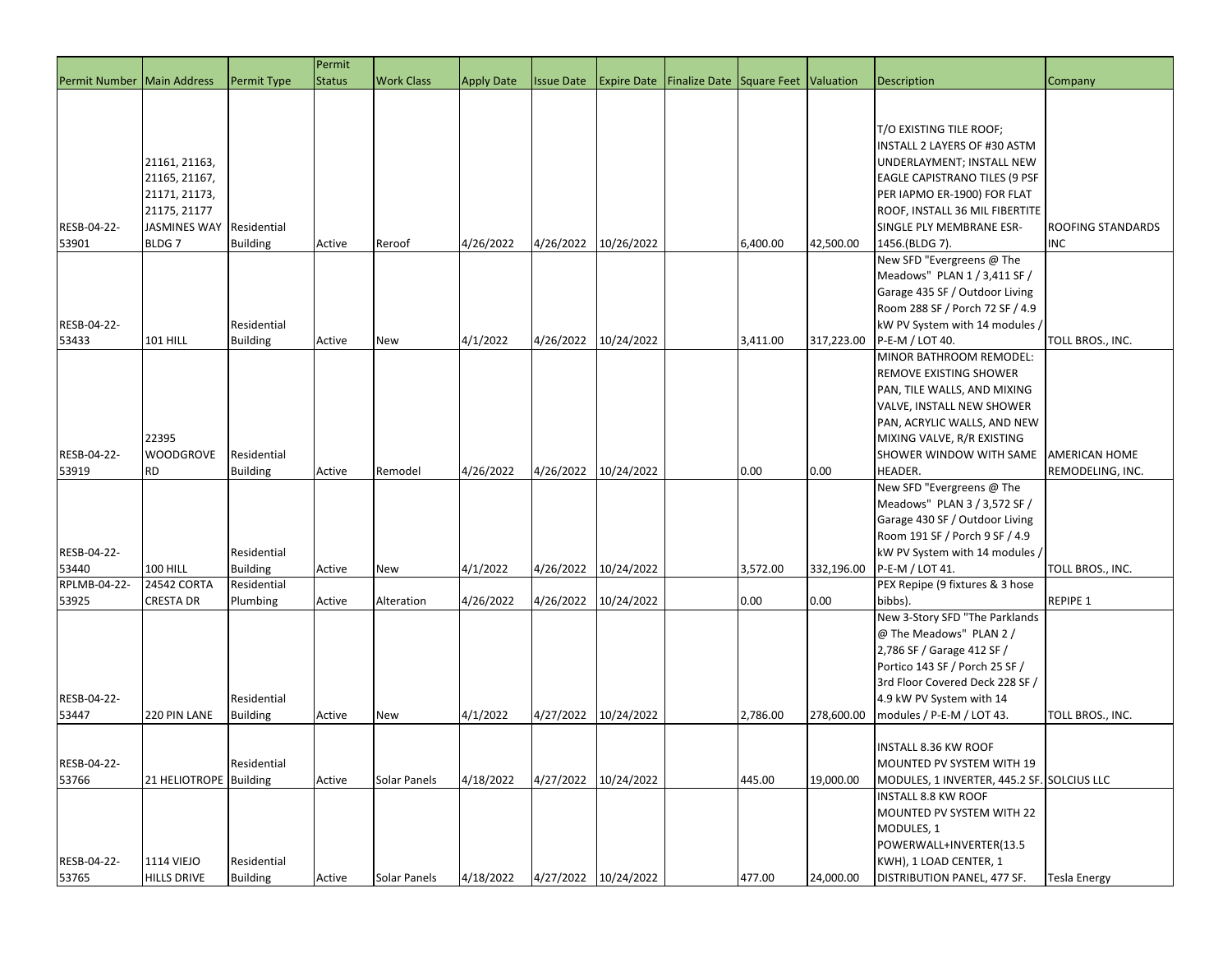| Permit Number | Main Address | Permit Type | Permit Status | Work Class | Apply Date | Issue Date | Expire Date | Finalize Date | Square Feet | Valuation | Description | Company |
|---|---|---|---|---|---|---|---|---|---|---|---|---|
| RESB-04-22-53901 | 21161, 21163, 21165, 21167, 21171, 21173, 21175, 21177 JASMINES WAY BLDG 7 | Residential Building | Active | Reroof | 4/26/2022 | 4/26/2022 | 10/26/2022 | | 6,400.00 | 42,500.00 | T/O EXISTING TILE ROOF; INSTALL 2 LAYERS OF #30 ASTM UNDERLAYMENT; INSTALL NEW EAGLE CAPISTRANO TILES (9 PSF PER IAPMO ER-1900) FOR FLAT ROOF, INSTALL 36 MIL FIBERTITE SINGLE PLY MEMBRANE ESR-1456.(BLDG 7). | ROOFING STANDARDS INC |
| RESB-04-22-53433 | 101 HILL | Residential Building | Active | New | 4/1/2022 | 4/26/2022 | 10/24/2022 | | 3,411.00 | 317,223.00 | New SFD "Evergreens @ The Meadows" PLAN 1 / 3,411 SF / Garage 435 SF / Outdoor Living Room 288 SF / Porch 72 SF / 4.9 kW PV System with 14 modules / P-E-M / LOT 40. | TOLL BROS., INC. |
| RESB-04-22-53919 | 22395 WOODGROVE RD | Residential Building | Active | Remodel | 4/26/2022 | 4/26/2022 | 10/24/2022 | | 0.00 | 0.00 | MINOR BATHROOM REMODEL: REMOVE EXISTING SHOWER PAN, TILE WALLS, AND MIXING VALVE, INSTALL NEW SHOWER PAN, ACRYLIC WALLS, AND NEW MIXING VALVE, R/R EXISTING SHOWER WINDOW WITH SAME HEADER. | AMERICAN HOME REMODELING, INC. |
| RESB-04-22-53440 | 100 HILL | Residential Building | Active | New | 4/1/2022 | 4/26/2022 | 10/24/2022 | | 3,572.00 | 332,196.00 | New SFD "Evergreens @ The Meadows" PLAN 3 / 3,572 SF / Garage 430 SF / Outdoor Living Room 191 SF / Porch 9 SF / 4.9 kW PV System with 14 modules / P-E-M / LOT 41. | TOLL BROS., INC. |
| RPLMB-04-22-53925 | 24542 CORTA CRESTA DR | Residential Plumbing | Active | Alteration | 4/26/2022 | 4/26/2022 | 10/24/2022 | | 0.00 | 0.00 | PEX Repipe (9 fixtures & 3 hose bibbs). | REPIPE 1 |
| RESB-04-22-53447 | 220 PIN LANE | Residential Building | Active | New | 4/1/2022 | 4/27/2022 | 10/24/2022 | | 2,786.00 | 278,600.00 | New 3-Story SFD "The Parklands @ The Meadows" PLAN 2 / 2,786 SF / Garage 412 SF / Portico 143 SF / Porch 25 SF / 3rd Floor Covered Deck 228 SF / 4.9 kW PV System with 14 modules / P-E-M / LOT 43. | TOLL BROS., INC. |
| RESB-04-22-53766 | 21 HELIOTROPE | Residential Building | Active | Solar Panels | 4/18/2022 | 4/27/2022 | 10/24/2022 | | 445.00 | 19,000.00 | INSTALL 8.36 KW ROOF MOUNTED PV SYSTEM WITH 19 MODULES, 1 INVERTER, 445.2 SF. | SOLCIUS LLC |
| RESB-04-22-53765 | 1114 VIEJO HILLS DRIVE | Residential Building | Active | Solar Panels | 4/18/2022 | 4/27/2022 | 10/24/2022 | | 477.00 | 24,000.00 | INSTALL 8.8 KW ROOF MOUNTED PV SYSTEM WITH 22 MODULES, 1 POWERWALL+INVERTER(13.5 KWH), 1 LOAD CENTER, 1 DISTRIBUTION PANEL, 477 SF. | Tesla Energy |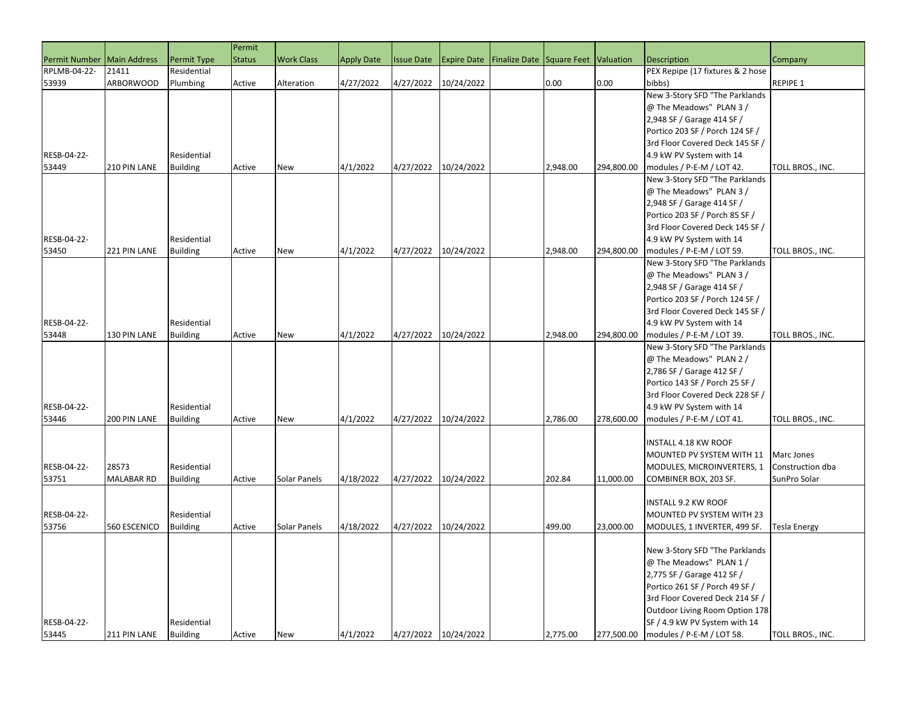| Permit Number | Main Address | Permit Type | Permit Status | Work Class | Apply Date | Issue Date | Expire Date | Finalize Date | Square Feet | Valuation | Description | Company |
|---|---|---|---|---|---|---|---|---|---|---|---|---|
| RPLMB-04-22-53939 | 21411 ARBORWOOD | Residential Plumbing | Active | Alteration | 4/27/2022 | 4/27/2022 | 10/24/2022 | | 0.00 | 0.00 | PEX Repipe (17 fixtures & 2 hose bibbs) | REPIPE 1 |
| RESB-04-22-53449 | 210 PIN LANE | Residential Building | Active | New | 4/1/2022 | 4/27/2022 | 10/24/2022 | | 2,948.00 | 294,800.00 | New 3-Story SFD "The Parklands @ The Meadows" PLAN 3 / 2,948 SF / Garage 414 SF / Portico 203 SF / Porch 124 SF / 3rd Floor Covered Deck 145 SF / 4.9 kW PV System with 14 modules / P-E-M / LOT 42. | TOLL BROS., INC. |
| RESB-04-22-53450 | 221 PIN LANE | Residential Building | Active | New | 4/1/2022 | 4/27/2022 | 10/24/2022 | | 2,948.00 | 294,800.00 | New 3-Story SFD "The Parklands @ The Meadows" PLAN 3 / 2,948 SF / Garage 414 SF / Portico 203 SF / Porch 85 SF / 3rd Floor Covered Deck 145 SF / 4.9 kW PV System with 14 modules / P-E-M / LOT 59. | TOLL BROS., INC. |
| RESB-04-22-53448 | 130 PIN LANE | Residential Building | Active | New | 4/1/2022 | 4/27/2022 | 10/24/2022 | | 2,948.00 | 294,800.00 | New 3-Story SFD "The Parklands @ The Meadows" PLAN 3 / 2,948 SF / Garage 414 SF / Portico 203 SF / Porch 124 SF / 3rd Floor Covered Deck 145 SF / 4.9 kW PV System with 14 modules / P-E-M / LOT 39. | TOLL BROS., INC. |
| RESB-04-22-53446 | 200 PIN LANE | Residential Building | Active | New | 4/1/2022 | 4/27/2022 | 10/24/2022 | | 2,786.00 | 278,600.00 | New 3-Story SFD "The Parklands @ The Meadows" PLAN 2 / 2,786 SF / Garage 412 SF / Portico 143 SF / Porch 25 SF / 3rd Floor Covered Deck 228 SF / 4.9 kW PV System with 14 modules / P-E-M / LOT 41. | TOLL BROS., INC. |
| RESB-04-22-53751 | 28573 MALABAR RD | Residential Building | Active | Solar Panels | 4/18/2022 | 4/27/2022 | 10/24/2022 | | 202.84 | 11,000.00 | INSTALL 4.18 KW ROOF MOUNTED PV SYSTEM WITH 11 MODULES, MICROINVERTERS, 1 COMBINER BOX, 203 SF. | Marc Jones Construction dba SunPro Solar |
| RESB-04-22-53756 | 560 ESCENICO | Residential Building | Active | Solar Panels | 4/18/2022 | 4/27/2022 | 10/24/2022 | | 499.00 | 23,000.00 | INSTALL 9.2 KW ROOF MOUNTED PV SYSTEM WITH 23 MODULES, 1 INVERTER, 499 SF. | Tesla Energy |
| RESB-04-22-53445 | 211 PIN LANE | Residential Building | Active | New | 4/1/2022 | 4/27/2022 | 10/24/2022 | | 2,775.00 | 277,500.00 | New 3-Story SFD "The Parklands @ The Meadows" PLAN 1 / 2,775 SF / Garage 412 SF / Portico 261 SF / Porch 49 SF / 3rd Floor Covered Deck 214 SF / Outdoor Living Room Option 178 SF / 4.9 kW PV System with 14 modules / P-E-M / LOT 58. | TOLL BROS., INC. |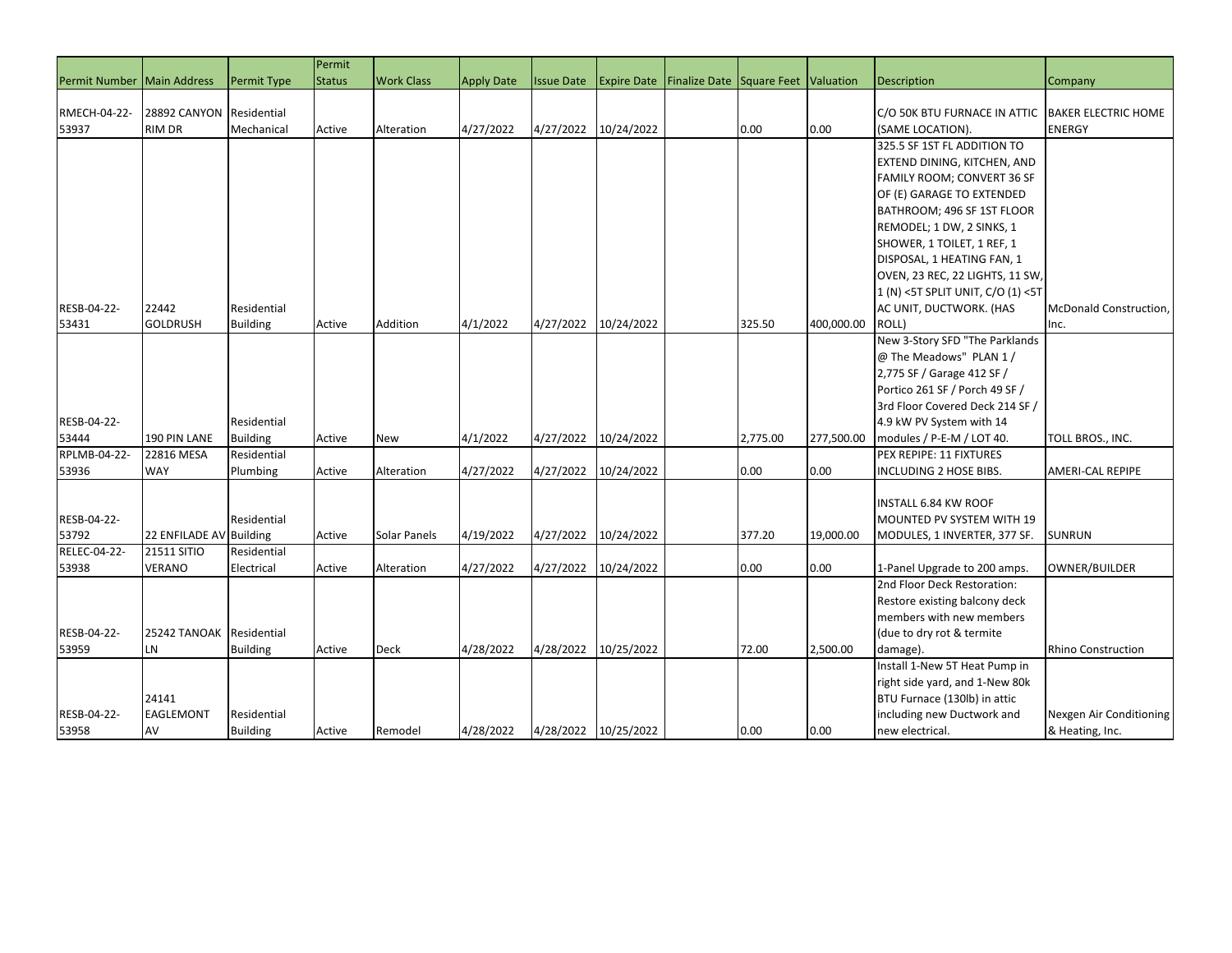| Permit Number | Main Address | Permit Type | Permit Status | Work Class | Apply Date | Issue Date | Expire Date | Finalize Date | Square Feet | Valuation | Description | Company |
|---|---|---|---|---|---|---|---|---|---|---|---|---|
| RMECH-04-22-53937 | 28892 CANYON RIM DR | Residential Mechanical | Active | Alteration | 4/27/2022 | 4/27/2022 | 10/24/2022 | | 0.00 | 0.00 | C/O 50K BTU FURNACE IN ATTIC (SAME LOCATION). | BAKER ELECTRIC HOME ENERGY |
| RESB-04-22-53431 | 22442 GOLDRUSH | Residential Building | Active | Addition | 4/1/2022 | 4/27/2022 | 10/24/2022 | | 325.50 | 400,000.00 | 325.5 SF 1ST FL ADDITION TO EXTEND DINING, KITCHEN, AND FAMILY ROOM; CONVERT 36 SF OF (E) GARAGE TO EXTENDED BATHROOM; 496 SF 1ST FLOOR REMODEL; 1 DW, 2 SINKS, 1 SHOWER, 1 TOILET, 1 REF, 1 DISPOSAL, 1 HEATING FAN, 1 OVEN, 23 REC, 22 LIGHTS, 11 SW, 1 (N) <5T SPLIT UNIT, C/O (1) <5T AC UNIT, DUCTWORK. (HAS ROLL) | McDonald Construction, Inc. |
| RESB-04-22-53444 | 190 PIN LANE | Residential Building | Active | New | 4/1/2022 | 4/27/2022 | 10/24/2022 | | 2,775.00 | 277,500.00 | New 3-Story SFD "The Parklands @ The Meadows" PLAN 1 / 2,775 SF / Garage 412 SF / Portico 261 SF / Porch 49 SF / 3rd Floor Covered Deck 214 SF / 4.9 kW PV System with 14 modules / P-E-M / LOT 40. | TOLL BROS., INC. |
| RPLMB-04-22-53936 | 22816 MESA WAY | Residential Plumbing | Active | Alteration | 4/27/2022 | 4/27/2022 | 10/24/2022 | | 0.00 | 0.00 | PEX REPIPE: 11 FIXTURES INCLUDING 2 HOSE BIBS. | AMERI-CAL REPIPE |
| RESB-04-22-53792 | 22 ENFILADE AV | Residential Building | Active | Solar Panels | 4/19/2022 | 4/27/2022 | 10/24/2022 | | 377.20 | 19,000.00 | INSTALL 6.84 KW ROOF MOUNTED PV SYSTEM WITH 19 MODULES, 1 INVERTER, 377 SF. | SUNRUN |
| RELEC-04-22-53938 | 21511 SITIO VERANO | Residential Electrical | Active | Alteration | 4/27/2022 | 4/27/2022 | 10/24/2022 | | 0.00 | 0.00 | 1-Panel Upgrade to 200 amps. | OWNER/BUILDER |
| RESB-04-22-53959 | 25242 TANOAK LN | Residential Building | Active | Deck | 4/28/2022 | 4/28/2022 | 10/25/2022 | | 72.00 | 2,500.00 | 2nd Floor Deck Restoration: Restore existing balcony deck members with new members (due to dry rot & termite damage). | Rhino Construction |
| RESB-04-22-53958 | 24141 EAGLEMONT AV | Residential Building | Active | Remodel | 4/28/2022 | 4/28/2022 | 10/25/2022 | | 0.00 | 0.00 | Install 1-New 5T Heat Pump in right side yard, and 1-New 80k BTU Furnace (130lb) in attic including new Ductwork and new electrical. | Nexgen Air Conditioning & Heating, Inc. |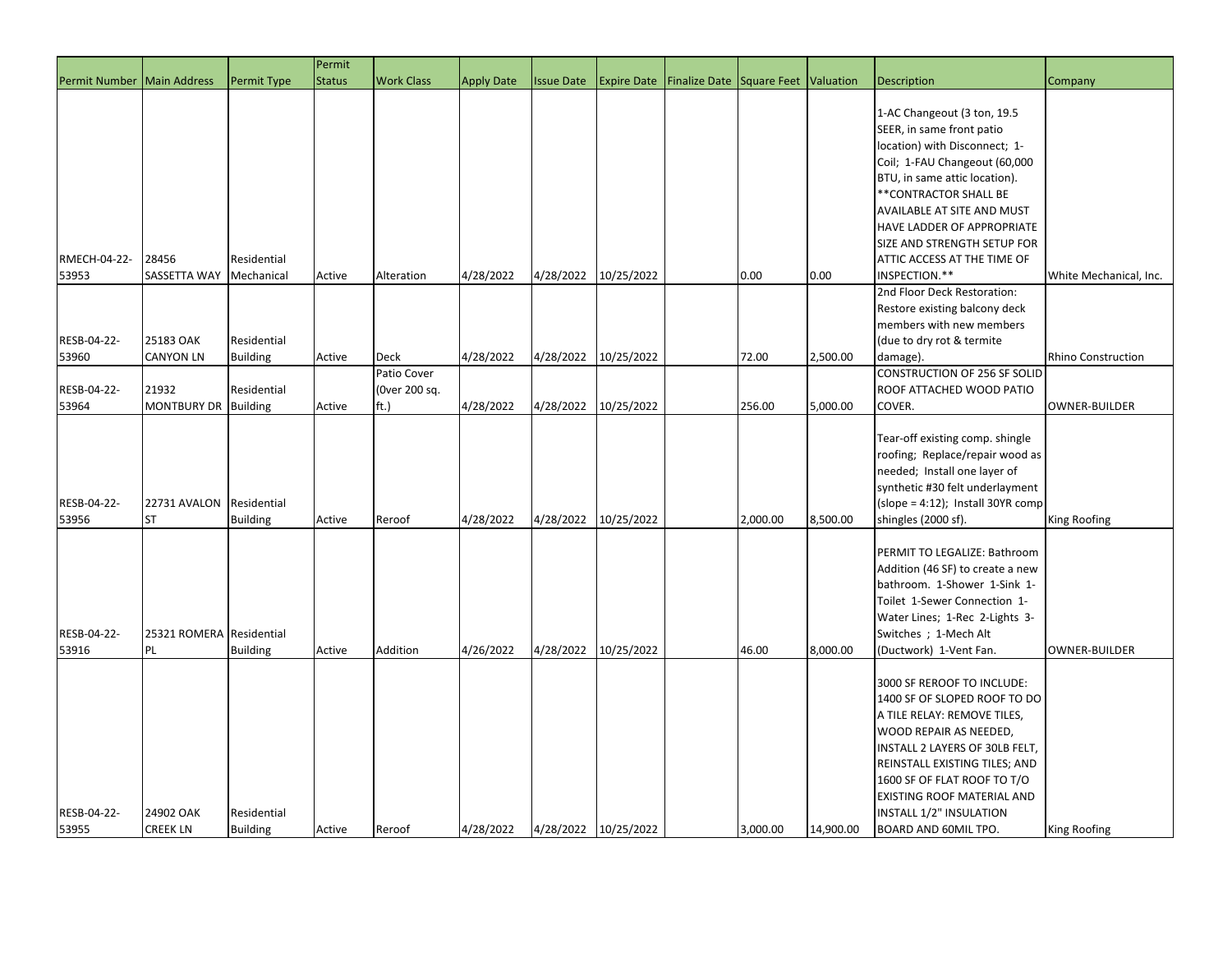| Permit Number | Main Address | Permit Type | Permit Status | Work Class | Apply Date | Issue Date | Expire Date | Finalize Date | Square Feet | Valuation | Description | Company |
|---|---|---|---|---|---|---|---|---|---|---|---|---|
| RMECH-04-22-53953 | 28456 SASSETTA WAY | Residential Mechanical | Active | Alteration | 4/28/2022 | 4/28/2022 | 10/25/2022 | | 0.00 | 0.00 | 1-AC Changeout (3 ton, 19.5 SEER, in same front patio location) with Disconnect; 1-Coil; 1-FAU Changeout (60,000 BTU, in same attic location). **CONTRACTOR SHALL BE AVAILABLE AT SITE AND MUST HAVE LADDER OF APPROPRIATE SIZE AND STRENGTH SETUP FOR ATTIC ACCESS AT THE TIME OF INSPECTION.** | White Mechanical, Inc. |
| RESB-04-22-53960 | 25183 OAK CANYON LN | Residential Building | Active | Deck | 4/28/2022 | 4/28/2022 | 10/25/2022 | | 72.00 | 2,500.00 | 2nd Floor Deck Restoration: Restore existing balcony deck members with new members (due to dry rot & termite damage). | Rhino Construction |
| RESB-04-22-53964 | 21932 MONTBURY DR | Residential Building | Active | Patio Cover (0ver 200 sq. ft.) | 4/28/2022 | 4/28/2022 | 10/25/2022 | | 256.00 | 5,000.00 | CONSTRUCTION OF 256 SF SOLID ROOF ATTACHED WOOD PATIO COVER. | OWNER-BUILDER |
| RESB-04-22-53956 | 22731 AVALON ST | Residential Building | Active | Reroof | 4/28/2022 | 4/28/2022 | 10/25/2022 | | 2,000.00 | 8,500.00 | Tear-off existing comp. shingle roofing; Replace/repair wood as needed; Install one layer of synthetic #30 felt underlayment (slope = 4:12); Install 30YR comp shingles (2000 sf). | King Roofing |
| RESB-04-22-53916 | 25321 ROMERA PL | Residential Building | Active | Addition | 4/26/2022 | 4/28/2022 | 10/25/2022 | | 46.00 | 8,000.00 | PERMIT TO LEGALIZE: Bathroom Addition (46 SF) to create a new bathroom. 1-Shower 1-Sink 1-Toilet 1-Sewer Connection 1-Water Lines; 1-Rec 2-Lights 3-Switches ; 1-Mech Alt (Ductwork) 1-Vent Fan. | OWNER-BUILDER |
| RESB-04-22-53955 | 24902 OAK CREEK LN | Residential Building | Active | Reroof | 4/28/2022 | 4/28/2022 | 10/25/2022 | | 3,000.00 | 14,900.00 | 3000 SF REROOF TO INCLUDE: 1400 SF OF SLOPED ROOF TO DO A TILE RELAY: REMOVE TILES, WOOD REPAIR AS NEEDED, INSTALL 2 LAYERS OF 30LB FELT, REINSTALL EXISTING TILES; AND 1600 SF OF FLAT ROOF TO T/O EXISTING ROOF MATERIAL AND INSTALL 1/2" INSULATION BOARD AND 60MIL TPO. | King Roofing |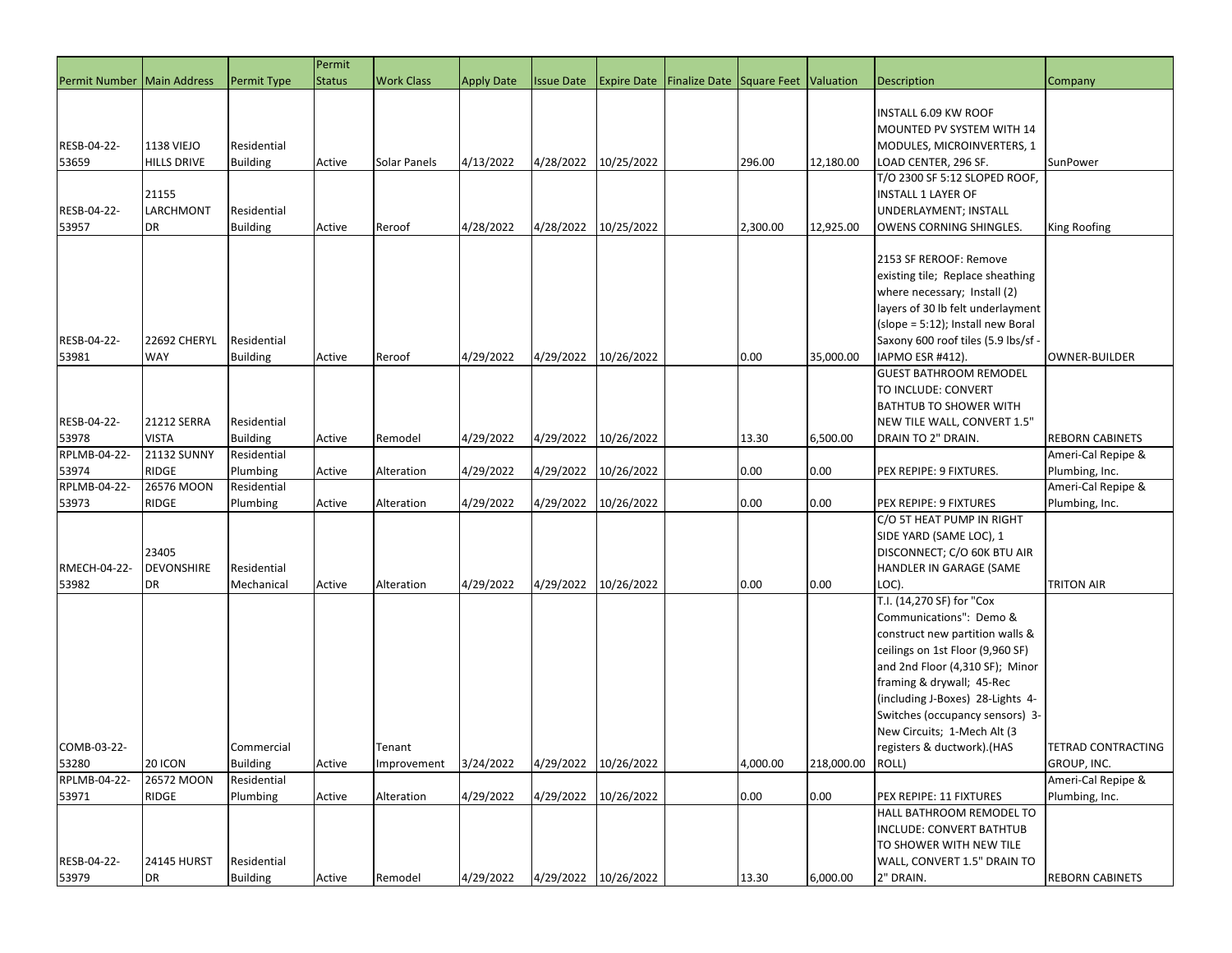| Permit Number | Main Address | Permit Type | Permit Status | Work Class | Apply Date | Issue Date | Expire Date | Finalize Date | Square Feet | Valuation | Description | Company |
|---|---|---|---|---|---|---|---|---|---|---|---|---|
| RESB-04-22-53659 | 1138 VIEJO HILLS DRIVE | Residential Building | Active | Solar Panels | 4/13/2022 | 4/28/2022 | 10/25/2022 | | 296.00 | 12,180.00 | INSTALL 6.09 KW ROOF MOUNTED PV SYSTEM WITH 14 MODULES, MICROINVERTERS, 1 LOAD CENTER, 296 SF. | SunPower |
| RESB-04-22-53957 | 21155 LARCHMONT DR | Residential Building | Active | Reroof | 4/28/2022 | 4/28/2022 | 10/25/2022 | | 2,300.00 | 12,925.00 | T/O 2300 SF 5:12 SLOPED ROOF, INSTALL 1 LAYER OF UNDERLAYMENT; INSTALL OWENS CORNING SHINGLES. | King Roofing |
| RESB-04-22-53981 | 22692 CHERYL WAY | Residential Building | Active | Reroof | 4/29/2022 | 4/29/2022 | 10/26/2022 | | 0.00 | 35,000.00 | 2153 SF REROOF: Remove existing tile; Replace sheathing where necessary; Install (2) layers of 30 lb felt underlayment (slope = 5:12); Install new Boral Saxony 600 roof tiles (5.9 lbs/sf - IAPMO ESR #412). | OWNER-BUILDER |
| RESB-04-22-53978 | 21212 SERRA VISTA | Residential Building | Active | Remodel | 4/29/2022 | 4/29/2022 | 10/26/2022 | | 13.30 | 6,500.00 | GUEST BATHROOM REMODEL TO INCLUDE: CONVERT BATHTUB TO SHOWER WITH NEW TILE WALL, CONVERT 1.5" DRAIN TO 2" DRAIN. | REBORN CABINETS |
| RPLMB-04-22-53974 | 21132 SUNNY RIDGE | Residential Plumbing | Active | Alteration | 4/29/2022 | 4/29/2022 | 10/26/2022 | | 0.00 | 0.00 | PEX REPIPE: 9 FIXTURES. | Ameri-Cal Repipe & Plumbing, Inc. |
| RPLMB-04-22-53973 | 26576 MOON RIDGE | Residential Plumbing | Active | Alteration | 4/29/2022 | 4/29/2022 | 10/26/2022 | | 0.00 | 0.00 | PEX REPIPE: 9 FIXTURES | Ameri-Cal Repipe & Plumbing, Inc. |
| RMECH-04-22-53982 | 23405 DEVONSHIRE DR | Residential Mechanical | Active | Alteration | 4/29/2022 | 4/29/2022 | 10/26/2022 | | 0.00 | 0.00 | C/O 5T HEAT PUMP IN RIGHT SIDE YARD (SAME LOC), 1 DISCONNECT; C/O 60K BTU AIR HANDLER IN GARAGE (SAME LOC). | TRITON AIR |
| COMB-03-22-53280 | 20 ICON | Commercial Building | Active | Tenant Improvement | 3/24/2022 | 4/29/2022 | 10/26/2022 | | 4,000.00 | 218,000.00 | T.I. (14,270 SF) for "Cox Communications": Demo & construct new partition walls & ceilings on 1st Floor (9,960 SF) and 2nd Floor (4,310 SF); Minor framing & drywall; 45-Rec (including J-Boxes) 28-Lights 4-Switches (occupancy sensors) 3-New Circuits; 1-Mech Alt (3 registers & ductwork).(HAS ROLL) | TETRAD CONTRACTING GROUP, INC. |
| RPLMB-04-22-53971 | 26572 MOON RIDGE | Residential Plumbing | Active | Alteration | 4/29/2022 | 4/29/2022 | 10/26/2022 | | 0.00 | 0.00 | PEX REPIPE: 11 FIXTURES | Ameri-Cal Repipe & Plumbing, Inc. |
| RESB-04-22-53979 | 24145 HURST DR | Residential Building | Active | Remodel | 4/29/2022 | 4/29/2022 | 10/26/2022 | | 13.30 | 6,000.00 | HALL BATHROOM REMODEL TO INCLUDE: CONVERT BATHTUB TO SHOWER WITH NEW TILE WALL, CONVERT 1.5" DRAIN TO 2" DRAIN. | REBORN CABINETS |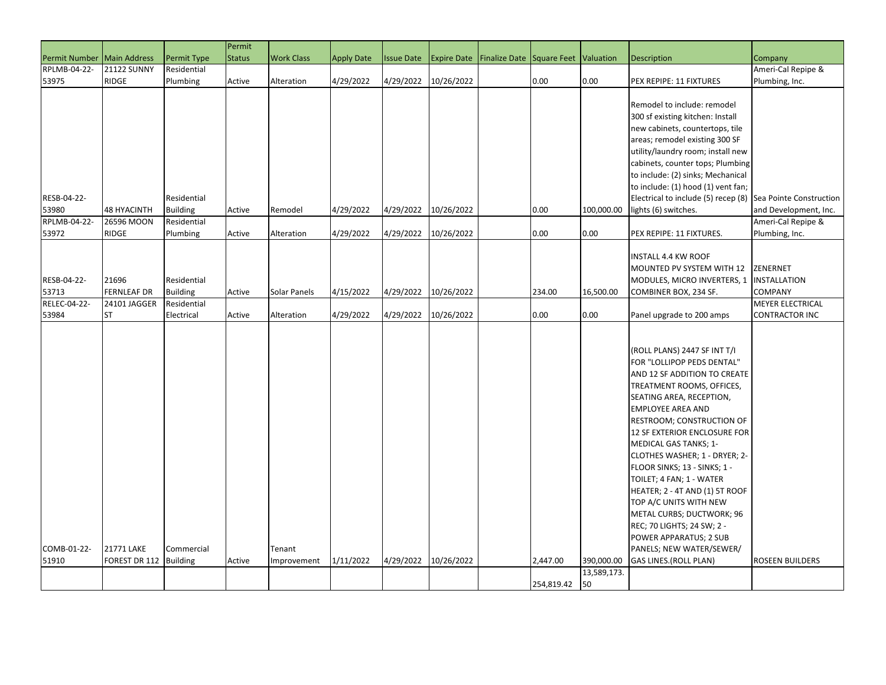| Permit Number | Main Address | Permit Type | Permit Status | Work Class | Apply Date | Issue Date | Expire Date | Finalize Date | Square Feet | Valuation | Description | Company |
|---|---|---|---|---|---|---|---|---|---|---|---|---|
| RPLMB-04-22-53975 | 21122 SUNNY RIDGE | Residential Plumbing | Active | Alteration | 4/29/2022 | 4/29/2022 | 10/26/2022 | | 0.00 | 0.00 | PEX REPIPE: 11 FIXTURES | Ameri-Cal Repipe & Plumbing, Inc. |
| RESB-04-22-53980 | 48 HYACINTH | Residential Building | Active | Remodel | 4/29/2022 | 4/29/2022 | 10/26/2022 | | 0.00 | 100,000.00 | Remodel to include: remodel 300 sf existing kitchen: Install new cabinets, countertops, tile areas; remodel existing 300 SF utility/laundry room; install new cabinets, counter tops; Plumbing to include: (2) sinks; Mechanical to include: (1) hood (1) vent fan; Electrical to include (5) recep (8) lights (6) switches. | Sea Pointe Construction and Development, Inc. |
| RPLMB-04-22-53972 | 26596 MOON RIDGE | Residential Plumbing | Active | Alteration | 4/29/2022 | 4/29/2022 | 10/26/2022 | | 0.00 | 0.00 | PEX REPIPE: 11 FIXTURES. | Ameri-Cal Repipe & Plumbing, Inc. |
| RESB-04-22-53713 | 21696 FERNLEAF DR | Residential Building | Active | Solar Panels | 4/15/2022 | 4/29/2022 | 10/26/2022 | | 234.00 | 16,500.00 | INSTALL 4.4 KW ROOF MOUNTED PV SYSTEM WITH 12 MODULES, MICRO INVERTERS, 1 COMBINER BOX, 234 SF. | ZENERNET INSTALLATION COMPANY |
| RELEC-04-22-53984 | 24101 JAGGER ST | Residential Electrical | Active | Alteration | 4/29/2022 | 4/29/2022 | 10/26/2022 | | 0.00 | 0.00 | Panel upgrade to 200 amps | MEYER ELECTRICAL CONTRACTOR INC |
| COMB-01-22-51910 | 21771 LAKE FOREST DR 112 | Commercial Building | Active | Tenant Improvement | 1/11/2022 | 4/29/2022 | 10/26/2022 | | 2,447.00 | 390,000.00 | (ROLL PLANS) 2447 SF INT T/I FOR "LOLLIPOP PEDS DENTAL" AND 12 SF ADDITION TO CREATE TREATMENT ROOMS, OFFICES, SEATING AREA, RECEPTION, EMPLOYEE AREA AND RESTROOM; CONSTRUCTION OF 12 SF EXTERIOR ENCLOSURE FOR MEDICAL GAS TANKS; 1-CLOTHES WASHER; 1 - DRYER; 2-FLOOR SINKS; 13 - SINKS; 1 - TOILET; 4 FAN; 1 - WATER HEATER; 2 - 4T AND (1) 5T ROOF TOP A/C UNITS WITH NEW METAL CURBS; DUCTWORK; 96 REC; 70 LIGHTS; 24 SW; 2 - POWER APPARATUS; 2 SUB PANELS; NEW WATER/SEWER/ GAS LINES.(ROLL PLAN) | ROSEEN BUILDERS |
| | | | | | | | | | 254,819.42 | 13,589,173.50 | | |